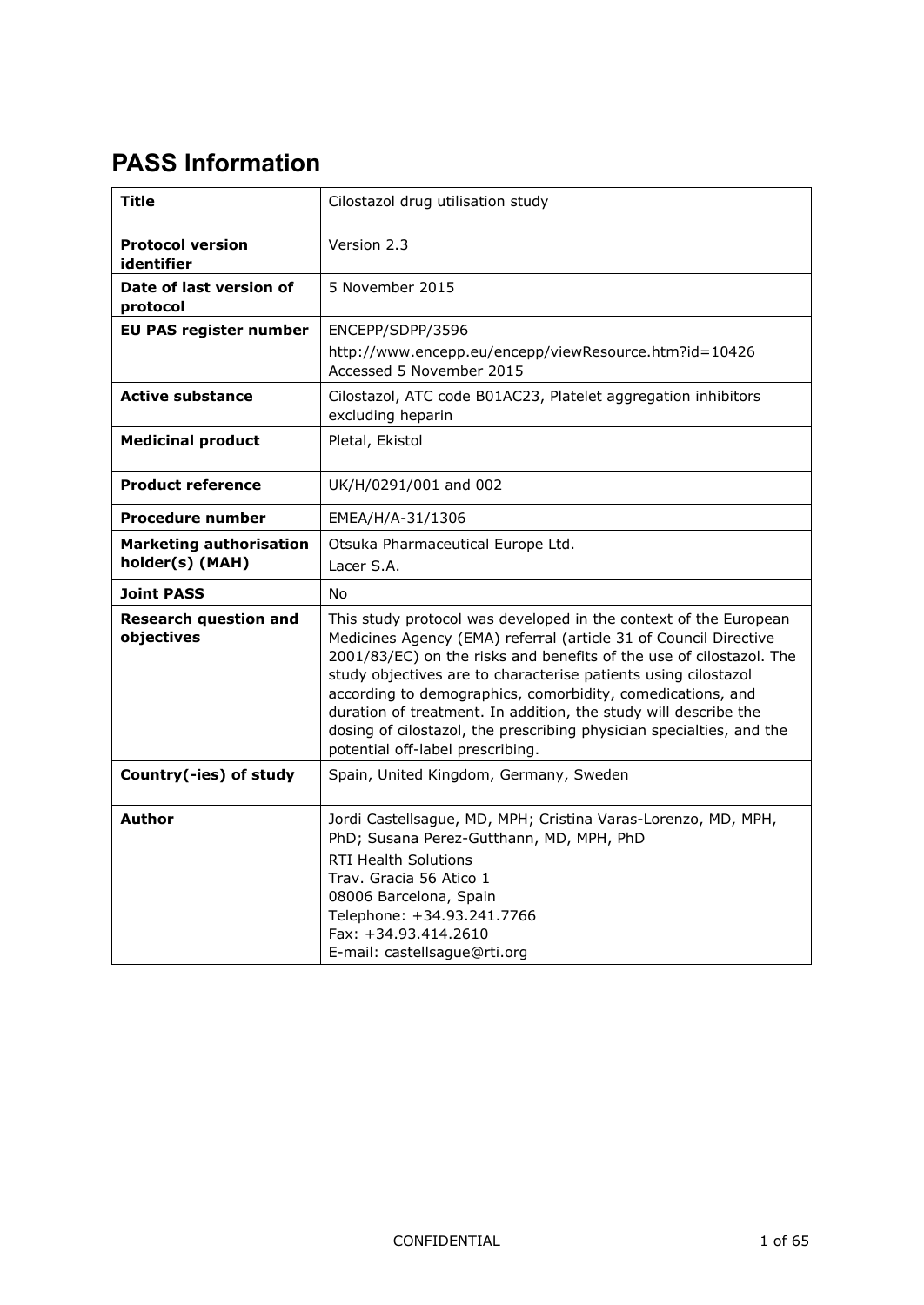# PASS Information

| | |
|---|---|
| **Title** | Cilostazol drug utilisation study |
| **Protocol version identifier** | Version 2.3 |
| **Date of last version of protocol** | 5 November 2015 |
| **EU PAS register number** | ENCEPP/SDPP/3596<br>http://www.encepp.eu/encepp/viewResource.htm?id=10426 Accessed 5 November 2015 |
| **Active substance** | Cilostazol, ATC code B01AC23, Platelet aggregation inhibitors excluding heparin |
| **Medicinal product** | Pletal, Ekistol |
| **Product reference** | UK/H/0291/001 and 002 |
| **Procedure number** | EMEA/H/A-31/1306 |
| **Marketing authorisation holder(s) (MAH)** | Otsuka Pharmaceutical Europe Ltd.<br>Lacer S.A. |
| **Joint PASS** | No |
| **Research question and objectives** | This study protocol was developed in the context of the European Medicines Agency (EMA) referral (article 31 of Council Directive 2001/83/EC) on the risks and benefits of the use of cilostazol. The study objectives are to characterise patients using cilostazol according to demographics, comorbidity, comedications, and duration of treatment. In addition, the study will describe the dosing of cilostazol, the prescribing physician specialties, and the potential off-label prescribing. |
| **Country(-ies) of study** | Spain, United Kingdom, Germany, Sweden |
| **Author** | Jordi Castellsague, MD, MPH; Cristina Varas-Lorenzo, MD, MPH, PhD; Susana Perez-Gutthann, MD, MPH, PhD<br>RTI Health Solutions<br>Trav. Gracia 56 Atico 1<br>08006 Barcelona, Spain<br>Telephone: +34.93.241.7766<br>Fax: +34.93.414.2610<br>E-mail: castellsague@rti.org |

CONFIDENTIAL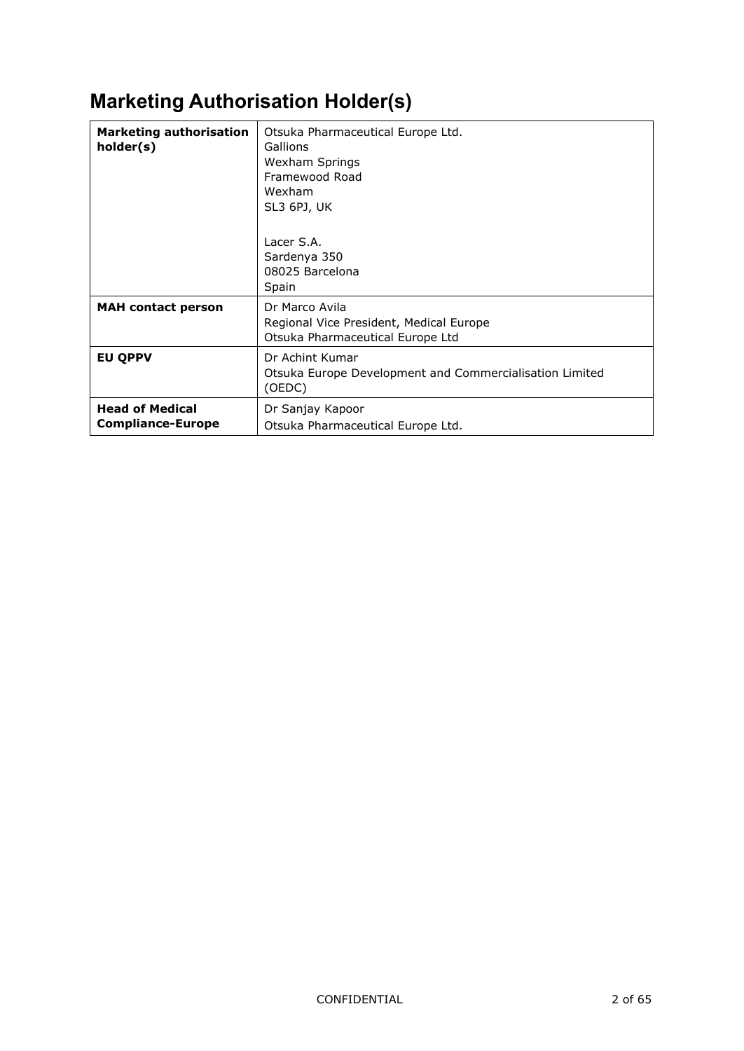# Marketing Authorisation Holder(s)

| **Marketing authorisation holder(s)** | Otsuka Pharmaceutical Europe Ltd.<br>Gallions<br>Wexham Springs<br>Framewood Road<br>Wexham<br>SL3 6PJ, UK<br><br>Lacer S.A.<br>Sardenya 350<br>08025 Barcelona<br>Spain |
|---|---|
| **MAH contact person** | Dr Marco Avila<br>Regional Vice President, Medical Europe<br>Otsuka Pharmaceutical Europe Ltd |
| **EU QPPV** | Dr Achint Kumar<br>Otsuka Europe Development and Commercialisation Limited (OEDC) |
| **Head of Medical Compliance-Europe** | Dr Sanjay Kapoor<br>Otsuka Pharmaceutical Europe Ltd. |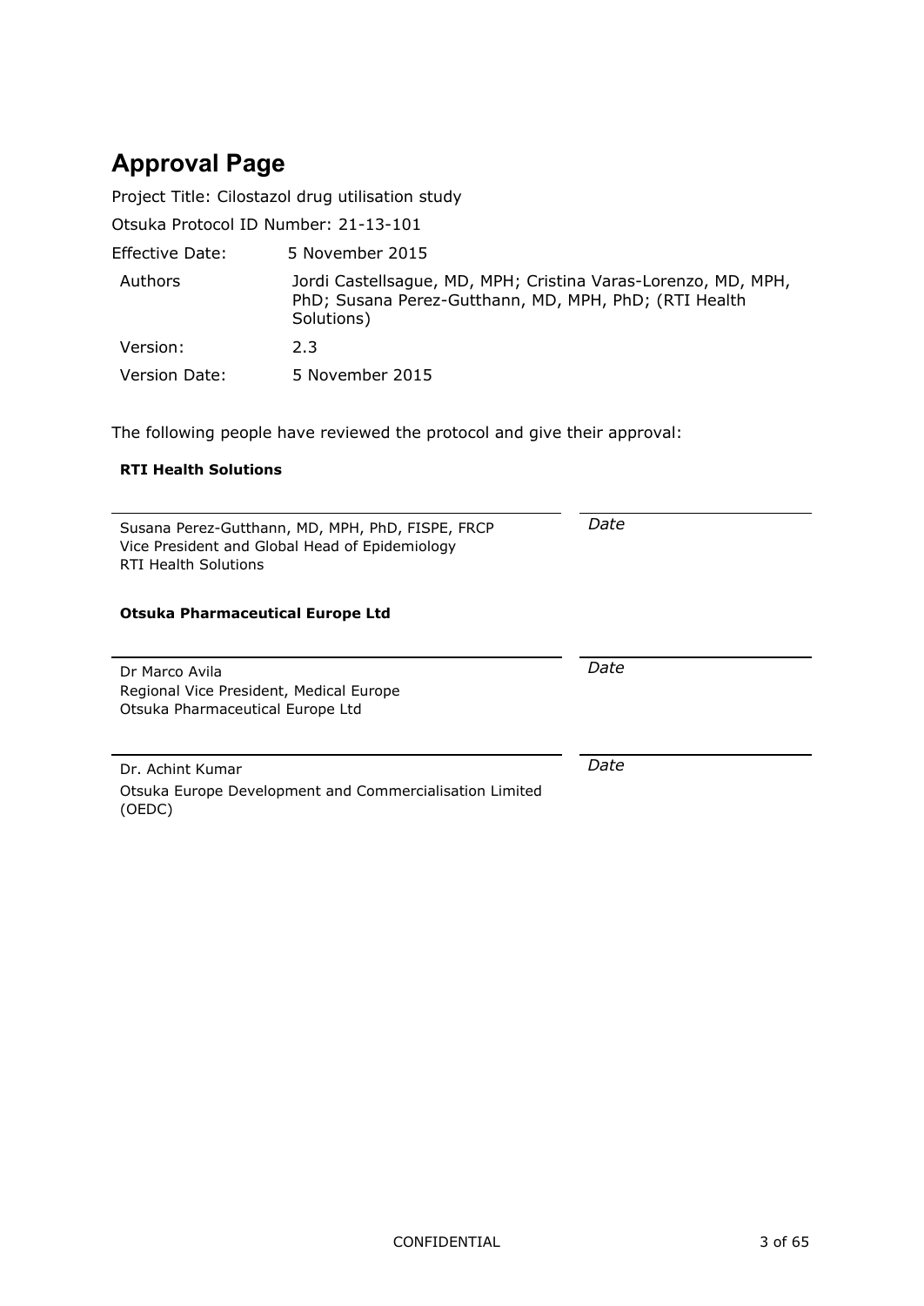# Approval Page

Project Title: Cilostazol drug utilisation study

Otsuka Protocol ID Number: 21-13-101

| | |
|---|---|
| Effective Date: | 5 November 2015 |
| Authors | Jordi Castellsague, MD, MPH; Cristina Varas-Lorenzo, MD, MPH, PhD; Susana Perez-Gutthann, MD, MPH, PhD; (RTI Health Solutions) |
| Version: | 2.3 |
| Version Date: | 5 November 2015 |

The following people have reviewed the protocol and give their approval:

**RTI Health Solutions**

| | |
|---|---|
| Susana Perez-Gutthann, MD, MPH, PhD, FISPE, FRCP<br>Vice President and Global Head of Epidemiology<br>RTI Health Solutions | *Date* |

**Otsuka Pharmaceutical Europe Ltd**

| | |
|---|---|
| Dr Marco Avila<br>Regional Vice President, Medical Europe<br>Otsuka Pharmaceutical Europe Ltd | *Date* |
| Dr. Achint Kumar<br>Otsuka Europe Development and Commercialisation Limited (OEDC) | *Date* |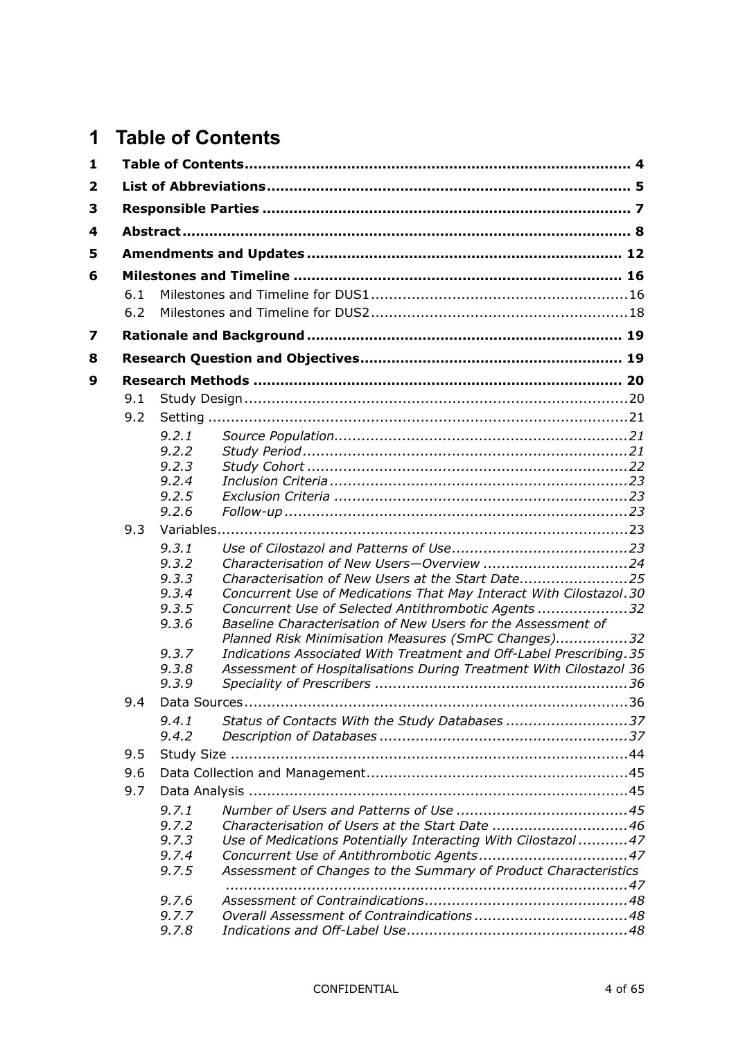# 1 Table of Contents

**1 Table of Contents ........................................................................ 4**

**2 List of Abbreviations ................................................................... 5**

**3 Responsible Parties ..................................................................... 7**

**4 Abstract ...................................................................................... 8**

**5 Amendments and Updates ........................................................ 12**

**6 Milestones and Timeline ............................................................ 16**

- 6.1 Milestones and Timeline for DUS1 ......................................................... 16
- 6.2 Milestones and Timeline for DUS2 ......................................................... 18

**7 Rationale and Background ......................................................... 19**

**8 Research Question and Objectives ............................................ 19**

**9 Research Methods .................................................................... 20**

- 9.1 Study Design ..................................................................................... 20
- 9.2 Setting ............................................................................................. 21
  - *9.2.1 Source Population ................................................................. 21*
  - *9.2.2 Study Period ........................................................................ 21*
  - *9.2.3 Study Cohort ....................................................................... 22*
  - *9.2.4 Inclusion Criteria .................................................................. 23*
  - *9.2.5 Exclusion Criteria ................................................................. 23*
  - *9.2.6 Follow-up ............................................................................ 23*
- 9.3 Variables ........................................................................................... 23
  - *9.3.1 Use of Cilostazol and Patterns of Use ....................................... 23*
  - *9.3.2 Characterisation of New Users—Overview ................................. 24*
  - *9.3.3 Characterisation of New Users at the Start Date ......................... 25*
  - *9.3.4 Concurrent Use of Medications That May Interact With Cilostazol . 30*
  - *9.3.5 Concurrent Use of Selected Antithrombotic Agents ..................... 32*
  - *9.3.6 Baseline Characterisation of New Users for the Assessment of Planned Risk Minimisation Measures (SmPC Changes) ................. 32*
  - *9.3.7 Indications Associated With Treatment and Off-Label Prescribing . 35*
  - *9.3.8 Assessment of Hospitalisations During Treatment With Cilostazol 36*
  - *9.3.9 Speciality of Prescribers ........................................................ 36*
- 9.4 Data Sources ..................................................................................... 36
  - *9.4.1 Status of Contacts With the Study Databases ............................ 37*
  - *9.4.2 Description of Databases ....................................................... 37*
- 9.5 Study Size ........................................................................................ 44
- 9.6 Data Collection and Management .......................................................... 45
- 9.7 Data Analysis .................................................................................... 45
  - *9.7.1 Number of Users and Patterns of Use ....................................... 45*
  - *9.7.2 Characterisation of Users at the Start Date ............................... 46*
  - *9.7.3 Use of Medications Potentially Interacting With Cilostazol ........... 47*
  - *9.7.4 Concurrent Use of Antithrombotic Agents .................................. 47*
  - *9.7.5 Assessment of Changes to the Summary of Product Characteristics ......................................................................................... 47*
  - *9.7.6 Assessment of Contraindications ............................................. 48*
  - *9.7.7 Overall Assessment of Contraindications ................................... 48*
  - *9.7.8 Indications and Off-Label Use ................................................. 48*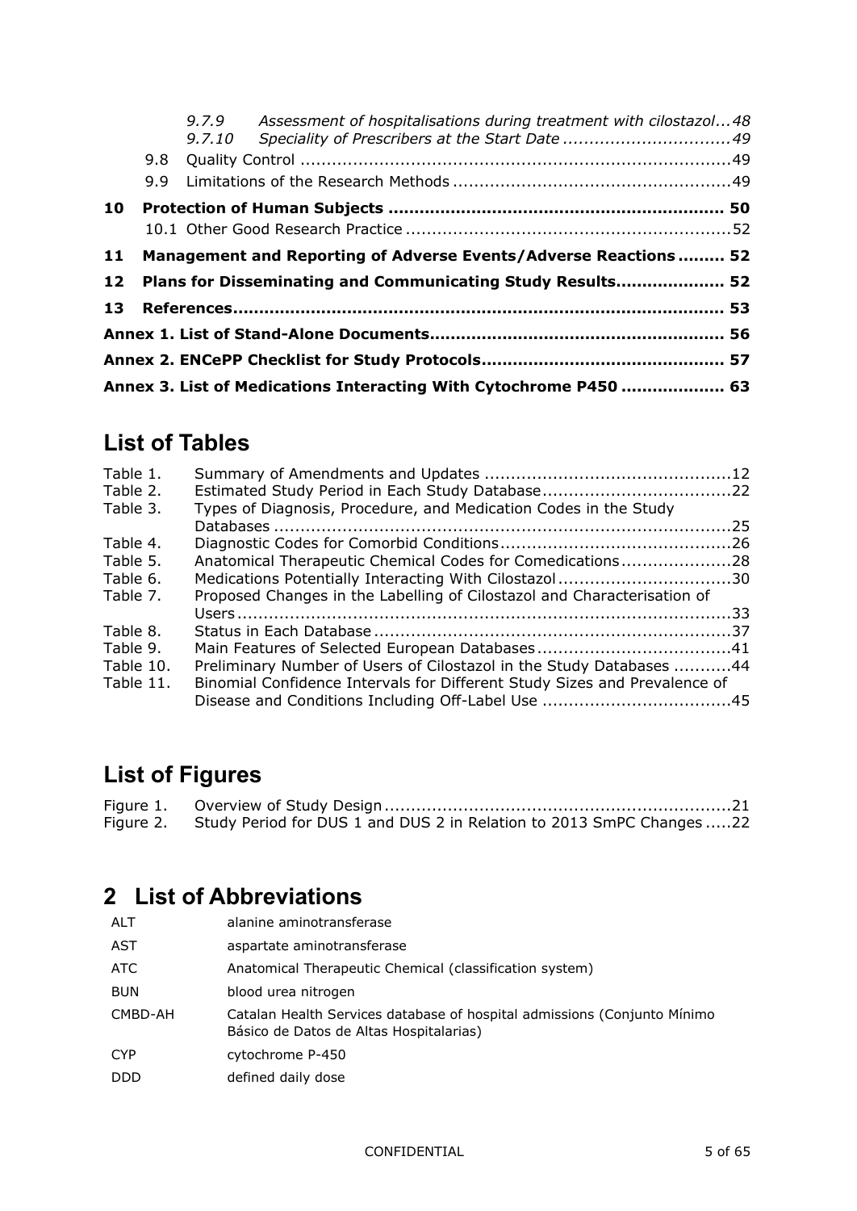9.7.9 *Assessment of hospitalisations during treatment with cilostazol ... 48*
9.7.10 *Speciality of Prescribers at the Start Date ... 49*

9.8 Quality Control ... 49

9.9 Limitations of the Research Methods ... 49

**10 Protection of Human Subjects ... 50**

10.1 Other Good Research Practice ... 52

**11 Management and Reporting of Adverse Events/Adverse Reactions ... 52**

**12 Plans for Disseminating and Communicating Study Results ... 52**

**13 References ... 53**

**Annex 1. List of Stand-Alone Documents ... 56**

**Annex 2. ENCePP Checklist for Study Protocols ... 57**

**Annex 3. List of Medications Interacting With Cytochrome P450 ... 63**

## List of Tables

Table 1. Summary of Amendments and Updates ... 12
Table 2. Estimated Study Period in Each Study Database ... 22
Table 3. Types of Diagnosis, Procedure, and Medication Codes in the Study Databases ... 25
Table 4. Diagnostic Codes for Comorbid Conditions ... 26
Table 5. Anatomical Therapeutic Chemical Codes for Comedications ... 28
Table 6. Medications Potentially Interacting With Cilostazol ... 30
Table 7. Proposed Changes in the Labelling of Cilostazol and Characterisation of Users ... 33
Table 8. Status in Each Database ... 37
Table 9. Main Features of Selected European Databases ... 41
Table 10. Preliminary Number of Users of Cilostazol in the Study Databases ... 44
Table 11. Binomial Confidence Intervals for Different Study Sizes and Prevalence of Disease and Conditions Including Off-Label Use ... 45

## List of Figures

Figure 1. Overview of Study Design ... 21
Figure 2. Study Period for DUS 1 and DUS 2 in Relation to 2013 SmPC Changes ... 22

# 2 List of Abbreviations

| | |
|---|---|
| ALT | alanine aminotransferase |
| AST | aspartate aminotransferase |
| ATC | Anatomical Therapeutic Chemical (classification system) |
| BUN | blood urea nitrogen |
| CMBD-AH | Catalan Health Services database of hospital admissions (Conjunto Mínimo Básico de Datos de Altas Hospitalarias) |
| CYP | cytochrome P-450 |
| DDD | defined daily dose |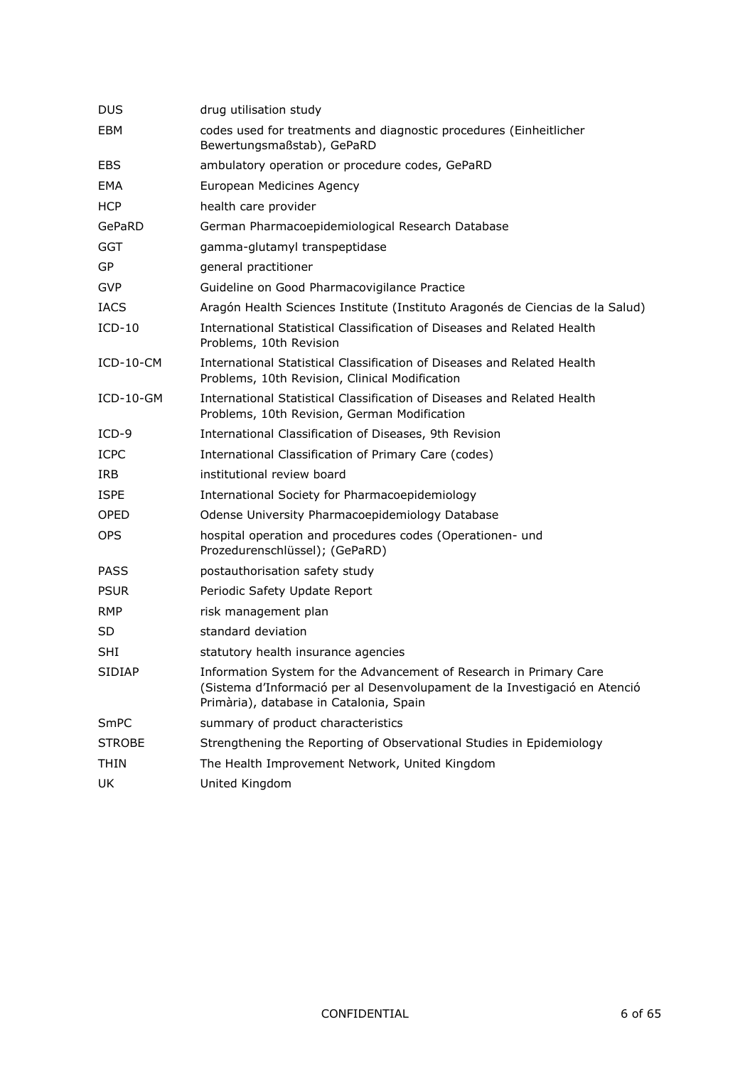| | |
|---|---|
| DUS | drug utilisation study |
| EBM | codes used for treatments and diagnostic procedures (Einheitlicher Bewertungsmaßstab), GePaRD |
| EBS | ambulatory operation or procedure codes, GePaRD |
| EMA | European Medicines Agency |
| HCP | health care provider |
| GePaRD | German Pharmacoepidemiological Research Database |
| GGT | gamma-glutamyl transpeptidase |
| GP | general practitioner |
| GVP | Guideline on Good Pharmacovigilance Practice |
| IACS | Aragón Health Sciences Institute (Instituto Aragonés de Ciencias de la Salud) |
| ICD-10 | International Statistical Classification of Diseases and Related Health Problems, 10th Revision |
| ICD-10-CM | International Statistical Classification of Diseases and Related Health Problems, 10th Revision, Clinical Modification |
| ICD-10-GM | International Statistical Classification of Diseases and Related Health Problems, 10th Revision, German Modification |
| ICD-9 | International Classification of Diseases, 9th Revision |
| ICPC | International Classification of Primary Care (codes) |
| IRB | institutional review board |
| ISPE | International Society for Pharmacoepidemiology |
| OPED | Odense University Pharmacoepidemiology Database |
| OPS | hospital operation and procedures codes (Operationen- und Prozedurenschlüssel); (GePaRD) |
| PASS | postauthorisation safety study |
| PSUR | Periodic Safety Update Report |
| RMP | risk management plan |
| SD | standard deviation |
| SHI | statutory health insurance agencies |
| SIDIAP | Information System for the Advancement of Research in Primary Care (Sistema d'Informació per al Desenvolupament de la Investigació en Atenció Primària), database in Catalonia, Spain |
| SmPC | summary of product characteristics |
| STROBE | Strengthening the Reporting of Observational Studies in Epidemiology |
| THIN | The Health Improvement Network, United Kingdom |
| UK | United Kingdom |

CONFIDENTIAL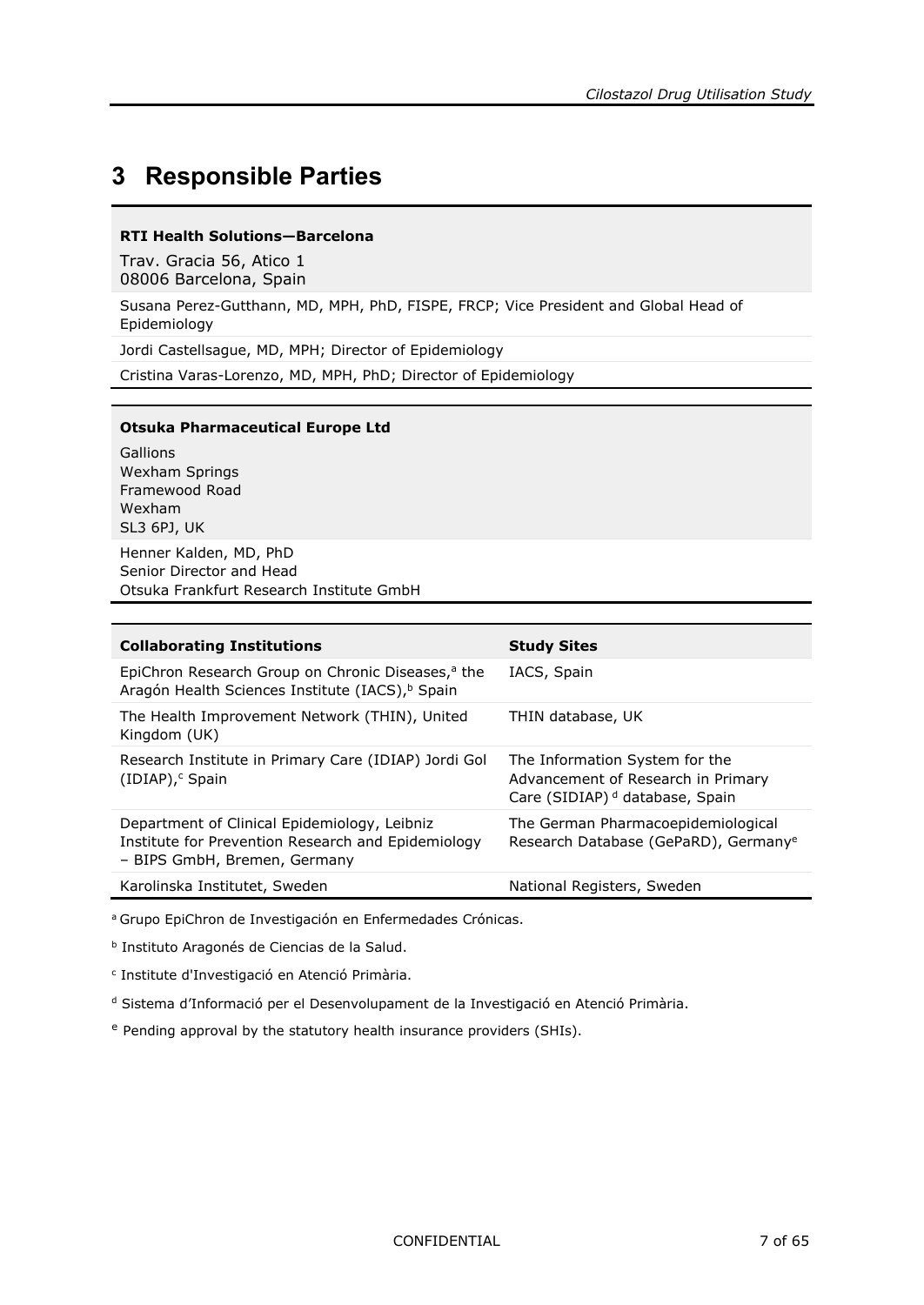# 3 Responsible Parties

| **RTI Health Solutions—Barcelona**<br>Trav. Gracia 56, Atico 1<br>08006 Barcelona, Spain |
|---|
| Susana Perez-Gutthann, MD, MPH, PhD, FISPE, FRCP; Vice President and Global Head of Epidemiology |
| Jordi Castellsague, MD, MPH; Director of Epidemiology |
| Cristina Varas-Lorenzo, MD, MPH, PhD; Director of Epidemiology |

| **Otsuka Pharmaceutical Europe Ltd**<br>Gallions<br>Wexham Springs<br>Framewood Road<br>Wexham<br>SL3 6PJ, UK |
|---|
| Henner Kalden, MD, PhD<br>Senior Director and Head<br>Otsuka Frankfurt Research Institute GmbH |

| Collaborating Institutions | Study Sites |
|---|---|
| EpiChron Research Group on Chronic Diseases,[a] the Aragón Health Sciences Institute (IACS),[b] Spain | IACS, Spain |
| The Health Improvement Network (THIN), United Kingdom (UK) | THIN database, UK |
| Research Institute in Primary Care (IDIAP) Jordi Gol (IDIAP),[c] Spain | The Information System for the Advancement of Research in Primary Care (SIDIAP) [d] database, Spain |
| Department of Clinical Epidemiology, Leibniz Institute for Prevention Research and Epidemiology – BIPS GmbH, Bremen, Germany | The German Pharmacoepidemiological Research Database (GePaRD), Germany[e] |
| Karolinska Institutet, Sweden | National Registers, Sweden |

[a] Grupo EpiChron de Investigación en Enfermedades Crónicas.

[b] Instituto Aragonés de Ciencias de la Salud.

[c] Institute d'Investigació en Atenció Primària.

[d] Sistema d'Informació per el Desenvolupament de la Investigació en Atenció Primària.

[e] Pending approval by the statutory health insurance providers (SHIs).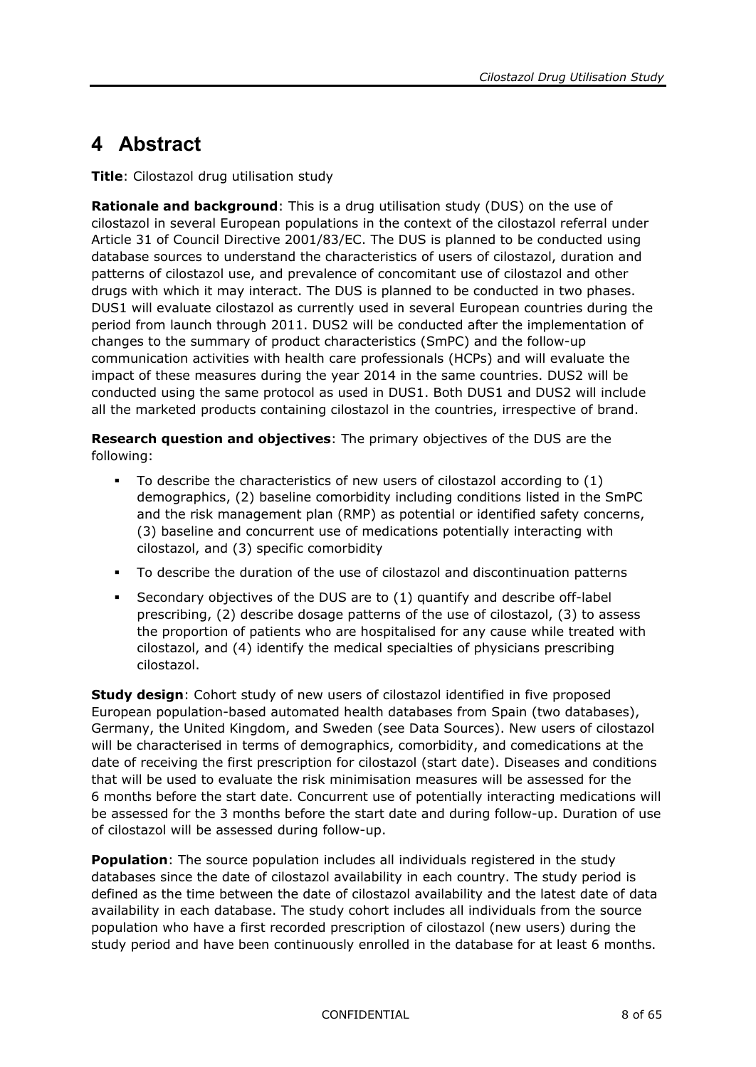# 4 Abstract

**Title**: Cilostazol drug utilisation study

**Rationale and background**: This is a drug utilisation study (DUS) on the use of cilostazol in several European populations in the context of the cilostazol referral under Article 31 of Council Directive 2001/83/EC. The DUS is planned to be conducted using database sources to understand the characteristics of users of cilostazol, duration and patterns of cilostazol use, and prevalence of concomitant use of cilostazol and other drugs with which it may interact. The DUS is planned to be conducted in two phases. DUS1 will evaluate cilostazol as currently used in several European countries during the period from launch through 2011. DUS2 will be conducted after the implementation of changes to the summary of product characteristics (SmPC) and the follow-up communication activities with health care professionals (HCPs) and will evaluate the impact of these measures during the year 2014 in the same countries. DUS2 will be conducted using the same protocol as used in DUS1. Both DUS1 and DUS2 will include all the marketed products containing cilostazol in the countries, irrespective of brand.

**Research question and objectives**: The primary objectives of the DUS are the following:

- To describe the characteristics of new users of cilostazol according to (1) demographics, (2) baseline comorbidity including conditions listed in the SmPC and the risk management plan (RMP) as potential or identified safety concerns, (3) baseline and concurrent use of medications potentially interacting with cilostazol, and (3) specific comorbidity
- To describe the duration of the use of cilostazol and discontinuation patterns
- Secondary objectives of the DUS are to (1) quantify and describe off-label prescribing, (2) describe dosage patterns of the use of cilostazol, (3) to assess the proportion of patients who are hospitalised for any cause while treated with cilostazol, and (4) identify the medical specialties of physicians prescribing cilostazol.

**Study design**: Cohort study of new users of cilostazol identified in five proposed European population-based automated health databases from Spain (two databases), Germany, the United Kingdom, and Sweden (see Data Sources). New users of cilostazol will be characterised in terms of demographics, comorbidity, and comedications at the date of receiving the first prescription for cilostazol (start date). Diseases and conditions that will be used to evaluate the risk minimisation measures will be assessed for the 6 months before the start date. Concurrent use of potentially interacting medications will be assessed for the 3 months before the start date and during follow-up. Duration of use of cilostazol will be assessed during follow-up.

**Population**: The source population includes all individuals registered in the study databases since the date of cilostazol availability in each country. The study period is defined as the time between the date of cilostazol availability and the latest date of data availability in each database. The study cohort includes all individuals from the source population who have a first recorded prescription of cilostazol (new users) during the study period and have been continuously enrolled in the database for at least 6 months.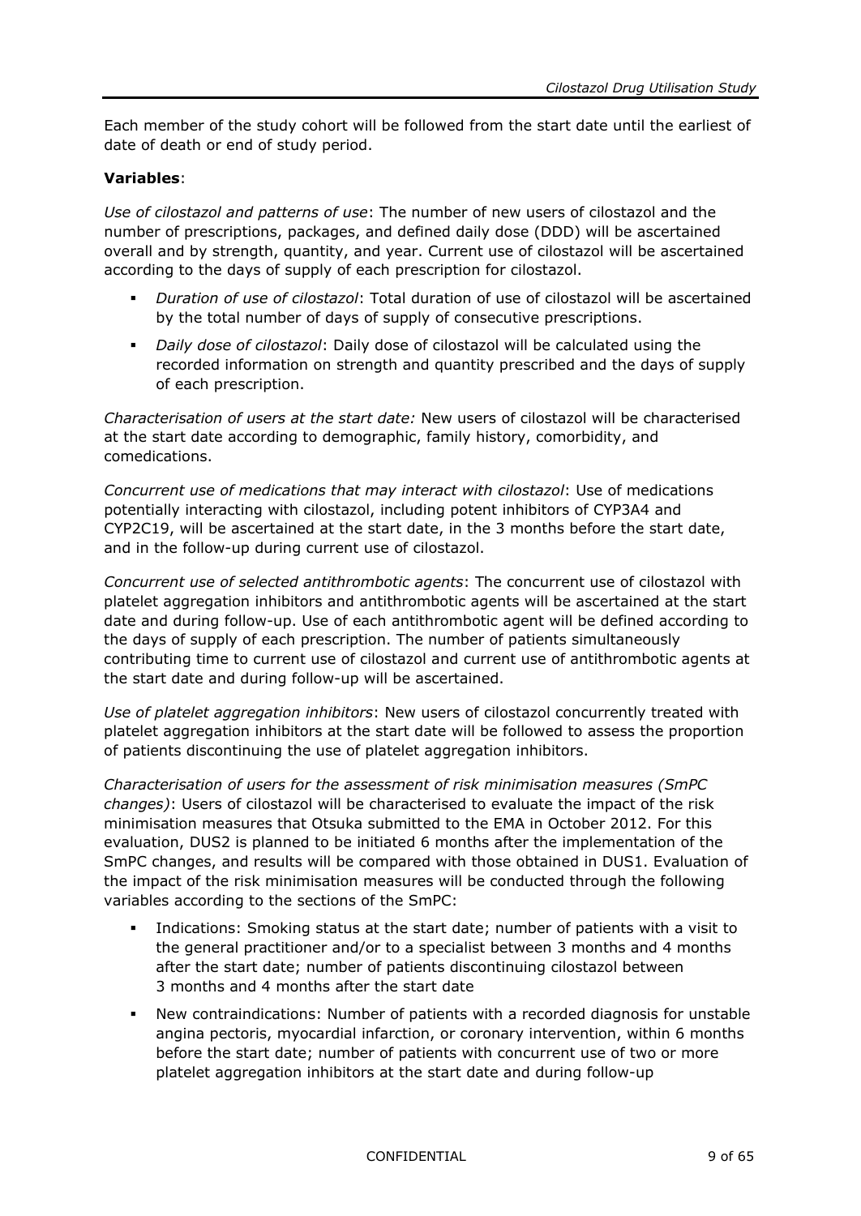Each member of the study cohort will be followed from the start date until the earliest of date of death or end of study period.

**Variables**:

*Use of cilostazol and patterns of use*: The number of new users of cilostazol and the number of prescriptions, packages, and defined daily dose (DDD) will be ascertained overall and by strength, quantity, and year. Current use of cilostazol will be ascertained according to the days of supply of each prescription for cilostazol.

- *Duration of use of cilostazol*: Total duration of use of cilostazol will be ascertained by the total number of days of supply of consecutive prescriptions.
- *Daily dose of cilostazol*: Daily dose of cilostazol will be calculated using the recorded information on strength and quantity prescribed and the days of supply of each prescription.

*Characterisation of users at the start date:* New users of cilostazol will be characterised at the start date according to demographic, family history, comorbidity, and comedications.

*Concurrent use of medications that may interact with cilostazol*: Use of medications potentially interacting with cilostazol, including potent inhibitors of CYP3A4 and CYP2C19, will be ascertained at the start date, in the 3 months before the start date, and in the follow-up during current use of cilostazol.

*Concurrent use of selected antithrombotic agents*: The concurrent use of cilostazol with platelet aggregation inhibitors and antithrombotic agents will be ascertained at the start date and during follow-up. Use of each antithrombotic agent will be defined according to the days of supply of each prescription. The number of patients simultaneously contributing time to current use of cilostazol and current use of antithrombotic agents at the start date and during follow-up will be ascertained.

*Use of platelet aggregation inhibitors*: New users of cilostazol concurrently treated with platelet aggregation inhibitors at the start date will be followed to assess the proportion of patients discontinuing the use of platelet aggregation inhibitors.

*Characterisation of users for the assessment of risk minimisation measures (SmPC changes)*: Users of cilostazol will be characterised to evaluate the impact of the risk minimisation measures that Otsuka submitted to the EMA in October 2012. For this evaluation, DUS2 is planned to be initiated 6 months after the implementation of the SmPC changes, and results will be compared with those obtained in DUS1. Evaluation of the impact of the risk minimisation measures will be conducted through the following variables according to the sections of the SmPC:

- Indications: Smoking status at the start date; number of patients with a visit to the general practitioner and/or to a specialist between 3 months and 4 months after the start date; number of patients discontinuing cilostazol between 3 months and 4 months after the start date
- New contraindications: Number of patients with a recorded diagnosis for unstable angina pectoris, myocardial infarction, or coronary intervention, within 6 months before the start date; number of patients with concurrent use of two or more platelet aggregation inhibitors at the start date and during follow-up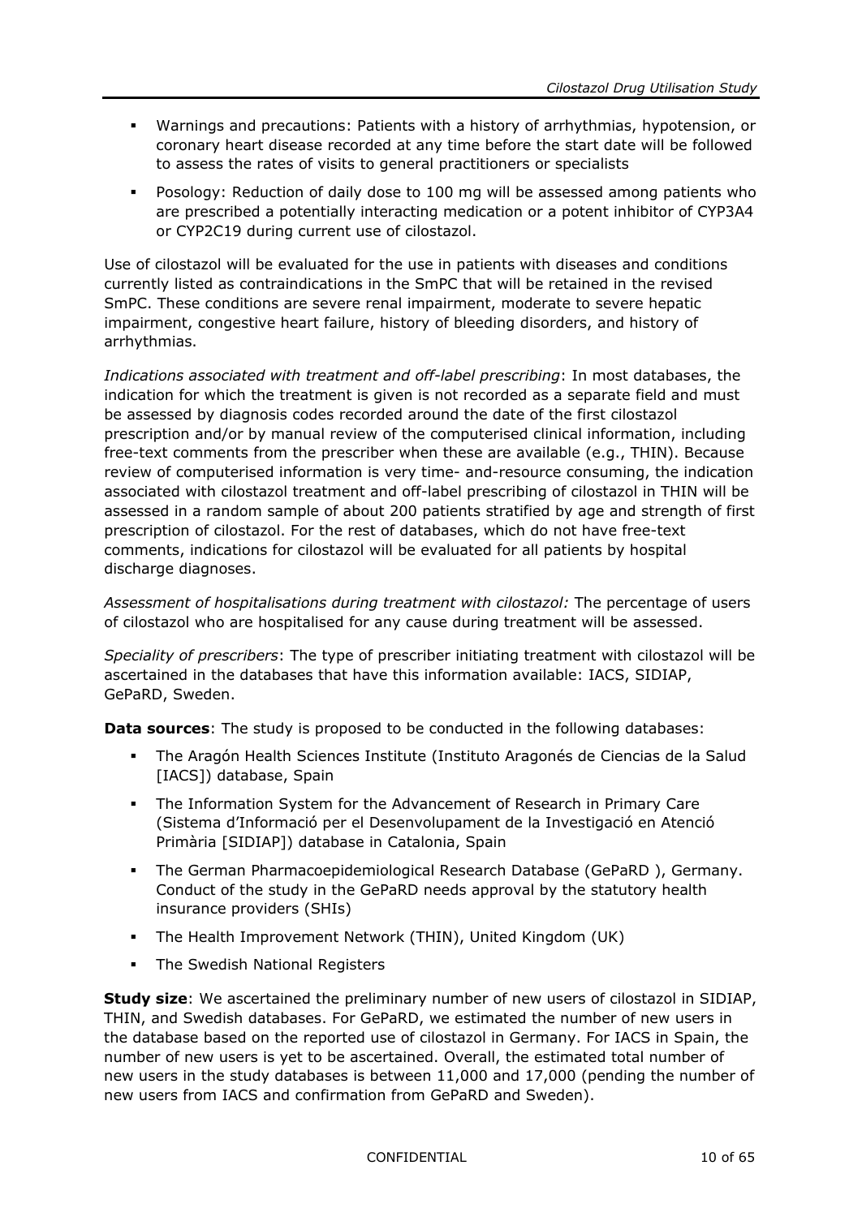- Warnings and precautions: Patients with a history of arrhythmias, hypotension, or coronary heart disease recorded at any time before the start date will be followed to assess the rates of visits to general practitioners or specialists
- Posology: Reduction of daily dose to 100 mg will be assessed among patients who are prescribed a potentially interacting medication or a potent inhibitor of CYP3A4 or CYP2C19 during current use of cilostazol.

Use of cilostazol will be evaluated for the use in patients with diseases and conditions currently listed as contraindications in the SmPC that will be retained in the revised SmPC. These conditions are severe renal impairment, moderate to severe hepatic impairment, congestive heart failure, history of bleeding disorders, and history of arrhythmias.

*Indications associated with treatment and off-label prescribing*: In most databases, the indication for which the treatment is given is not recorded as a separate field and must be assessed by diagnosis codes recorded around the date of the first cilostazol prescription and/or by manual review of the computerised clinical information, including free-text comments from the prescriber when these are available (e.g., THIN). Because review of computerised information is very time- and-resource consuming, the indication associated with cilostazol treatment and off-label prescribing of cilostazol in THIN will be assessed in a random sample of about 200 patients stratified by age and strength of first prescription of cilostazol. For the rest of databases, which do not have free-text comments, indications for cilostazol will be evaluated for all patients by hospital discharge diagnoses.

*Assessment of hospitalisations during treatment with cilostazol:* The percentage of users of cilostazol who are hospitalised for any cause during treatment will be assessed.

*Speciality of prescribers*: The type of prescriber initiating treatment with cilostazol will be ascertained in the databases that have this information available: IACS, SIDIAP, GePaRD, Sweden.

**Data sources**: The study is proposed to be conducted in the following databases:

- The Aragón Health Sciences Institute (Instituto Aragonés de Ciencias de la Salud [IACS]) database, Spain
- The Information System for the Advancement of Research in Primary Care (Sistema d'Informació per el Desenvolupament de la Investigació en Atenció Primària [SIDIAP]) database in Catalonia, Spain
- The German Pharmacoepidemiological Research Database (GePaRD ), Germany. Conduct of the study in the GePaRD needs approval by the statutory health insurance providers (SHIs)
- The Health Improvement Network (THIN), United Kingdom (UK)
- The Swedish National Registers

**Study size**: We ascertained the preliminary number of new users of cilostazol in SIDIAP, THIN, and Swedish databases. For GePaRD, we estimated the number of new users in the database based on the reported use of cilostazol in Germany. For IACS in Spain, the number of new users is yet to be ascertained. Overall, the estimated total number of new users in the study databases is between 11,000 and 17,000 (pending the number of new users from IACS and confirmation from GePaRD and Sweden).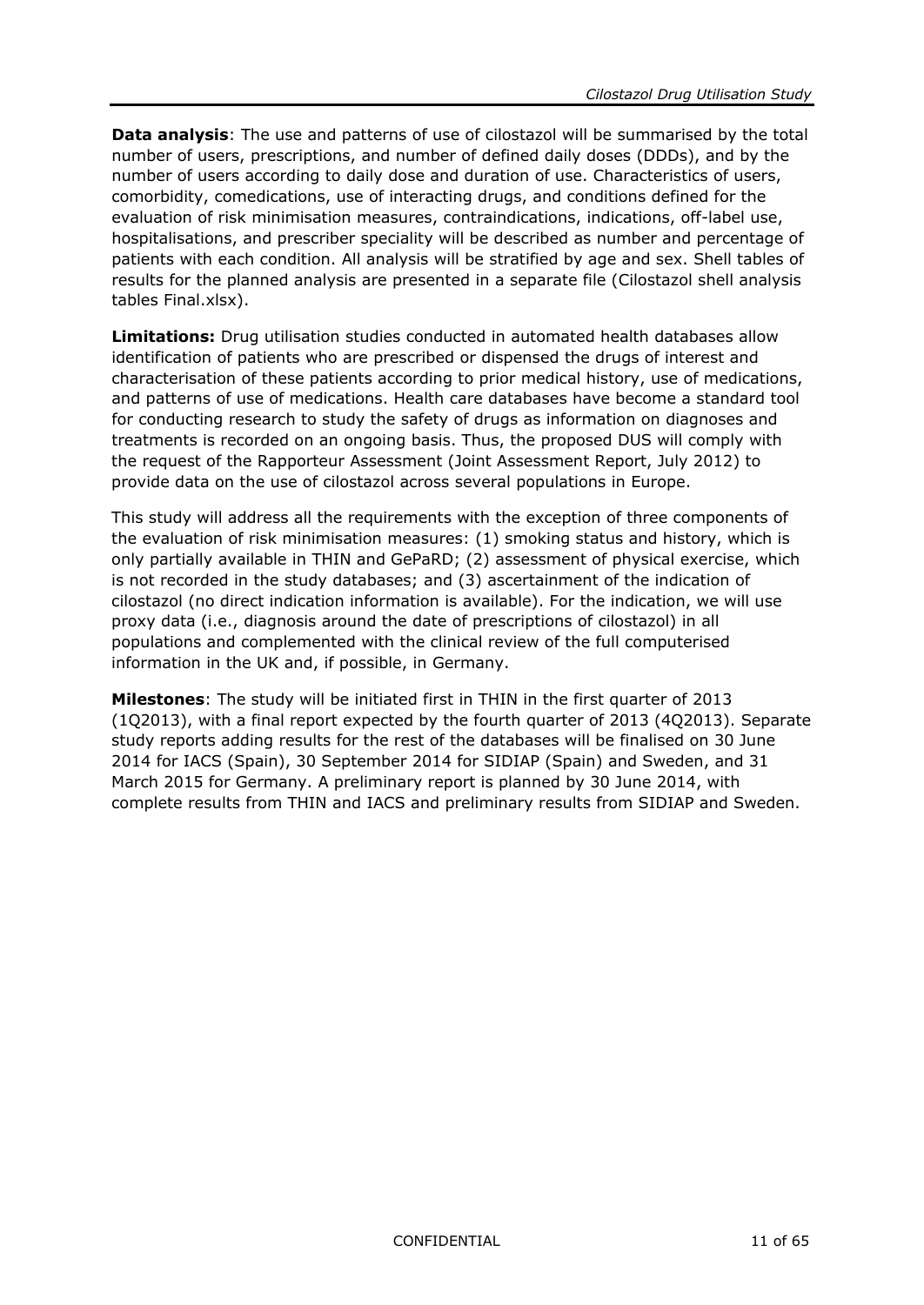**Data analysis**: The use and patterns of use of cilostazol will be summarised by the total number of users, prescriptions, and number of defined daily doses (DDDs), and by the number of users according to daily dose and duration of use. Characteristics of users, comorbidity, comedications, use of interacting drugs, and conditions defined for the evaluation of risk minimisation measures, contraindications, indications, off-label use, hospitalisations, and prescriber speciality will be described as number and percentage of patients with each condition. All analysis will be stratified by age and sex. Shell tables of results for the planned analysis are presented in a separate file (Cilostazol shell analysis tables Final.xlsx).

**Limitations:** Drug utilisation studies conducted in automated health databases allow identification of patients who are prescribed or dispensed the drugs of interest and characterisation of these patients according to prior medical history, use of medications, and patterns of use of medications. Health care databases have become a standard tool for conducting research to study the safety of drugs as information on diagnoses and treatments is recorded on an ongoing basis. Thus, the proposed DUS will comply with the request of the Rapporteur Assessment (Joint Assessment Report, July 2012) to provide data on the use of cilostazol across several populations in Europe.

This study will address all the requirements with the exception of three components of the evaluation of risk minimisation measures: (1) smoking status and history, which is only partially available in THIN and GePaRD; (2) assessment of physical exercise, which is not recorded in the study databases; and (3) ascertainment of the indication of cilostazol (no direct indication information is available). For the indication, we will use proxy data (i.e., diagnosis around the date of prescriptions of cilostazol) in all populations and complemented with the clinical review of the full computerised information in the UK and, if possible, in Germany.

**Milestones**: The study will be initiated first in THIN in the first quarter of 2013 (1Q2013), with a final report expected by the fourth quarter of 2013 (4Q2013). Separate study reports adding results for the rest of the databases will be finalised on 30 June 2014 for IACS (Spain), 30 September 2014 for SIDIAP (Spain) and Sweden, and 31 March 2015 for Germany. A preliminary report is planned by 30 June 2014, with complete results from THIN and IACS and preliminary results from SIDIAP and Sweden.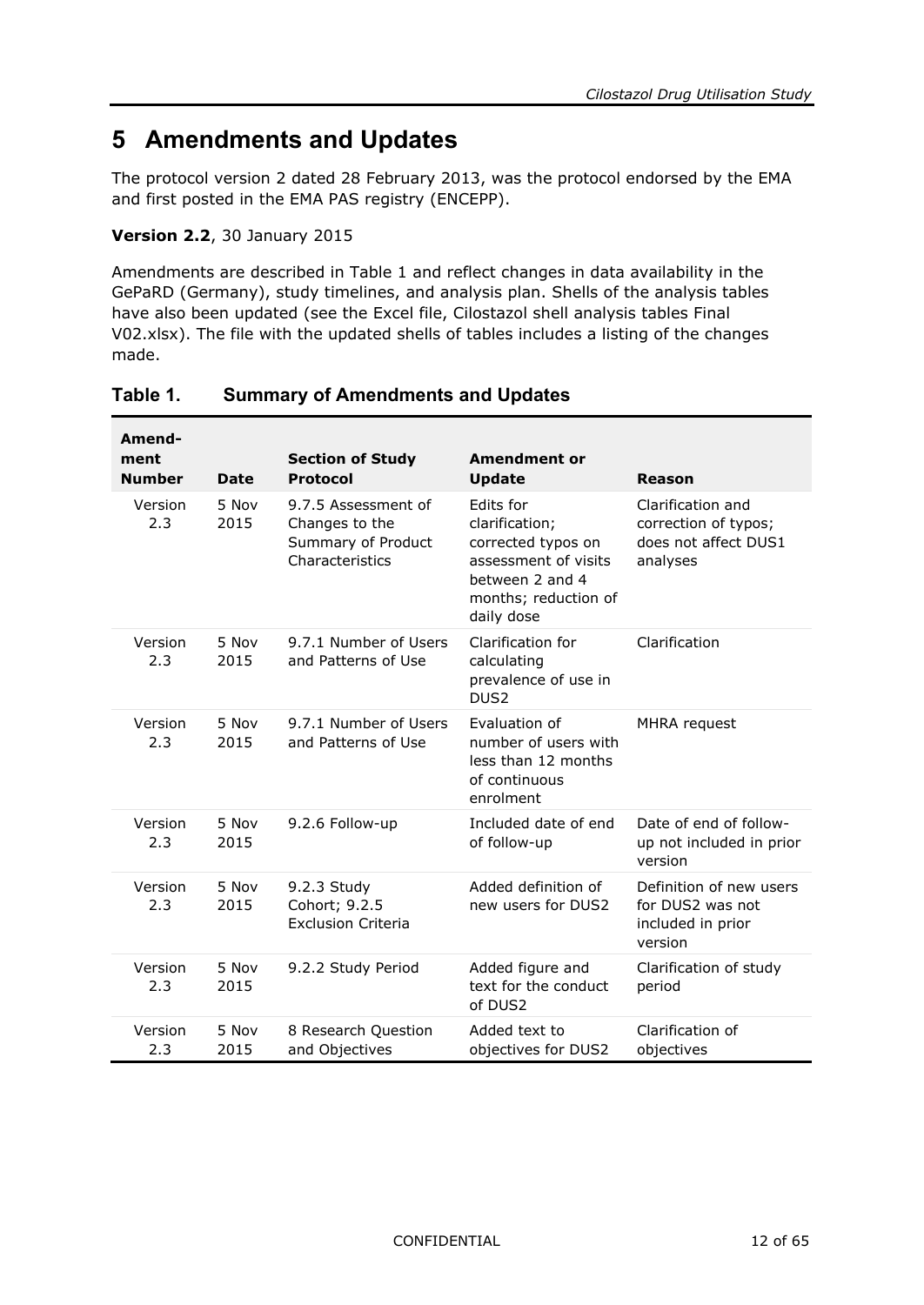# 5 Amendments and Updates

The protocol version 2 dated 28 February 2013, was the protocol endorsed by the EMA and first posted in the EMA PAS registry (ENCEPP).

**Version 2.2**, 30 January 2015

Amendments are described in Table 1 and reflect changes in data availability in the GePaRD (Germany), study timelines, and analysis plan. Shells of the analysis tables have also been updated (see the Excel file, Cilostazol shell analysis tables Final V02.xlsx). The file with the updated shells of tables includes a listing of the changes made.

**Table 1. Summary of Amendments and Updates**

| Amend-ment Number | Date | Section of Study Protocol | Amendment or Update | Reason |
|---|---|---|---|---|
| Version 2.3 | 5 Nov 2015 | 9.7.5 Assessment of Changes to the Summary of Product Characteristics | Edits for clarification; corrected typos on assessment of visits between 2 and 4 months; reduction of daily dose | Clarification and correction of typos; does not affect DUS1 analyses |
| Version 2.3 | 5 Nov 2015 | 9.7.1 Number of Users and Patterns of Use | Clarification for calculating prevalence of use in DUS2 | Clarification |
| Version 2.3 | 5 Nov 2015 | 9.7.1 Number of Users and Patterns of Use | Evaluation of number of users with less than 12 months of continuous enrolment | MHRA request |
| Version 2.3 | 5 Nov 2015 | 9.2.6 Follow-up | Included date of end of follow-up | Date of end of follow-up not included in prior version |
| Version 2.3 | 5 Nov 2015 | 9.2.3 Study Cohort; 9.2.5 Exclusion Criteria | Added definition of new users for DUS2 | Definition of new users for DUS2 was not included in prior version |
| Version 2.3 | 5 Nov 2015 | 9.2.2 Study Period | Added figure and text for the conduct of DUS2 | Clarification of study period |
| Version 2.3 | 5 Nov 2015 | 8 Research Question and Objectives | Added text to objectives for DUS2 | Clarification of objectives |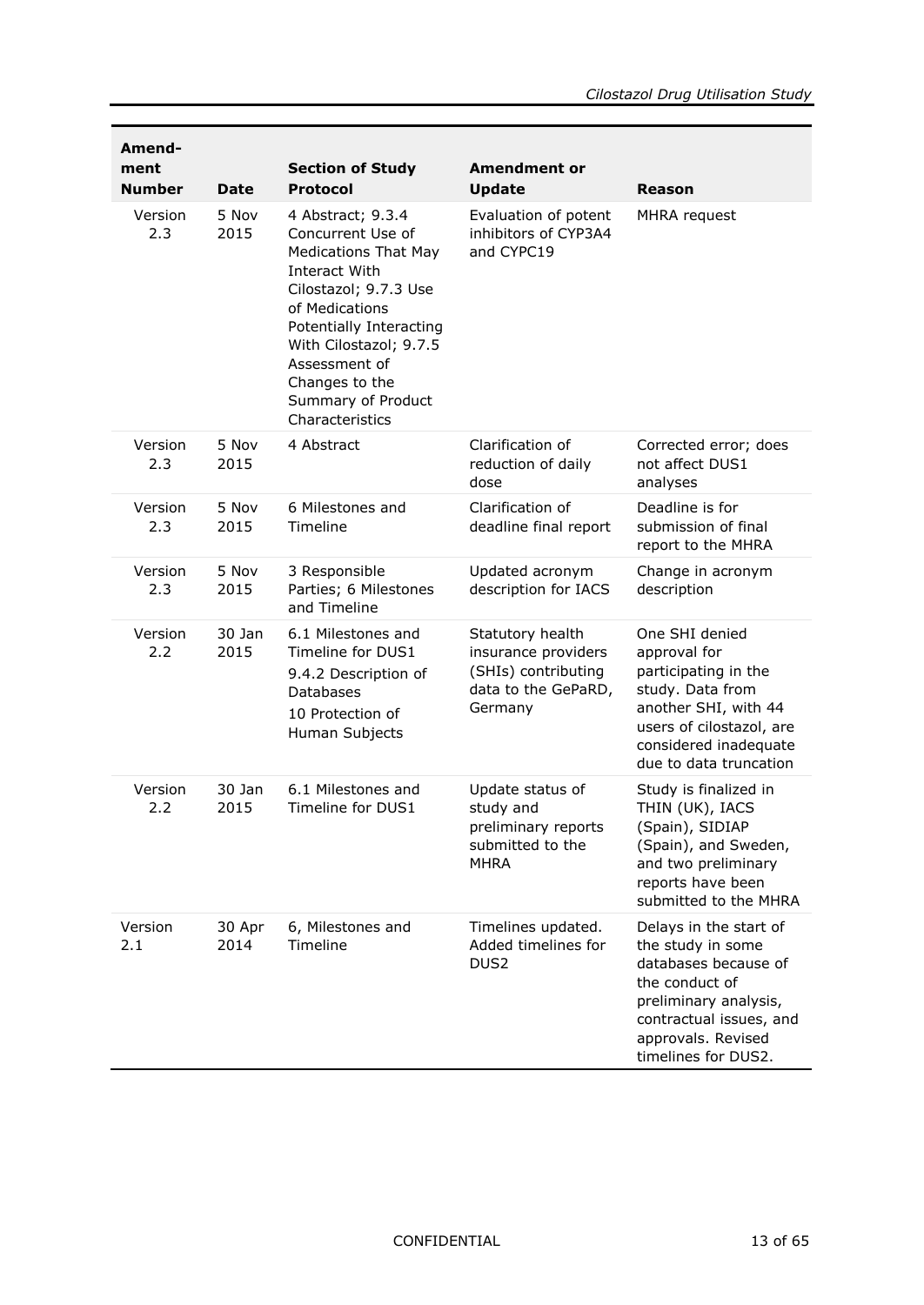| Amend-ment Number | Date | Section of Study Protocol | Amendment or Update | Reason |
|---|---|---|---|---|
| Version 2.3 | 5 Nov 2015 | 4 Abstract; 9.3.4 Concurrent Use of Medications That May Interact With Cilostazol; 9.7.3 Use of Medications Potentially Interacting With Cilostazol; 9.7.5 Assessment of Changes to the Summary of Product Characteristics | Evaluation of potent inhibitors of CYP3A4 and CYPC19 | MHRA request |
| Version 2.3 | 5 Nov 2015 | 4 Abstract | Clarification of reduction of daily dose | Corrected error; does not affect DUS1 analyses |
| Version 2.3 | 5 Nov 2015 | 6 Milestones and Timeline | Clarification of deadline final report | Deadline is for submission of final report to the MHRA |
| Version 2.3 | 5 Nov 2015 | 3 Responsible Parties; 6 Milestones and Timeline | Updated acronym description for IACS | Change in acronym description |
| Version 2.2 | 30 Jan 2015 | 6.1 Milestones and Timeline for DUS1<br>9.4.2 Description of Databases<br>10 Protection of Human Subjects | Statutory health insurance providers (SHIs) contributing data to the GePaRD, Germany | One SHI denied approval for participating in the study. Data from another SHI, with 44 users of cilostazol, are considered inadequate due to data truncation |
| Version 2.2 | 30 Jan 2015 | 6.1 Milestones and Timeline for DUS1 | Update status of study and preliminary reports submitted to the MHRA | Study is finalized in THIN (UK), IACS (Spain), SIDIAP (Spain), and Sweden, and two preliminary reports have been submitted to the MHRA |
| Version 2.1 | 30 Apr 2014 | 6, Milestones and Timeline | Timelines updated. Added timelines for DUS2 | Delays in the start of the study in some databases because of the conduct of preliminary analysis, contractual issues, and approvals. Revised timelines for DUS2. |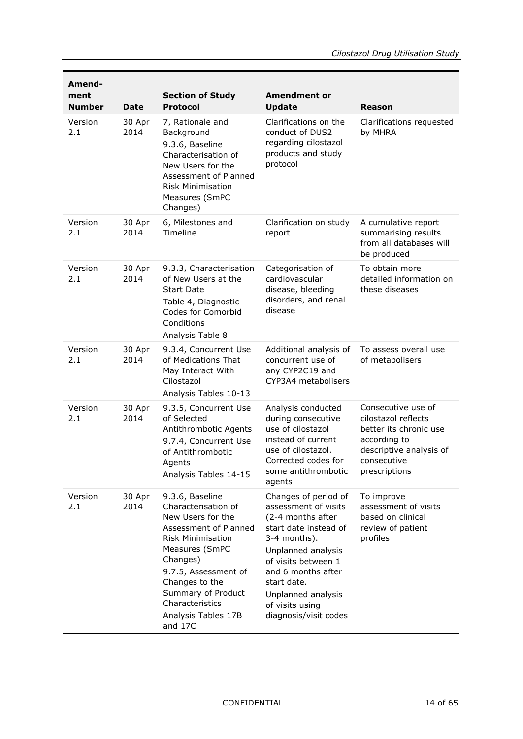| Amend-ment Number | Date | Section of Study Protocol | Amendment or Update | Reason |
|---|---|---|---|---|
| Version 2.1 | 30 Apr 2014 | 7, Rationale and Background<br>9.3.6, Baseline Characterisation of New Users for the Assessment of Planned Risk Minimisation Measures (SmPC Changes) | Clarifications on the conduct of DUS2 regarding cilostazol products and study protocol | Clarifications requested by MHRA |
| Version 2.1 | 30 Apr 2014 | 6, Milestones and Timeline | Clarification on study report | A cumulative report summarising results from all databases will be produced |
| Version 2.1 | 30 Apr 2014 | 9.3.3, Characterisation of New Users at the Start Date<br>Table 4, Diagnostic Codes for Comorbid Conditions<br>Analysis Table 8 | Categorisation of cardiovascular disease, bleeding disorders, and renal disease | To obtain more detailed information on these diseases |
| Version 2.1 | 30 Apr 2014 | 9.3.4, Concurrent Use of Medications That May Interact With Cilostazol<br>Analysis Tables 10-13 | Additional analysis of concurrent use of any CYP2C19 and CYP3A4 metabolisers | To assess overall use of metabolisers |
| Version 2.1 | 30 Apr 2014 | 9.3.5, Concurrent Use of Selected Antithrombotic Agents<br>9.7.4, Concurrent Use of Antithrombotic Agents<br>Analysis Tables 14-15 | Analysis conducted during consecutive use of cilostazol instead of current use of cilostazol. Corrected codes for some antithrombotic agents | Consecutive use of cilostazol reflects better its chronic use according to descriptive analysis of consecutive prescriptions |
| Version 2.1 | 30 Apr 2014 | 9.3.6, Baseline Characterisation of New Users for the Assessment of Planned Risk Minimisation Measures (SmPC Changes)<br>9.7.5, Assessment of Changes to the Summary of Product Characteristics<br>Analysis Tables 17B and 17C | Changes of period of assessment of visits (2-4 months after start date instead of 3-4 months).<br>Unplanned analysis of visits between 1 and 6 months after start date.<br>Unplanned analysis of visits using diagnosis/visit codes | To improve assessment of visits based on clinical review of patient profiles |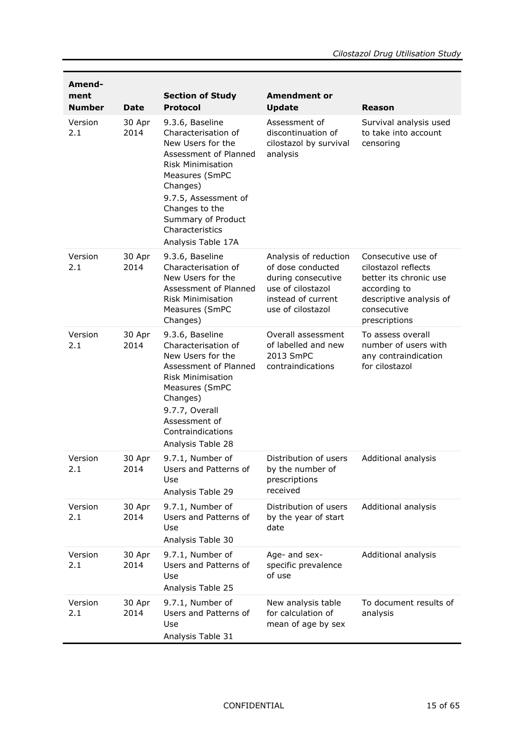| Amend-ment Number | Date | Section of Study Protocol | Amendment or Update | Reason |
|---|---|---|---|---|
| Version 2.1 | 30 Apr 2014 | 9.3.6, Baseline Characterisation of New Users for the Assessment of Planned Risk Minimisation Measures (SmPC Changes)<br>9.7.5, Assessment of Changes to the Summary of Product Characteristics<br>Analysis Table 17A | Assessment of discontinuation of cilostazol by survival analysis | Survival analysis used to take into account censoring |
| Version 2.1 | 30 Apr 2014 | 9.3.6, Baseline Characterisation of New Users for the Assessment of Planned Risk Minimisation Measures (SmPC Changes) | Analysis of reduction of dose conducted during consecutive use of cilostazol instead of current use of cilostazol | Consecutive use of cilostazol reflects better its chronic use according to descriptive analysis of consecutive prescriptions |
| Version 2.1 | 30 Apr 2014 | 9.3.6, Baseline Characterisation of New Users for the Assessment of Planned Risk Minimisation Measures (SmPC Changes)<br>9.7.7, Overall Assessment of Contraindications<br>Analysis Table 28 | Overall assessment of labelled and new 2013 SmPC contraindications | To assess overall number of users with any contraindication for cilostazol |
| Version 2.1 | 30 Apr 2014 | 9.7.1, Number of Users and Patterns of Use<br>Analysis Table 29 | Distribution of users by the number of prescriptions received | Additional analysis |
| Version 2.1 | 30 Apr 2014 | 9.7.1, Number of Users and Patterns of Use<br>Analysis Table 30 | Distribution of users by the year of start date | Additional analysis |
| Version 2.1 | 30 Apr 2014 | 9.7.1, Number of Users and Patterns of Use<br>Analysis Table 25 | Age- and sex-specific prevalence of use | Additional analysis |
| Version 2.1 | 30 Apr 2014 | 9.7.1, Number of Users and Patterns of Use<br>Analysis Table 31 | New analysis table for calculation of mean of age by sex | To document results of analysis |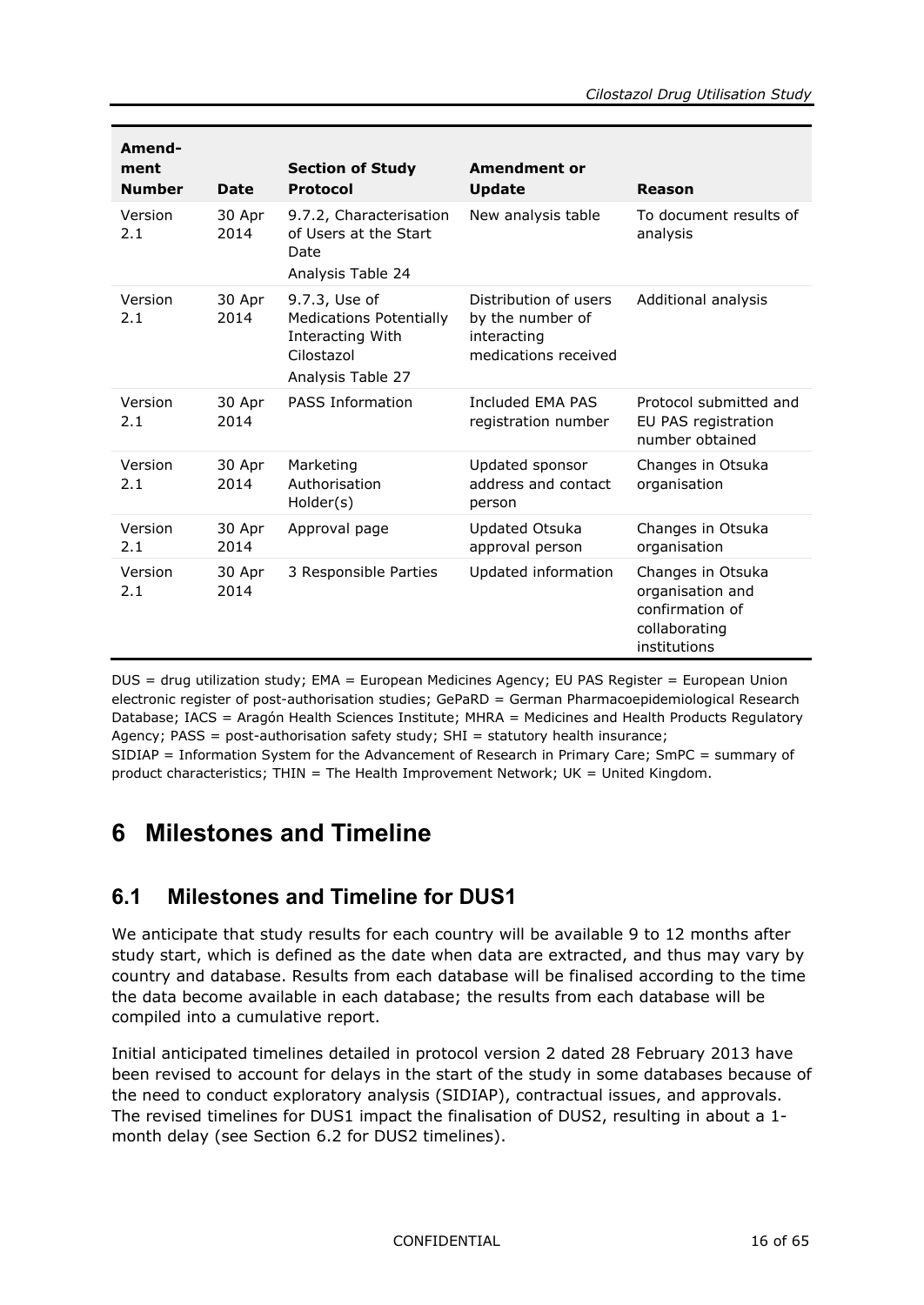| Amend-ment Number | Date | Section of Study Protocol | Amendment or Update | Reason |
|---|---|---|---|---|
| Version 2.1 | 30 Apr 2014 | 9.7.2, Characterisation of Users at the Start Date<br>Analysis Table 24 | New analysis table | To document results of analysis |
| Version 2.1 | 30 Apr 2014 | 9.7.3, Use of Medications Potentially Interacting With Cilostazol<br>Analysis Table 27 | Distribution of users by the number of interacting medications received | Additional analysis |
| Version 2.1 | 30 Apr 2014 | PASS Information | Included EMA PAS registration number | Protocol submitted and EU PAS registration number obtained |
| Version 2.1 | 30 Apr 2014 | Marketing Authorisation Holder(s) | Updated sponsor address and contact person | Changes in Otsuka organisation |
| Version 2.1 | 30 Apr 2014 | Approval page | Updated Otsuka approval person | Changes in Otsuka organisation |
| Version 2.1 | 30 Apr 2014 | 3 Responsible Parties | Updated information | Changes in Otsuka organisation and confirmation of collaborating institutions |

DUS = drug utilization study; EMA = European Medicines Agency; EU PAS Register = European Union electronic register of post-authorisation studies; GePaRD = German Pharmacoepidemiological Research Database; IACS = Aragón Health Sciences Institute; MHRA = Medicines and Health Products Regulatory Agency; PASS = post-authorisation safety study; SHI = statutory health insurance; SIDIAP = Information System for the Advancement of Research in Primary Care; SmPC = summary of product characteristics; THIN = The Health Improvement Network; UK = United Kingdom.

# 6 Milestones and Timeline

## 6.1 Milestones and Timeline for DUS1

We anticipate that study results for each country will be available 9 to 12 months after study start, which is defined as the date when data are extracted, and thus may vary by country and database. Results from each database will be finalised according to the time the data become available in each database; the results from each database will be compiled into a cumulative report.

Initial anticipated timelines detailed in protocol version 2 dated 28 February 2013 have been revised to account for delays in the start of the study in some databases because of the need to conduct exploratory analysis (SIDIAP), contractual issues, and approvals. The revised timelines for DUS1 impact the finalisation of DUS2, resulting in about a 1-month delay (see Section 6.2 for DUS2 timelines).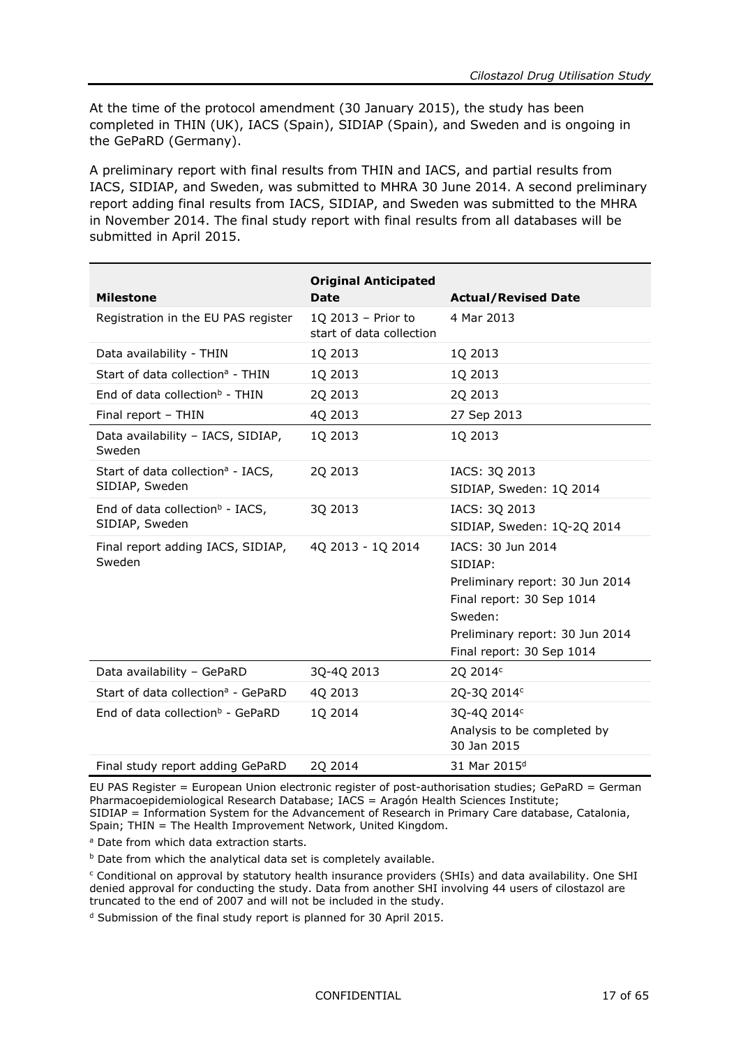At the time of the protocol amendment (30 January 2015), the study has been completed in THIN (UK), IACS (Spain), SIDIAP (Spain), and Sweden and is ongoing in the GePaRD (Germany).

A preliminary report with final results from THIN and IACS, and partial results from IACS, SIDIAP, and Sweden, was submitted to MHRA 30 June 2014. A second preliminary report adding final results from IACS, SIDIAP, and Sweden was submitted to the MHRA in November 2014. The final study report with final results from all databases will be submitted in April 2015.

| Milestone | Original Anticipated Date | Actual/Revised Date |
|---|---|---|
| Registration in the EU PAS register | 1Q 2013 – Prior to start of data collection | 4 Mar 2013 |
| Data availability - THIN | 1Q 2013 | 1Q 2013 |
| Start of data collection[a] - THIN | 1Q 2013 | 1Q 2013 |
| End of data collection[b] - THIN | 2Q 2013 | 2Q 2013 |
| Final report – THIN | 4Q 2013 | 27 Sep 2013 |
| Data availability – IACS, SIDIAP, Sweden | 1Q 2013 | 1Q 2013 |
| Start of data collection[a] - IACS, SIDIAP, Sweden | 2Q 2013 | IACS: 3Q 2013<br>SIDIAP, Sweden: 1Q 2014 |
| End of data collection[b] - IACS, SIDIAP, Sweden | 3Q 2013 | IACS: 3Q 2013<br>SIDIAP, Sweden: 1Q-2Q 2014 |
| Final report adding IACS, SIDIAP, Sweden | 4Q 2013 - 1Q 2014 | IACS: 30 Jun 2014<br>SIDIAP:<br>Preliminary report: 30 Jun 2014<br>Final report: 30 Sep 1014<br>Sweden:<br>Preliminary report: 30 Jun 2014<br>Final report: 30 Sep 1014 |
| Data availability – GePaRD | 3Q-4Q 2013 | 2Q 2014[c] |
| Start of data collection[a] - GePaRD | 4Q 2013 | 2Q-3Q 2014[c] |
| End of data collection[b] - GePaRD | 1Q 2014 | 3Q-4Q 2014[c]<br>Analysis to be completed by 30 Jan 2015 |
| Final study report adding GePaRD | 2Q 2014 | 31 Mar 2015[d] |

EU PAS Register = European Union electronic register of post-authorisation studies; GePaRD = German Pharmacoepidemiological Research Database; IACS = Aragón Health Sciences Institute; SIDIAP = Information System for the Advancement of Research in Primary Care database, Catalonia, Spain; THIN = The Health Improvement Network, United Kingdom.

[a] Date from which data extraction starts.

[b] Date from which the analytical data set is completely available.

[c] Conditional on approval by statutory health insurance providers (SHIs) and data availability. One SHI denied approval for conducting the study. Data from another SHI involving 44 users of cilostazol are truncated to the end of 2007 and will not be included in the study.

[d] Submission of the final study report is planned for 30 April 2015.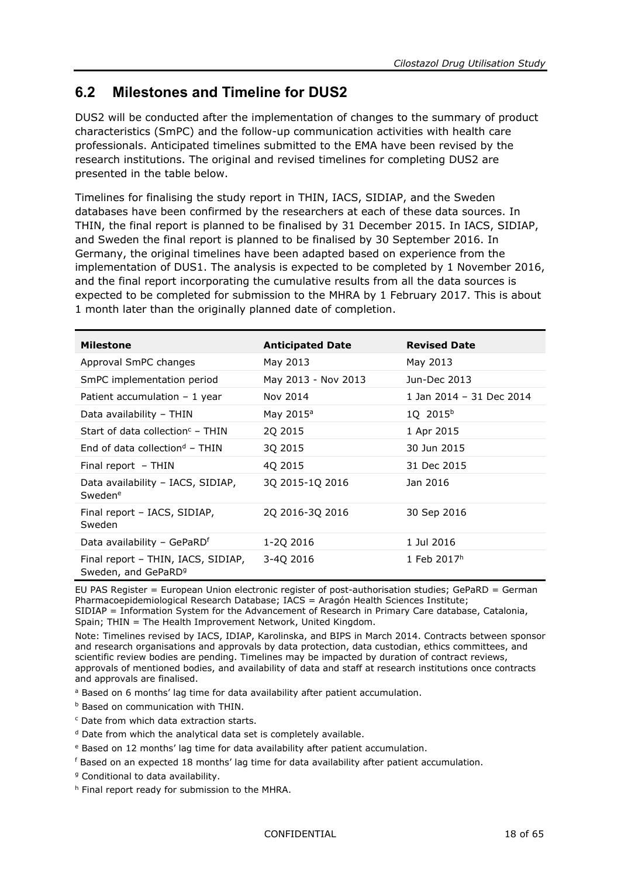## 6.2 Milestones and Timeline for DUS2

DUS2 will be conducted after the implementation of changes to the summary of product characteristics (SmPC) and the follow-up communication activities with health care professionals. Anticipated timelines submitted to the EMA have been revised by the research institutions. The original and revised timelines for completing DUS2 are presented in the table below.

Timelines for finalising the study report in THIN, IACS, SIDIAP, and the Sweden databases have been confirmed by the researchers at each of these data sources. In THIN, the final report is planned to be finalised by 31 December 2015. In IACS, SIDIAP, and Sweden the final report is planned to be finalised by 30 September 2016. In Germany, the original timelines have been adapted based on experience from the implementation of DUS1. The analysis is expected to be completed by 1 November 2016, and the final report incorporating the cumulative results from all the data sources is expected to be completed for submission to the MHRA by 1 February 2017. This is about 1 month later than the originally planned date of completion.

| Milestone | Anticipated Date | Revised Date |
|---|---|---|
| Approval SmPC changes | May 2013 | May 2013 |
| SmPC implementation period | May 2013 - Nov 2013 | Jun-Dec 2013 |
| Patient accumulation – 1 year | Nov 2014 | 1 Jan 2014 – 31 Dec 2014 |
| Data availability – THIN | May 2015[a] | 1Q 2015[b] |
| Start of data collection[c] – THIN | 2Q 2015 | 1 Apr 2015 |
| End of data collection[d] – THIN | 3Q 2015 | 30 Jun 2015 |
| Final report – THIN | 4Q 2015 | 31 Dec 2015 |
| Data availability – IACS, SIDIAP, Sweden[e] | 3Q 2015-1Q 2016 | Jan 2016 |
| Final report – IACS, SIDIAP, Sweden | 2Q 2016-3Q 2016 | 30 Sep 2016 |
| Data availability – GePaRD[f] | 1-2Q 2016 | 1 Jul 2016 |
| Final report – THIN, IACS, SIDIAP, Sweden, and GePaRD[g] | 3-4Q 2016 | 1 Feb 2017[h] |

EU PAS Register = European Union electronic register of post-authorisation studies; GePaRD = German Pharmacoepidemiological Research Database; IACS = Aragón Health Sciences Institute; SIDIAP = Information System for the Advancement of Research in Primary Care database, Catalonia, Spain; THIN = The Health Improvement Network, United Kingdom.

Note: Timelines revised by IACS, IDIAP, Karolinska, and BIPS in March 2014. Contracts between sponsor and research organisations and approvals by data protection, data custodian, ethics committees, and scientific review bodies are pending. Timelines may be impacted by duration of contract reviews, approvals of mentioned bodies, and availability of data and staff at research institutions once contracts and approvals are finalised.

[a] Based on 6 months' lag time for data availability after patient accumulation.

[b] Based on communication with THIN.

[c] Date from which data extraction starts.

[d] Date from which the analytical data set is completely available.

[e] Based on 12 months' lag time for data availability after patient accumulation.

[f] Based on an expected 18 months' lag time for data availability after patient accumulation.

[g] Conditional to data availability.

[h] Final report ready for submission to the MHRA.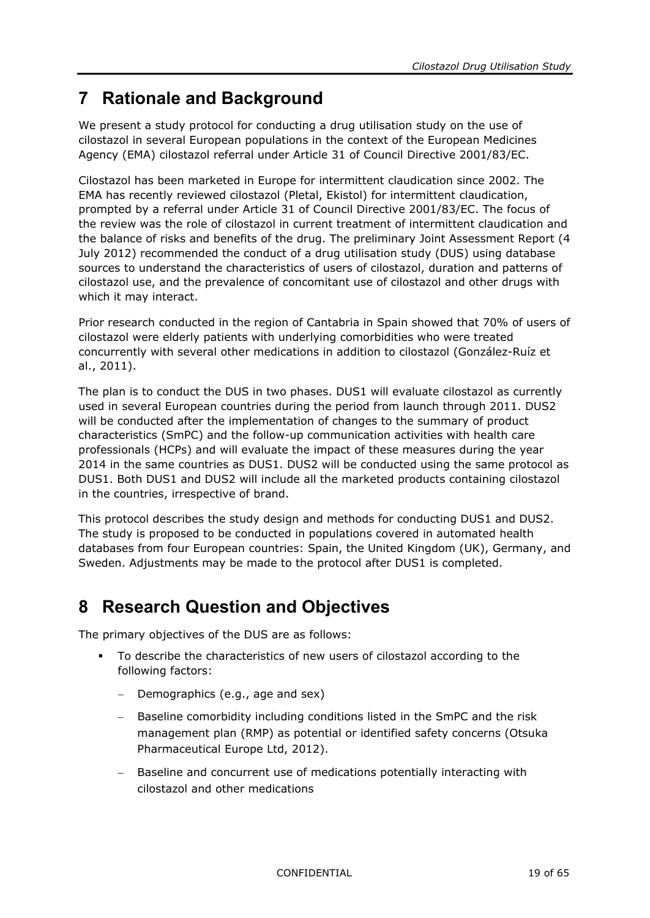# 7 Rationale and Background

We present a study protocol for conducting a drug utilisation study on the use of cilostazol in several European populations in the context of the European Medicines Agency (EMA) cilostazol referral under Article 31 of Council Directive 2001/83/EC.

Cilostazol has been marketed in Europe for intermittent claudication since 2002. The EMA has recently reviewed cilostazol (Pletal, Ekistol) for intermittent claudication, prompted by a referral under Article 31 of Council Directive 2001/83/EC. The focus of the review was the role of cilostazol in current treatment of intermittent claudication and the balance of risks and benefits of the drug. The preliminary Joint Assessment Report (4 July 2012) recommended the conduct of a drug utilisation study (DUS) using database sources to understand the characteristics of users of cilostazol, duration and patterns of cilostazol use, and the prevalence of concomitant use of cilostazol and other drugs with which it may interact.

Prior research conducted in the region of Cantabria in Spain showed that 70% of users of cilostazol were elderly patients with underlying comorbidities who were treated concurrently with several other medications in addition to cilostazol (González-Ruíz et al., 2011).

The plan is to conduct the DUS in two phases. DUS1 will evaluate cilostazol as currently used in several European countries during the period from launch through 2011. DUS2 will be conducted after the implementation of changes to the summary of product characteristics (SmPC) and the follow-up communication activities with health care professionals (HCPs) and will evaluate the impact of these measures during the year 2014 in the same countries as DUS1. DUS2 will be conducted using the same protocol as DUS1. Both DUS1 and DUS2 will include all the marketed products containing cilostazol in the countries, irrespective of brand.

This protocol describes the study design and methods for conducting DUS1 and DUS2. The study is proposed to be conducted in populations covered in automated health databases from four European countries: Spain, the United Kingdom (UK), Germany, and Sweden. Adjustments may be made to the protocol after DUS1 is completed.

# 8 Research Question and Objectives

The primary objectives of the DUS are as follows:

- To describe the characteristics of new users of cilostazol according to the following factors:
  - Demographics (e.g., age and sex)
  - Baseline comorbidity including conditions listed in the SmPC and the risk management plan (RMP) as potential or identified safety concerns (Otsuka Pharmaceutical Europe Ltd, 2012).
  - Baseline and concurrent use of medications potentially interacting with cilostazol and other medications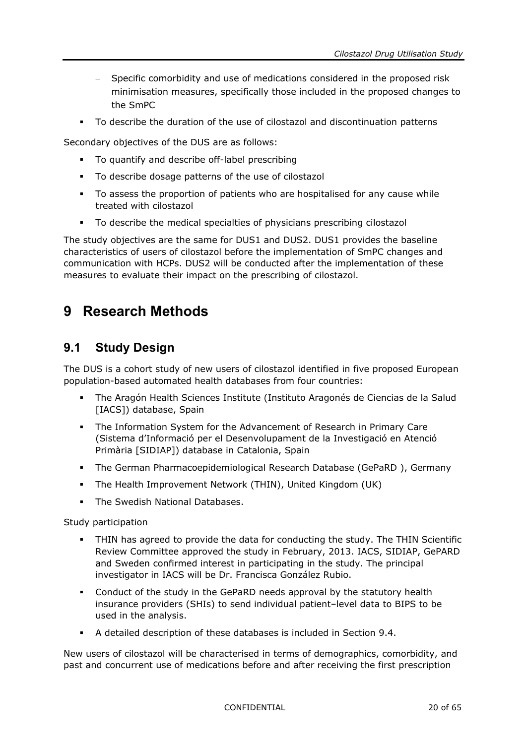- Specific comorbidity and use of medications considered in the proposed risk minimisation measures, specifically those included in the proposed changes to the SmPC

- To describe the duration of the use of cilostazol and discontinuation patterns

Secondary objectives of the DUS are as follows:

- To quantify and describe off-label prescribing
- To describe dosage patterns of the use of cilostazol
- To assess the proportion of patients who are hospitalised for any cause while treated with cilostazol
- To describe the medical specialties of physicians prescribing cilostazol

The study objectives are the same for DUS1 and DUS2. DUS1 provides the baseline characteristics of users of cilostazol before the implementation of SmPC changes and communication with HCPs. DUS2 will be conducted after the implementation of these measures to evaluate their impact on the prescribing of cilostazol.

# 9 Research Methods

## 9.1 Study Design

The DUS is a cohort study of new users of cilostazol identified in five proposed European population-based automated health databases from four countries:

- The Aragón Health Sciences Institute (Instituto Aragonés de Ciencias de la Salud [IACS]) database, Spain
- The Information System for the Advancement of Research in Primary Care (Sistema d'Informació per el Desenvolupament de la Investigació en Atenció Primària [SIDIAP]) database in Catalonia, Spain
- The German Pharmacoepidemiological Research Database (GePaRD ), Germany
- The Health Improvement Network (THIN), United Kingdom (UK)
- The Swedish National Databases.

Study participation

- THIN has agreed to provide the data for conducting the study. The THIN Scientific Review Committee approved the study in February, 2013. IACS, SIDIAP, GePARD and Sweden confirmed interest in participating in the study. The principal investigator in IACS will be Dr. Francisca González Rubio.
- Conduct of the study in the GePaRD needs approval by the statutory health insurance providers (SHIs) to send individual patient–level data to BIPS to be used in the analysis.
- A detailed description of these databases is included in Section 9.4.

New users of cilostazol will be characterised in terms of demographics, comorbidity, and past and concurrent use of medications before and after receiving the first prescription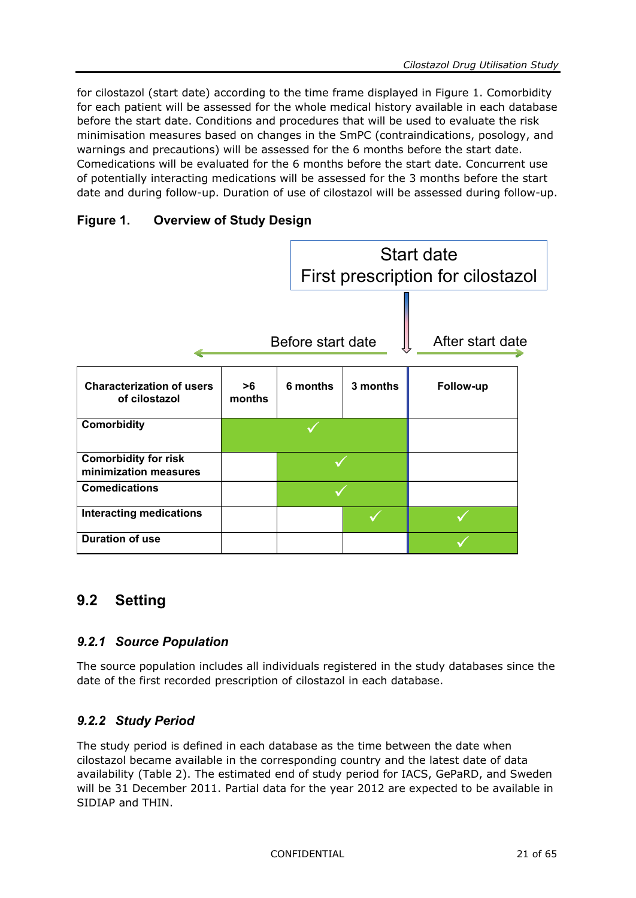for cilostazol (start date) according to the time frame displayed in Figure 1. Comorbidity for each patient will be assessed for the whole medical history available in each database before the start date. Conditions and procedures that will be used to evaluate the risk minimisation measures based on changes in the SmPC (contraindications, posology, and warnings and precautions) will be assessed for the 6 months before the start date. Comedications will be evaluated for the 6 months before the start date. Concurrent use of potentially interacting medications will be assessed for the 3 months before the start date and during follow-up. Duration of use of cilostazol will be assessed during follow-up.

**Figure 1. Overview of Study Design**

Start date
First prescription for cilostazol

Before start date ← | → After start date

| Characterization of users of cilostazol | >6 months | 6 months | 3 months | Follow-up |
|---|---|---|---|---|
| Comorbidity | ✓ | ✓ | ✓ | |
| Comorbidity for risk minimization measures | | ✓ | ✓ | |
| Comedications | | ✓ | ✓ | |
| Interacting medications | | | ✓ | ✓ |
| Duration of use | | | | ✓ |

## 9.2 Setting

### *9.2.1 Source Population*

The source population includes all individuals registered in the study databases since the date of the first recorded prescription of cilostazol in each database.

### *9.2.2 Study Period*

The study period is defined in each database as the time between the date when cilostazol became available in the corresponding country and the latest date of data availability (Table 2). The estimated end of study period for IACS, GePaRD, and Sweden will be 31 December 2011. Partial data for the year 2012 are expected to be available in SIDIAP and THIN.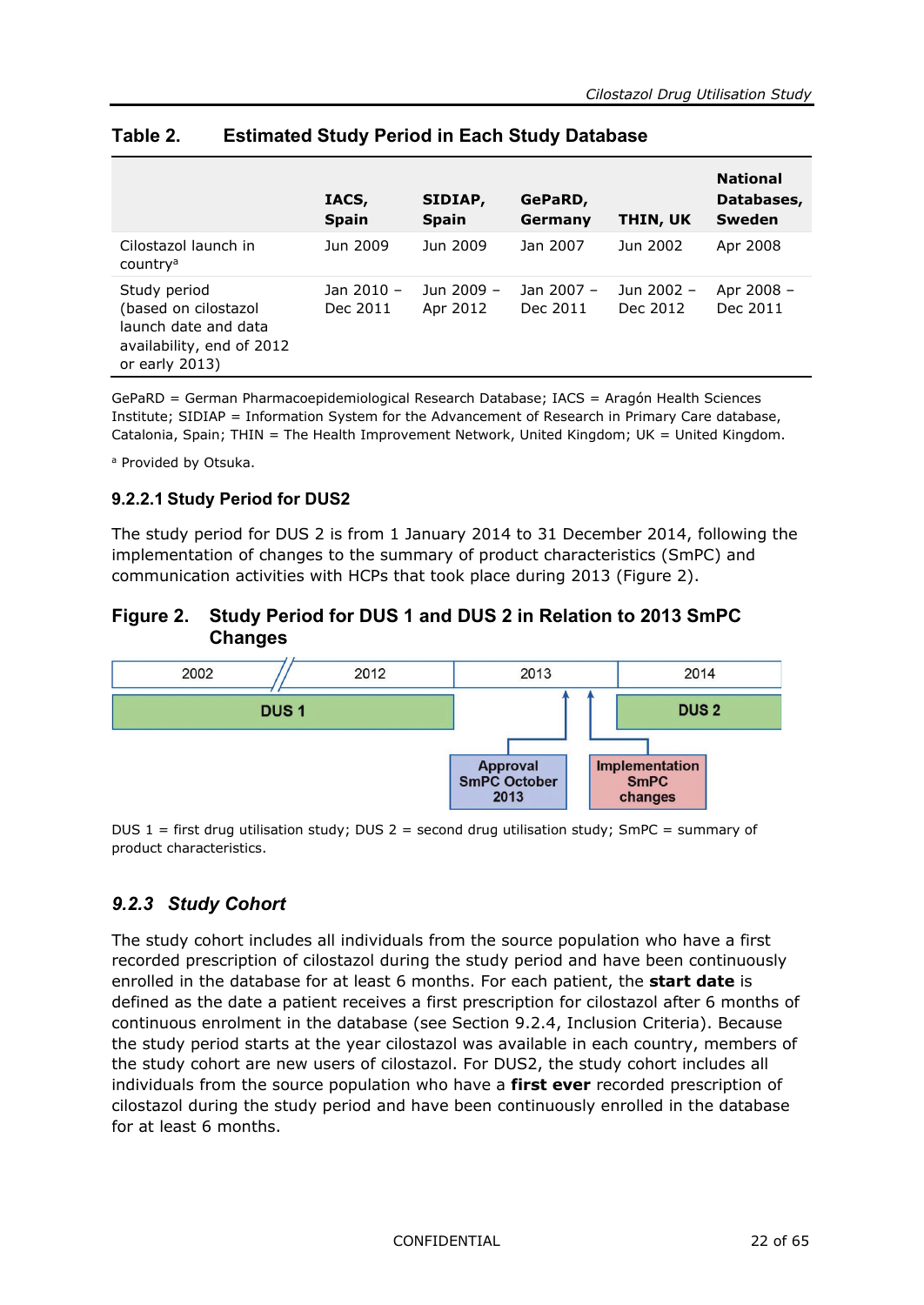**Table 2. Estimated Study Period in Each Study Database**

| | IACS, Spain | SIDIAP, Spain | GePaRD, Germany | THIN, UK | National Databases, Sweden |
|---|---|---|---|---|---|
| Cilostazol launch in country[a] | Jun 2009 | Jun 2009 | Jan 2007 | Jun 2002 | Apr 2008 |
| Study period (based on cilostazol launch date and data availability, end of 2012 or early 2013) | Jan 2010 – Dec 2011 | Jun 2009 – Apr 2012 | Jan 2007 – Dec 2011 | Jun 2002 – Dec 2012 | Apr 2008 – Dec 2011 |

GePaRD = German Pharmacoepidemiological Research Database; IACS = Aragón Health Sciences Institute; SIDIAP = Information System for the Advancement of Research in Primary Care database, Catalonia, Spain; THIN = The Health Improvement Network, United Kingdom; UK = United Kingdom.

[a] Provided by Otsuka.

#### 9.2.2.1 Study Period for DUS2

The study period for DUS 2 is from 1 January 2014 to 31 December 2014, following the implementation of changes to the summary of product characteristics (SmPC) and communication activities with HCPs that took place during 2013 (Figure 2).

**Figure 2. Study Period for DUS 1 and DUS 2 in Relation to 2013 SmPC Changes**

| 2002 // 2012 | 2013 | 2014 |
|---|---|---|
| DUS 1 | | DUS 2 |
| | Approval SmPC October 2013; Implementation SmPC changes | |

DUS 1 = first drug utilisation study; DUS 2 = second drug utilisation study; SmPC = summary of product characteristics.

### *9.2.3 Study Cohort*

The study cohort includes all individuals from the source population who have a first recorded prescription of cilostazol during the study period and have been continuously enrolled in the database for at least 6 months. For each patient, the **start date** is defined as the date a patient receives a first prescription for cilostazol after 6 months of continuous enrolment in the database (see Section 9.2.4, Inclusion Criteria). Because the study period starts at the year cilostazol was available in each country, members of the study cohort are new users of cilostazol. For DUS2, the study cohort includes all individuals from the source population who have a **first ever** recorded prescription of cilostazol during the study period and have been continuously enrolled in the database for at least 6 months.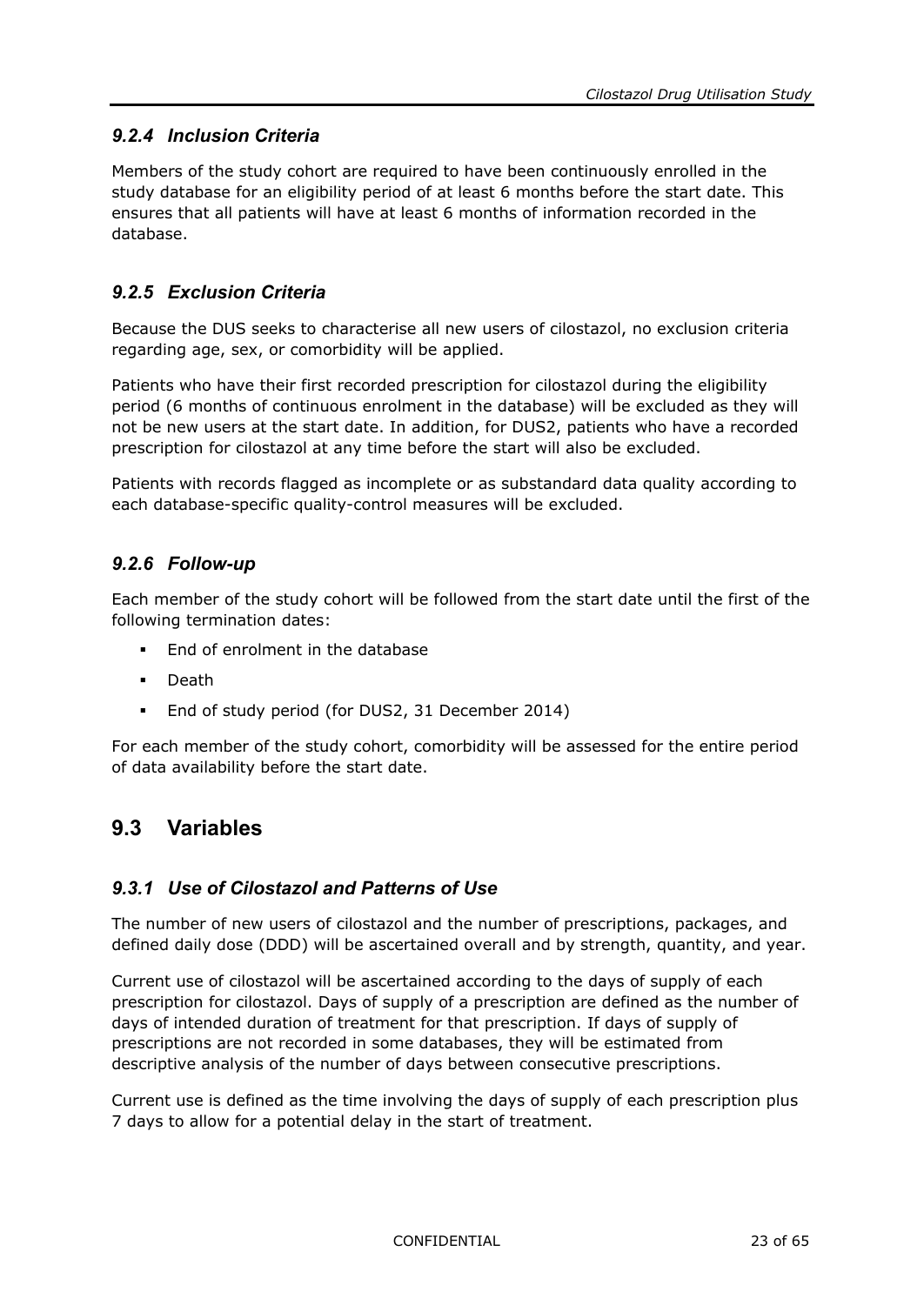### 9.2.4 Inclusion Criteria

Members of the study cohort are required to have been continuously enrolled in the study database for an eligibility period of at least 6 months before the start date. This ensures that all patients will have at least 6 months of information recorded in the database.

### 9.2.5 Exclusion Criteria

Because the DUS seeks to characterise all new users of cilostazol, no exclusion criteria regarding age, sex, or comorbidity will be applied.

Patients who have their first recorded prescription for cilostazol during the eligibility period (6 months of continuous enrolment in the database) will be excluded as they will not be new users at the start date. In addition, for DUS2, patients who have a recorded prescription for cilostazol at any time before the start will also be excluded.

Patients with records flagged as incomplete or as substandard data quality according to each database-specific quality-control measures will be excluded.

### 9.2.6 Follow-up

Each member of the study cohort will be followed from the start date until the first of the following termination dates:

- End of enrolment in the database
- Death
- End of study period (for DUS2, 31 December 2014)

For each member of the study cohort, comorbidity will be assessed for the entire period of data availability before the start date.

## 9.3 Variables

### 9.3.1 Use of Cilostazol and Patterns of Use

The number of new users of cilostazol and the number of prescriptions, packages, and defined daily dose (DDD) will be ascertained overall and by strength, quantity, and year.

Current use of cilostazol will be ascertained according to the days of supply of each prescription for cilostazol. Days of supply of a prescription are defined as the number of days of intended duration of treatment for that prescription. If days of supply of prescriptions are not recorded in some databases, they will be estimated from descriptive analysis of the number of days between consecutive prescriptions.

Current use is defined as the time involving the days of supply of each prescription plus 7 days to allow for a potential delay in the start of treatment.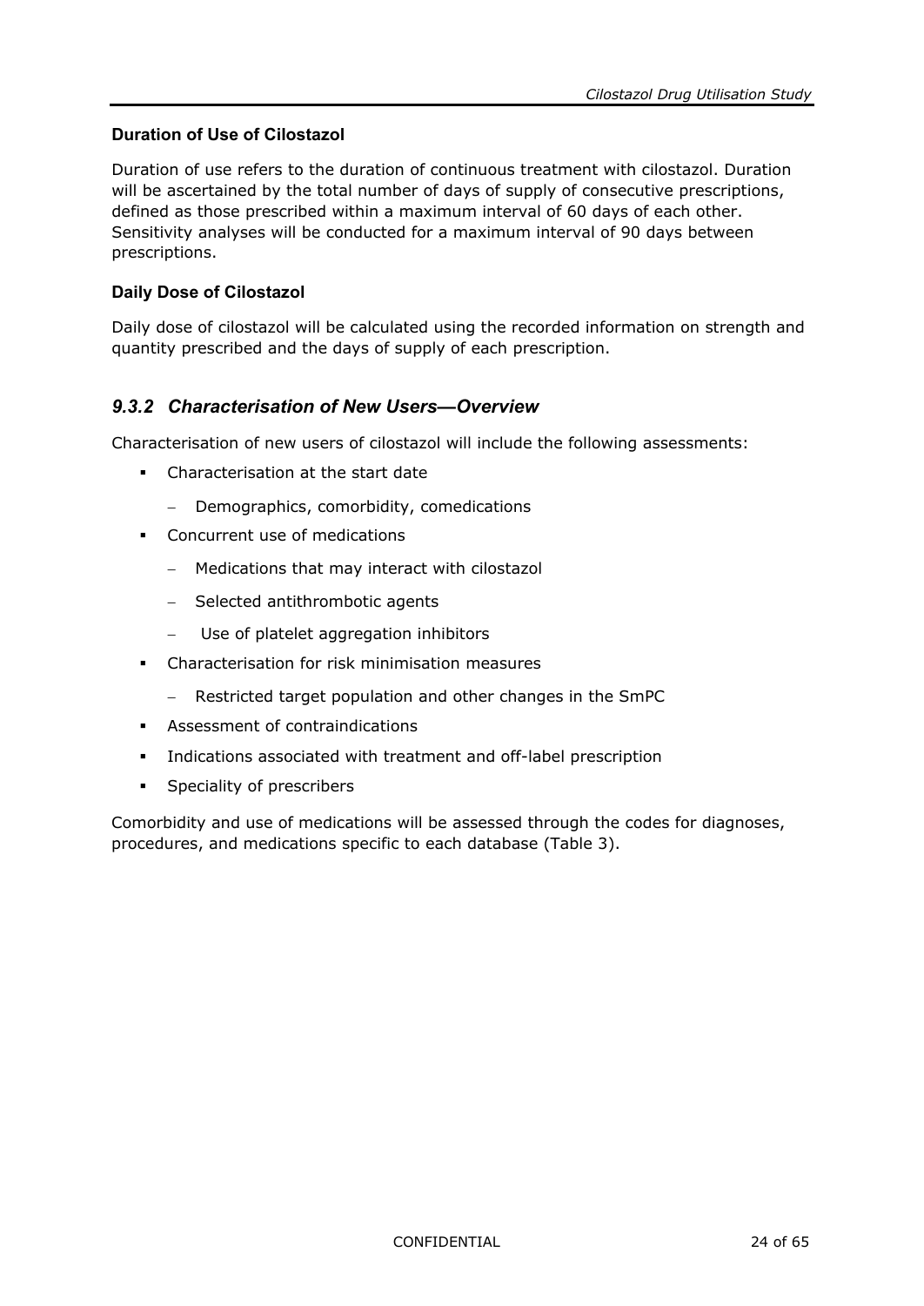**Duration of Use of Cilostazol**

Duration of use refers to the duration of continuous treatment with cilostazol. Duration will be ascertained by the total number of days of supply of consecutive prescriptions, defined as those prescribed within a maximum interval of 60 days of each other. Sensitivity analyses will be conducted for a maximum interval of 90 days between prescriptions.

**Daily Dose of Cilostazol**

Daily dose of cilostazol will be calculated using the recorded information on strength and quantity prescribed and the days of supply of each prescription.

### *9.3.2 Characterisation of New Users—Overview*

Characterisation of new users of cilostazol will include the following assessments:

- Characterisation at the start date
  - Demographics, comorbidity, comedications
- Concurrent use of medications
  - Medications that may interact with cilostazol
  - Selected antithrombotic agents
  - Use of platelet aggregation inhibitors
- Characterisation for risk minimisation measures
  - Restricted target population and other changes in the SmPC
- Assessment of contraindications
- Indications associated with treatment and off-label prescription
- Speciality of prescribers

Comorbidity and use of medications will be assessed through the codes for diagnoses, procedures, and medications specific to each database (Table 3).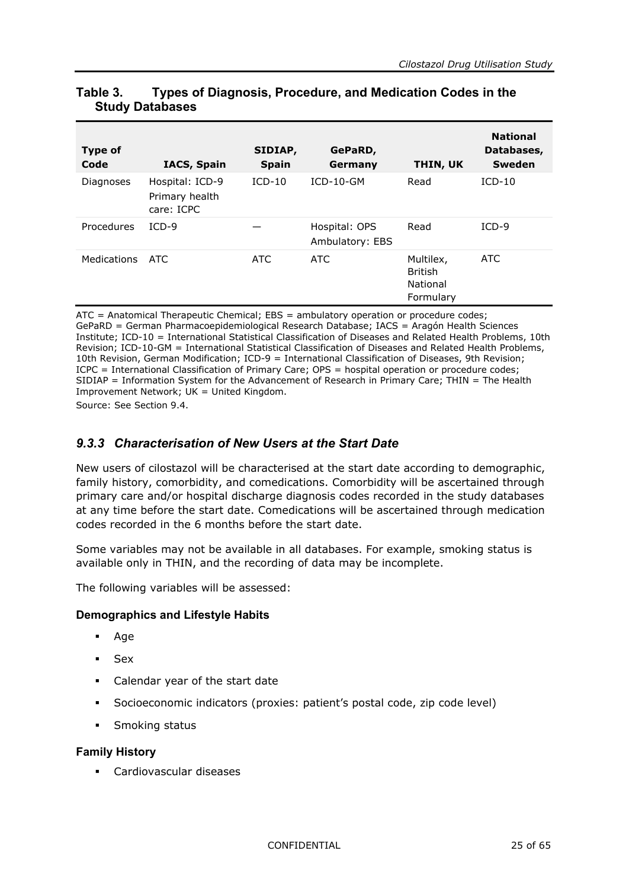**Table 3. Types of Diagnosis, Procedure, and Medication Codes in the Study Databases**

| Type of Code | IACS, Spain | SIDIAP, Spain | GePaRD, Germany | THIN, UK | National Databases, Sweden |
|---|---|---|---|---|---|
| Diagnoses | Hospital: ICD-9<br>Primary health care: ICPC | ICD-10 | ICD-10-GM | Read | ICD-10 |
| Procedures | ICD-9 | — | Hospital: OPS<br>Ambulatory: EBS | Read | ICD-9 |
| Medications | ATC | ATC | ATC | Multilex, British National Formulary | ATC |

ATC = Anatomical Therapeutic Chemical; EBS = ambulatory operation or procedure codes; GePaRD = German Pharmacoepidemiological Research Database; IACS = Aragón Health Sciences Institute; ICD-10 = International Statistical Classification of Diseases and Related Health Problems, 10th Revision; ICD-10-GM = International Statistical Classification of Diseases and Related Health Problems, 10th Revision, German Modification; ICD-9 = International Classification of Diseases, 9th Revision; ICPC = International Classification of Primary Care; OPS = hospital operation or procedure codes; SIDIAP = Information System for the Advancement of Research in Primary Care; THIN = The Health Improvement Network; UK = United Kingdom.

Source: See Section 9.4.

### *9.3.3 Characterisation of New Users at the Start Date*

New users of cilostazol will be characterised at the start date according to demographic, family history, comorbidity, and comedications. Comorbidity will be ascertained through primary care and/or hospital discharge diagnosis codes recorded in the study databases at any time before the start date. Comedications will be ascertained through medication codes recorded in the 6 months before the start date.

Some variables may not be available in all databases. For example, smoking status is available only in THIN, and the recording of data may be incomplete.

The following variables will be assessed:

**Demographics and Lifestyle Habits**

- Age
- Sex
- Calendar year of the start date
- Socioeconomic indicators (proxies: patient's postal code, zip code level)
- Smoking status

**Family History**

- Cardiovascular diseases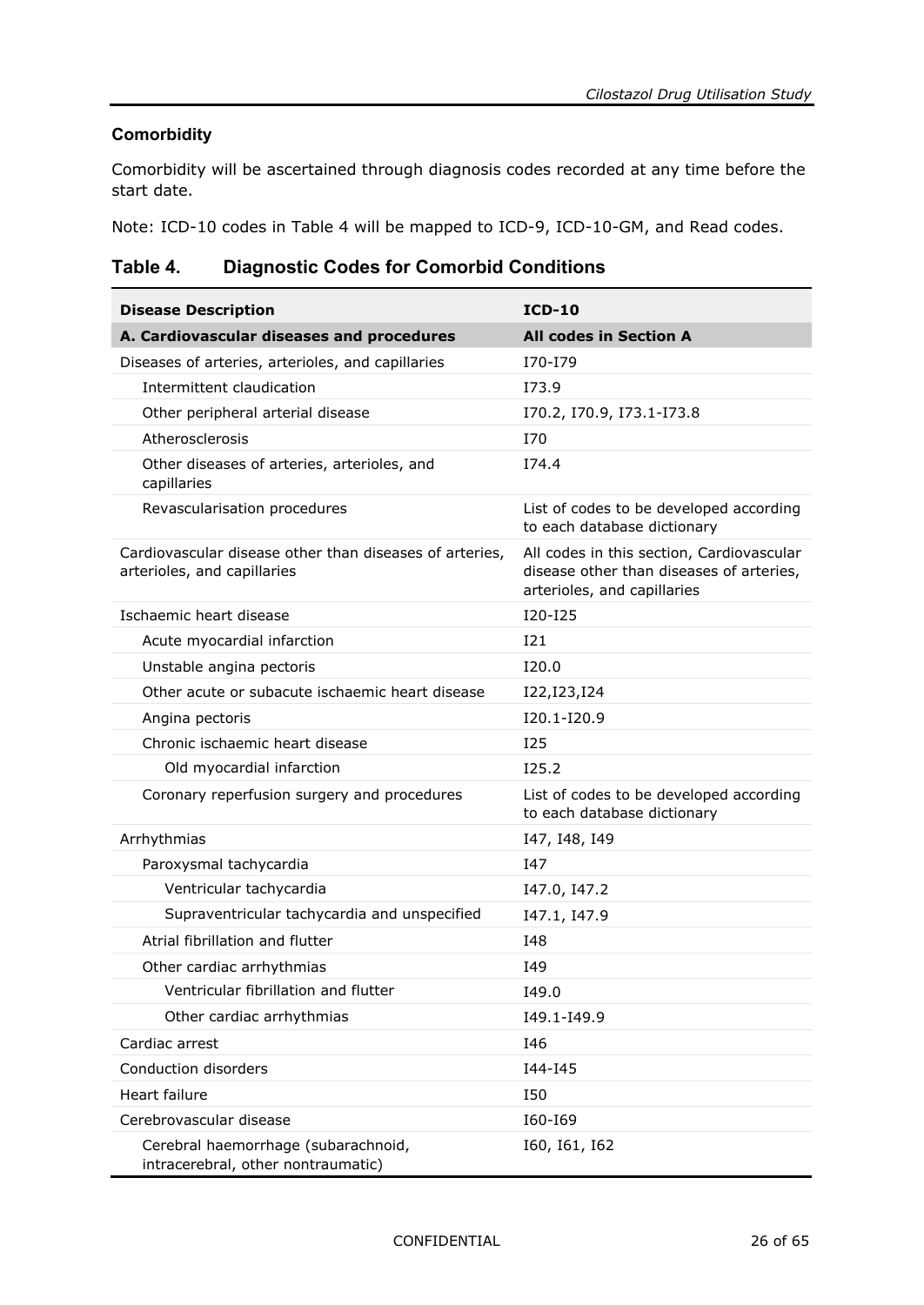### Comorbidity

Comorbidity will be ascertained through diagnosis codes recorded at any time before the start date.

Note: ICD-10 codes in Table 4 will be mapped to ICD-9, ICD-10-GM, and Read codes.

## Table 4. Diagnostic Codes for Comorbid Conditions

| Disease Description | ICD-10 |
|---|---|
| **A. Cardiovascular diseases and procedures** | **All codes in Section A** |
| Diseases of arteries, arterioles, and capillaries | I70-I79 |
| Intermittent claudication | I73.9 |
| Other peripheral arterial disease | I70.2, I70.9, I73.1-I73.8 |
| Atherosclerosis | I70 |
| Other diseases of arteries, arterioles, and capillaries | I74.4 |
| Revascularisation procedures | List of codes to be developed according to each database dictionary |
| Cardiovascular disease other than diseases of arteries, arterioles, and capillaries | All codes in this section, Cardiovascular disease other than diseases of arteries, arterioles, and capillaries |
| Ischaemic heart disease | I20-I25 |
| Acute myocardial infarction | I21 |
| Unstable angina pectoris | I20.0 |
| Other acute or subacute ischaemic heart disease | I22,I23,I24 |
| Angina pectoris | I20.1-I20.9 |
| Chronic ischaemic heart disease | I25 |
| Old myocardial infarction | I25.2 |
| Coronary reperfusion surgery and procedures | List of codes to be developed according to each database dictionary |
| Arrhythmias | I47, I48, I49 |
| Paroxysmal tachycardia | I47 |
| Ventricular tachycardia | I47.0, I47.2 |
| Supraventricular tachycardia and unspecified | I47.1, I47.9 |
| Atrial fibrillation and flutter | I48 |
| Other cardiac arrhythmias | I49 |
| Ventricular fibrillation and flutter | I49.0 |
| Other cardiac arrhythmias | I49.1-I49.9 |
| Cardiac arrest | I46 |
| Conduction disorders | I44-I45 |
| Heart failure | I50 |
| Cerebrovascular disease | I60-I69 |
| Cerebral haemorrhage (subarachnoid, intracerebral, other nontraumatic) | I60, I61, I62 |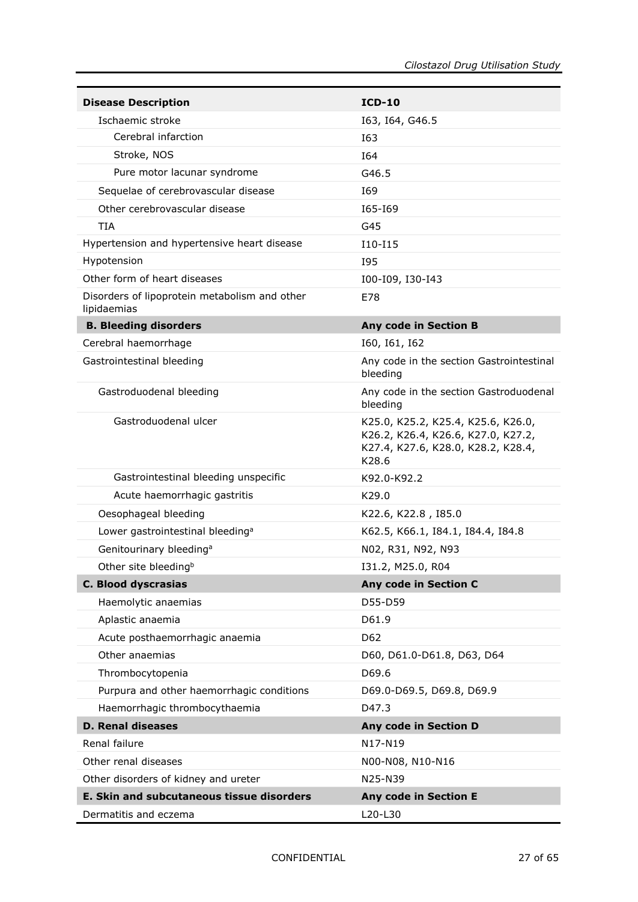| Disease Description | ICD-10 |
|---|---|
| Ischaemic stroke | I63, I64, G46.5 |
| Cerebral infarction | I63 |
| Stroke, NOS | I64 |
| Pure motor lacunar syndrome | G46.5 |
| Sequelae of cerebrovascular disease | I69 |
| Other cerebrovascular disease | I65-I69 |
| TIA | G45 |
| Hypertension and hypertensive heart disease | I10-I15 |
| Hypotension | I95 |
| Other form of heart diseases | I00-I09, I30-I43 |
| Disorders of lipoprotein metabolism and other lipidaemias | E78 |
| **B. Bleeding disorders** | **Any code in Section B** |
| Cerebral haemorrhage | I60, I61, I62 |
| Gastrointestinal bleeding | Any code in the section Gastrointestinal bleeding |
| Gastroduodenal bleeding | Any code in the section Gastroduodenal bleeding |
| Gastroduodenal ulcer | K25.0, K25.2, K25.4, K25.6, K26.0, K26.2, K26.4, K26.6, K27.0, K27.2, K27.4, K27.6, K28.0, K28.2, K28.4, K28.6 |
| Gastrointestinal bleeding unspecific | K92.0-K92.2 |
| Acute haemorrhagic gastritis | K29.0 |
| Oesophageal bleeding | K22.6, K22.8 , I85.0 |
| Lower gastrointestinal bleeding[a] | K62.5, K66.1, I84.1, I84.4, I84.8 |
| Genitourinary bleeding[a] | N02, R31, N92, N93 |
| Other site bleeding[b] | I31.2, M25.0, R04 |
| **C. Blood dyscrasias** | **Any code in Section C** |
| Haemolytic anaemias | D55-D59 |
| Aplastic anaemia | D61.9 |
| Acute posthaemorrhagic anaemia | D62 |
| Other anaemias | D60, D61.0-D61.8, D63, D64 |
| Thrombocytopenia | D69.6 |
| Purpura and other haemorrhagic conditions | D69.0-D69.5, D69.8, D69.9 |
| Haemorrhagic thrombocythaemia | D47.3 |
| **D. Renal diseases** | **Any code in Section D** |
| Renal failure | N17-N19 |
| Other renal diseases | N00-N08, N10-N16 |
| Other disorders of kidney and ureter | N25-N39 |
| **E. Skin and subcutaneous tissue disorders** | **Any code in Section E** |
| Dermatitis and eczema | L20-L30 |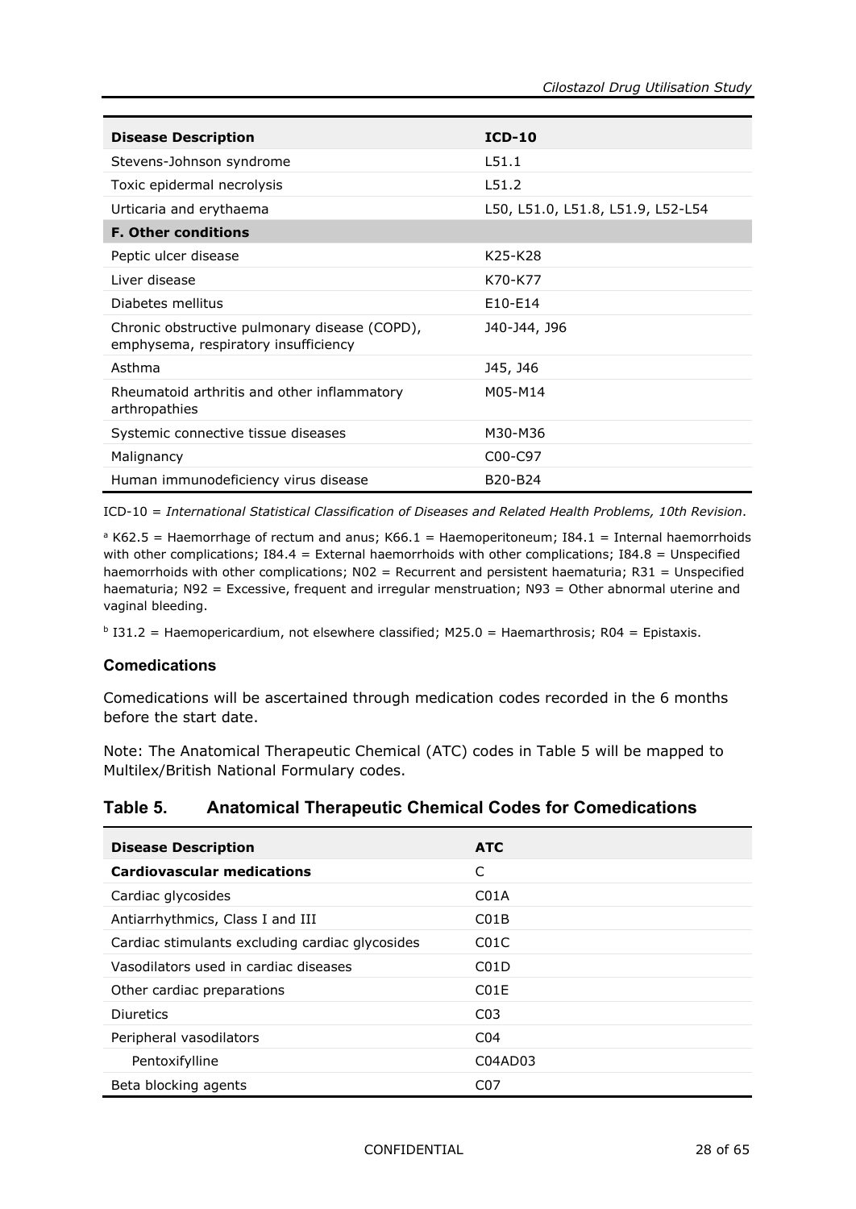| Disease Description | ICD-10 |
|---|---|
| Stevens-Johnson syndrome | L51.1 |
| Toxic epidermal necrolysis | L51.2 |
| Urticaria and erythaema | L50, L51.0, L51.8, L51.9, L52-L54 |
| **F. Other conditions** | |
| Peptic ulcer disease | K25-K28 |
| Liver disease | K70-K77 |
| Diabetes mellitus | E10-E14 |
| Chronic obstructive pulmonary disease (COPD), emphysema, respiratory insufficiency | J40-J44, J96 |
| Asthma | J45, J46 |
| Rheumatoid arthritis and other inflammatory arthropathies | M05-M14 |
| Systemic connective tissue diseases | M30-M36 |
| Malignancy | C00-C97 |
| Human immunodeficiency virus disease | B20-B24 |

ICD-10 = *International Statistical Classification of Diseases and Related Health Problems, 10th Revision*.

[a] K62.5 = Haemorrhage of rectum and anus; K66.1 = Haemoperitoneum; I84.1 = Internal haemorrhoids with other complications; I84.4 = External haemorrhoids with other complications; I84.8 = Unspecified haemorrhoids with other complications; N02 = Recurrent and persistent haematuria; R31 = Unspecified haematuria; N92 = Excessive, frequent and irregular menstruation; N93 = Other abnormal uterine and vaginal bleeding.

[b] I31.2 = Haemopericardium, not elsewhere classified; M25.0 = Haemarthrosis; R04 = Epistaxis.

### Comedications

Comedications will be ascertained through medication codes recorded in the 6 months before the start date.

Note: The Anatomical Therapeutic Chemical (ATC) codes in Table 5 will be mapped to Multilex/British National Formulary codes.

**Table 5. Anatomical Therapeutic Chemical Codes for Comedications**

| Disease Description | ATC |
|---|---|
| **Cardiovascular medications** | C |
| Cardiac glycosides | C01A |
| Antiarrhythmics, Class I and III | C01B |
| Cardiac stimulants excluding cardiac glycosides | C01C |
| Vasodilators used in cardiac diseases | C01D |
| Other cardiac preparations | C01E |
| Diuretics | C03 |
| Peripheral vasodilators | C04 |
| Pentoxifylline | C04AD03 |
| Beta blocking agents | C07 |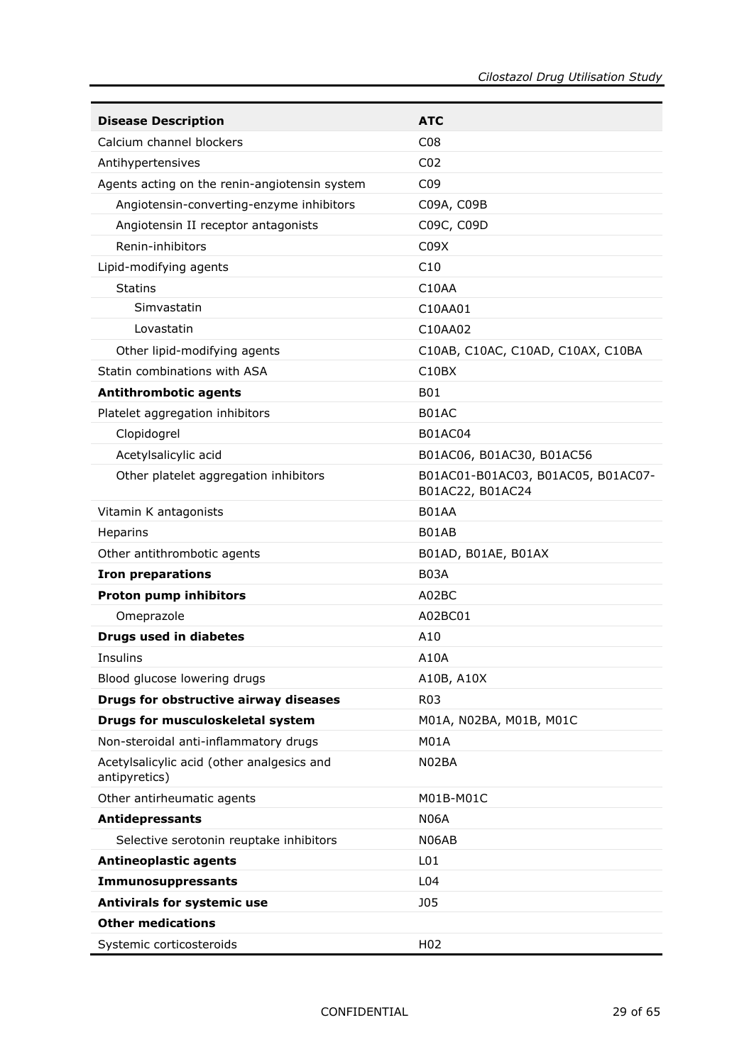| Disease Description | ATC |
|---|---|
| Calcium channel blockers | C08 |
| Antihypertensives | C02 |
| Agents acting on the renin-angiotensin system | C09 |
| Angiotensin-converting-enzyme inhibitors | C09A, C09B |
| Angiotensin II receptor antagonists | C09C, C09D |
| Renin-inhibitors | C09X |
| Lipid-modifying agents | C10 |
| Statins | C10AA |
| Simvastatin | C10AA01 |
| Lovastatin | C10AA02 |
| Other lipid-modifying agents | C10AB, C10AC, C10AD, C10AX, C10BA |
| Statin combinations with ASA | C10BX |
| **Antithrombotic agents** | B01 |
| Platelet aggregation inhibitors | B01AC |
| Clopidogrel | B01AC04 |
| Acetylsalicylic acid | B01AC06, B01AC30, B01AC56 |
| Other platelet aggregation inhibitors | B01AC01-B01AC03, B01AC05, B01AC07-B01AC22, B01AC24 |
| Vitamin K antagonists | B01AA |
| Heparins | B01AB |
| Other antithrombotic agents | B01AD, B01AE, B01AX |
| **Iron preparations** | B03A |
| **Proton pump inhibitors** | A02BC |
| Omeprazole | A02BC01 |
| **Drugs used in diabetes** | A10 |
| Insulins | A10A |
| Blood glucose lowering drugs | A10B, A10X |
| **Drugs for obstructive airway diseases** | R03 |
| **Drugs for musculoskeletal system** | M01A, N02BA, M01B, M01C |
| Non-steroidal anti-inflammatory drugs | M01A |
| Acetylsalicylic acid (other analgesics and antipyretics) | N02BA |
| Other antirheumatic agents | M01B-M01C |
| **Antidepressants** | N06A |
| Selective serotonin reuptake inhibitors | N06AB |
| **Antineoplastic agents** | L01 |
| **Immunosuppressants** | L04 |
| **Antivirals for systemic use** | J05 |
| **Other medications** | |
| Systemic corticosteroids | H02 |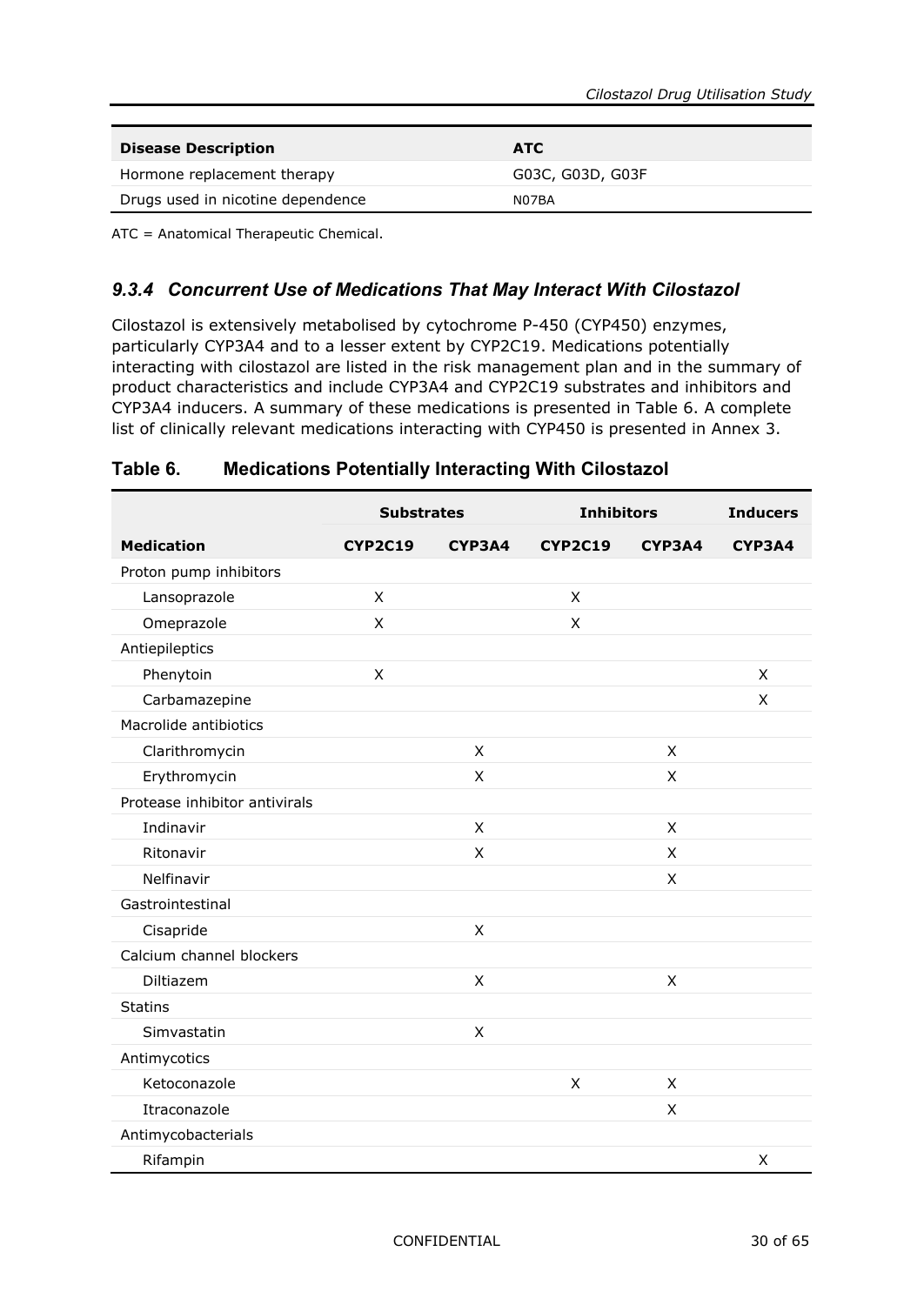| Disease Description | ATC |
|---|---|
| Hormone replacement therapy | G03C, G03D, G03F |
| Drugs used in nicotine dependence | N07BA |

ATC = Anatomical Therapeutic Chemical.

### *9.3.4 Concurrent Use of Medications That May Interact With Cilostazol*

Cilostazol is extensively metabolised by cytochrome P-450 (CYP450) enzymes, particularly CYP3A4 and to a lesser extent by CYP2C19. Medications potentially interacting with cilostazol are listed in the risk management plan and in the summary of product characteristics and include CYP3A4 and CYP2C19 substrates and inhibitors and CYP3A4 inducers. A summary of these medications is presented in Table 6. A complete list of clinically relevant medications interacting with CYP450 is presented in Annex 3.

**Table 6. Medications Potentially Interacting With Cilostazol**

| | Substrates | | Inhibitors | | Inducers |
|---|---|---|---|---|---|
| **Medication** | **CYP2C19** | **CYP3A4** | **CYP2C19** | **CYP3A4** | **CYP3A4** |
| Proton pump inhibitors | | | | | |
| Lansoprazole | X | | X | | |
| Omeprazole | X | | X | | |
| Antiepileptics | | | | | |
| Phenytoin | X | | | | X |
| Carbamazepine | | | | | X |
| Macrolide antibiotics | | | | | |
| Clarithromycin | | X | | X | |
| Erythromycin | | X | | X | |
| Protease inhibitor antivirals | | | | | |
| Indinavir | | X | | X | |
| Ritonavir | | X | | X | |
| Nelfinavir | | | | X | |
| Gastrointestinal | | | | | |
| Cisapride | | X | | | |
| Calcium channel blockers | | | | | |
| Diltiazem | | X | | X | |
| Statins | | | | | |
| Simvastatin | | X | | | |
| Antimycotics | | | | | |
| Ketoconazole | | | X | X | |
| Itraconazole | | | | X | |
| Antimycobacterials | | | | | |
| Rifampin | | | | | X |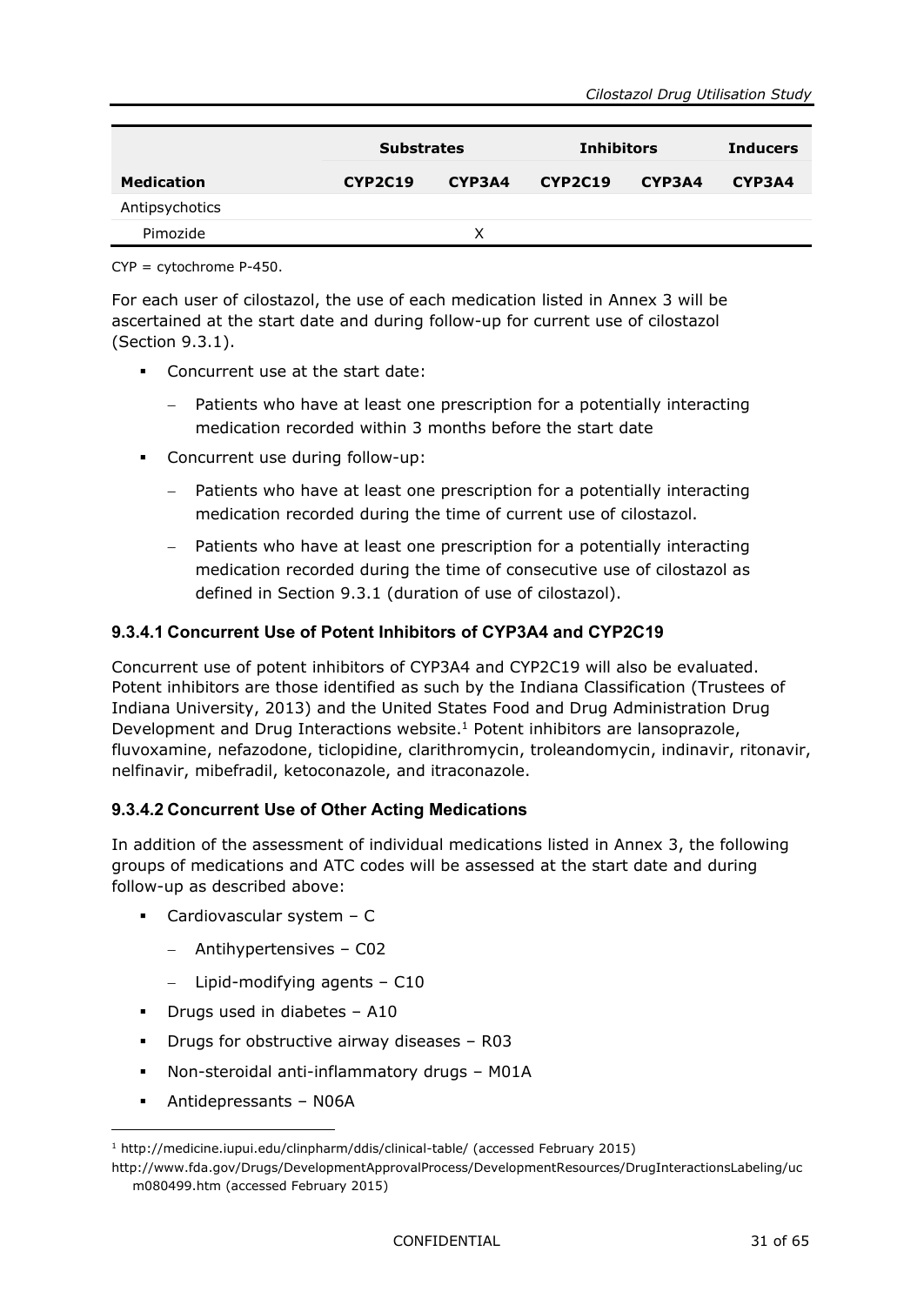| | Substrates | | Inhibitors | | Inducers |
|---|---|---|---|---|---|
| **Medication** | **CYP2C19** | **CYP3A4** | **CYP2C19** | **CYP3A4** | **CYP3A4** |
| Antipsychotics | | | | | |
| Pimozide | | X | | | |

CYP = cytochrome P-450.

For each user of cilostazol, the use of each medication listed in Annex 3 will be ascertained at the start date and during follow-up for current use of cilostazol (Section 9.3.1).

- Concurrent use at the start date:
  - Patients who have at least one prescription for a potentially interacting medication recorded within 3 months before the start date
- Concurrent use during follow-up:
  - Patients who have at least one prescription for a potentially interacting medication recorded during the time of current use of cilostazol.
  - Patients who have at least one prescription for a potentially interacting medication recorded during the time of consecutive use of cilostazol as defined in Section 9.3.1 (duration of use of cilostazol).

### 9.3.4.1 Concurrent Use of Potent Inhibitors of CYP3A4 and CYP2C19

Concurrent use of potent inhibitors of CYP3A4 and CYP2C19 will also be evaluated. Potent inhibitors are those identified as such by the Indiana Classification (Trustees of Indiana University, 2013) and the United States Food and Drug Administration Drug Development and Drug Interactions website.[1] Potent inhibitors are lansoprazole, fluvoxamine, nefazodone, ticlopidine, clarithromycin, troleandomycin, indinavir, ritonavir, nelfinavir, mibefradil, ketoconazole, and itraconazole.

### 9.3.4.2 Concurrent Use of Other Acting Medications

In addition of the assessment of individual medications listed in Annex 3, the following groups of medications and ATC codes will be assessed at the start date and during follow-up as described above:

- Cardiovascular system – C
  - Antihypertensives – C02
  - Lipid-modifying agents – C10
- Drugs used in diabetes – A10
- Drugs for obstructive airway diseases – R03
- Non-steroidal anti-inflammatory drugs – M01A
- Antidepressants – N06A

[1] http://medicine.iupui.edu/clinpharm/ddis/clinical-table/ (accessed February 2015)
http://www.fda.gov/Drugs/DevelopmentApprovalProcess/DevelopmentResources/DrugInteractionsLabeling/ucm080499.htm (accessed February 2015)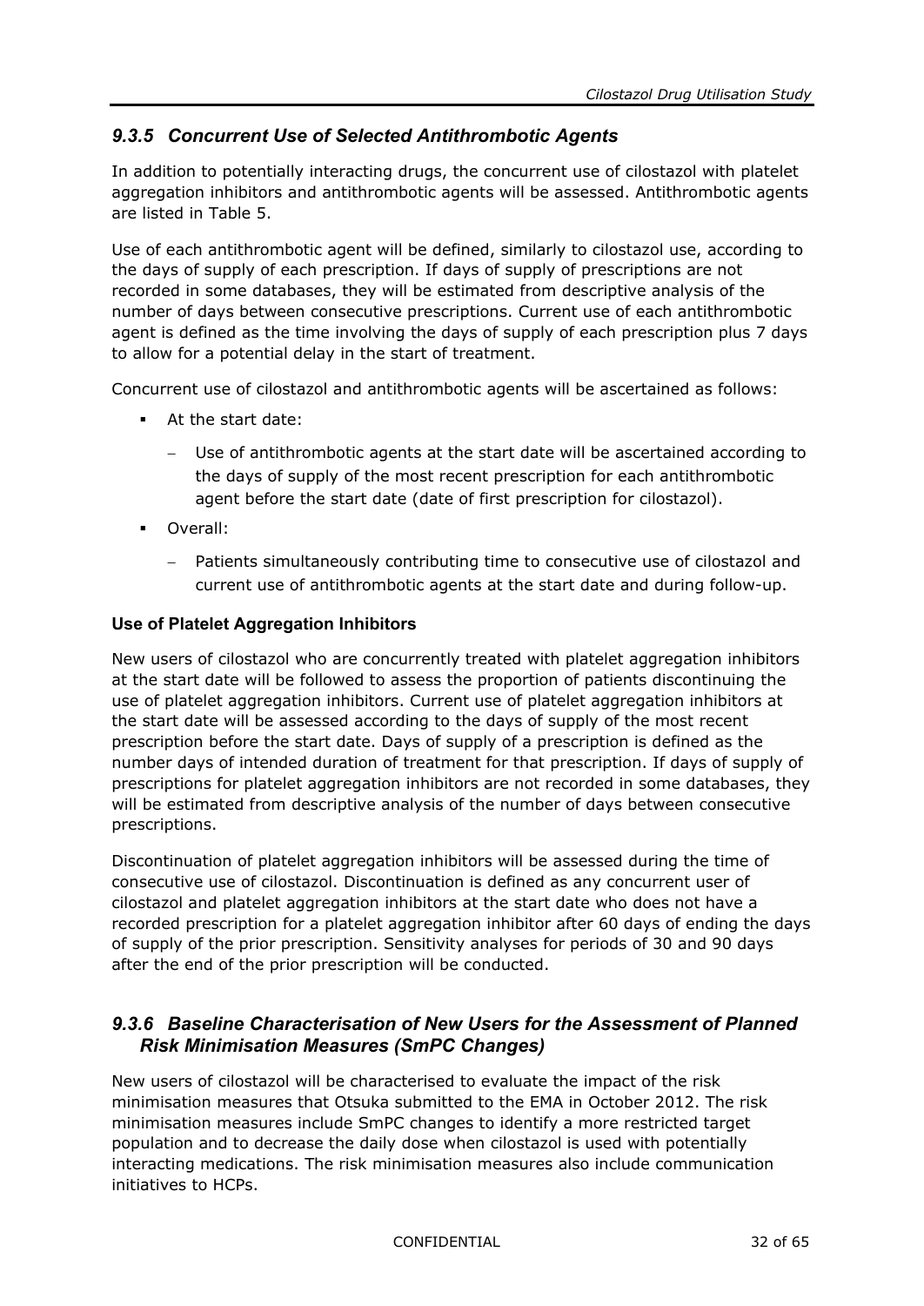### *9.3.5 Concurrent Use of Selected Antithrombotic Agents*

In addition to potentially interacting drugs, the concurrent use of cilostazol with platelet aggregation inhibitors and antithrombotic agents will be assessed. Antithrombotic agents are listed in Table 5.

Use of each antithrombotic agent will be defined, similarly to cilostazol use, according to the days of supply of each prescription. If days of supply of prescriptions are not recorded in some databases, they will be estimated from descriptive analysis of the number of days between consecutive prescriptions. Current use of each antithrombotic agent is defined as the time involving the days of supply of each prescription plus 7 days to allow for a potential delay in the start of treatment.

Concurrent use of cilostazol and antithrombotic agents will be ascertained as follows:

- At the start date:
  - Use of antithrombotic agents at the start date will be ascertained according to the days of supply of the most recent prescription for each antithrombotic agent before the start date (date of first prescription for cilostazol).
- Overall:
  - Patients simultaneously contributing time to consecutive use of cilostazol and current use of antithrombotic agents at the start date and during follow-up.

**Use of Platelet Aggregation Inhibitors**

New users of cilostazol who are concurrently treated with platelet aggregation inhibitors at the start date will be followed to assess the proportion of patients discontinuing the use of platelet aggregation inhibitors. Current use of platelet aggregation inhibitors at the start date will be assessed according to the days of supply of the most recent prescription before the start date. Days of supply of a prescription is defined as the number days of intended duration of treatment for that prescription. If days of supply of prescriptions for platelet aggregation inhibitors are not recorded in some databases, they will be estimated from descriptive analysis of the number of days between consecutive prescriptions.

Discontinuation of platelet aggregation inhibitors will be assessed during the time of consecutive use of cilostazol. Discontinuation is defined as any concurrent user of cilostazol and platelet aggregation inhibitors at the start date who does not have a recorded prescription for a platelet aggregation inhibitor after 60 days of ending the days of supply of the prior prescription. Sensitivity analyses for periods of 30 and 90 days after the end of the prior prescription will be conducted.

### *9.3.6 Baseline Characterisation of New Users for the Assessment of Planned Risk Minimisation Measures (SmPC Changes)*

New users of cilostazol will be characterised to evaluate the impact of the risk minimisation measures that Otsuka submitted to the EMA in October 2012. The risk minimisation measures include SmPC changes to identify a more restricted target population and to decrease the daily dose when cilostazol is used with potentially interacting medications. The risk minimisation measures also include communication initiatives to HCPs.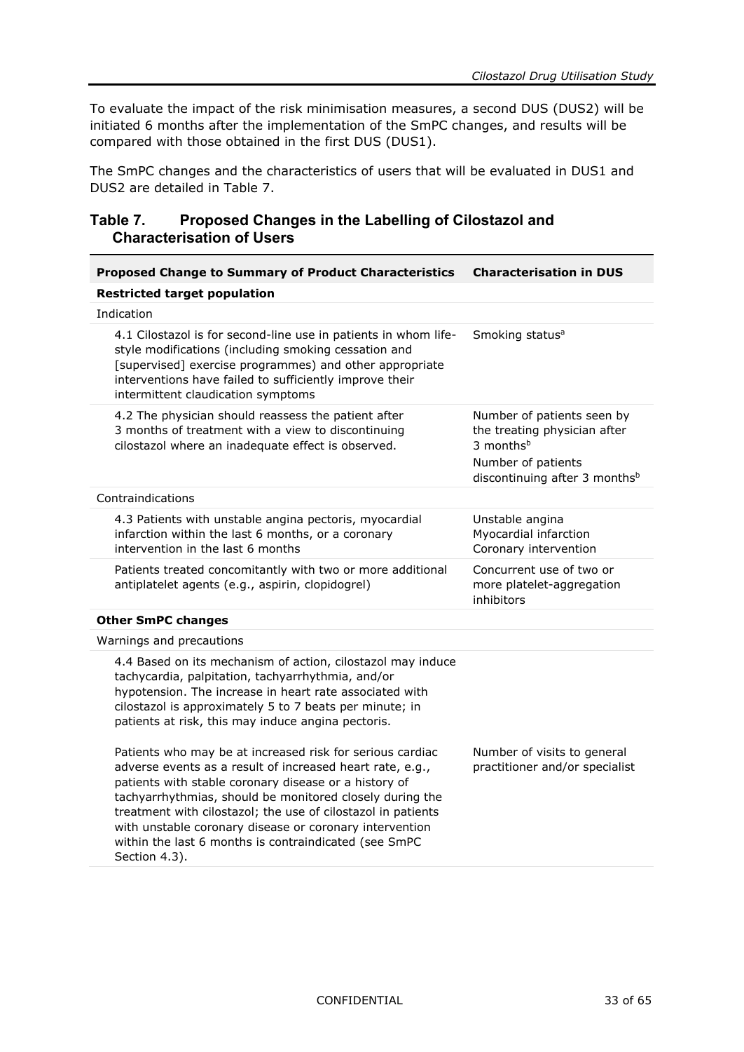To evaluate the impact of the risk minimisation measures, a second DUS (DUS2) will be initiated 6 months after the implementation of the SmPC changes, and results will be compared with those obtained in the first DUS (DUS1).

The SmPC changes and the characteristics of users that will be evaluated in DUS1 and DUS2 are detailed in Table 7.

## Table 7. Proposed Changes in the Labelling of Cilostazol and Characterisation of Users

| Proposed Change to Summary of Product Characteristics | Characterisation in DUS |
|---|---|
| **Restricted target population** | |
| Indication | |
| 4.1 Cilostazol is for second-line use in patients in whom life-style modifications (including smoking cessation and [supervised] exercise programmes) and other appropriate interventions have failed to sufficiently improve their intermittent claudication symptoms | Smoking status[a] |
| 4.2 The physician should reassess the patient after 3 months of treatment with a view to discontinuing cilostazol where an inadequate effect is observed. | Number of patients seen by the treating physician after 3 months[b]<br>Number of patients discontinuing after 3 months[b] |
| Contraindications | |
| 4.3 Patients with unstable angina pectoris, myocardial infarction within the last 6 months, or a coronary intervention in the last 6 months | Unstable angina<br>Myocardial infarction<br>Coronary intervention |
| Patients treated concomitantly with two or more additional antiplatelet agents (e.g., aspirin, clopidogrel) | Concurrent use of two or more platelet-aggregation inhibitors |
| **Other SmPC changes** | |
| Warnings and precautions | |
| 4.4 Based on its mechanism of action, cilostazol may induce tachycardia, palpitation, tachyarrhythmia, and/or hypotension. The increase in heart rate associated with cilostazol is approximately 5 to 7 beats per minute; in patients at risk, this may induce angina pectoris.<br><br>Patients who may be at increased risk for serious cardiac adverse events as a result of increased heart rate, e.g., patients with stable coronary disease or a history of tachyarrhythmias, should be monitored closely during the treatment with cilostazol; the use of cilostazol in patients with unstable coronary disease or coronary intervention within the last 6 months is contraindicated (see SmPC Section 4.3). | Number of visits to general practitioner and/or specialist |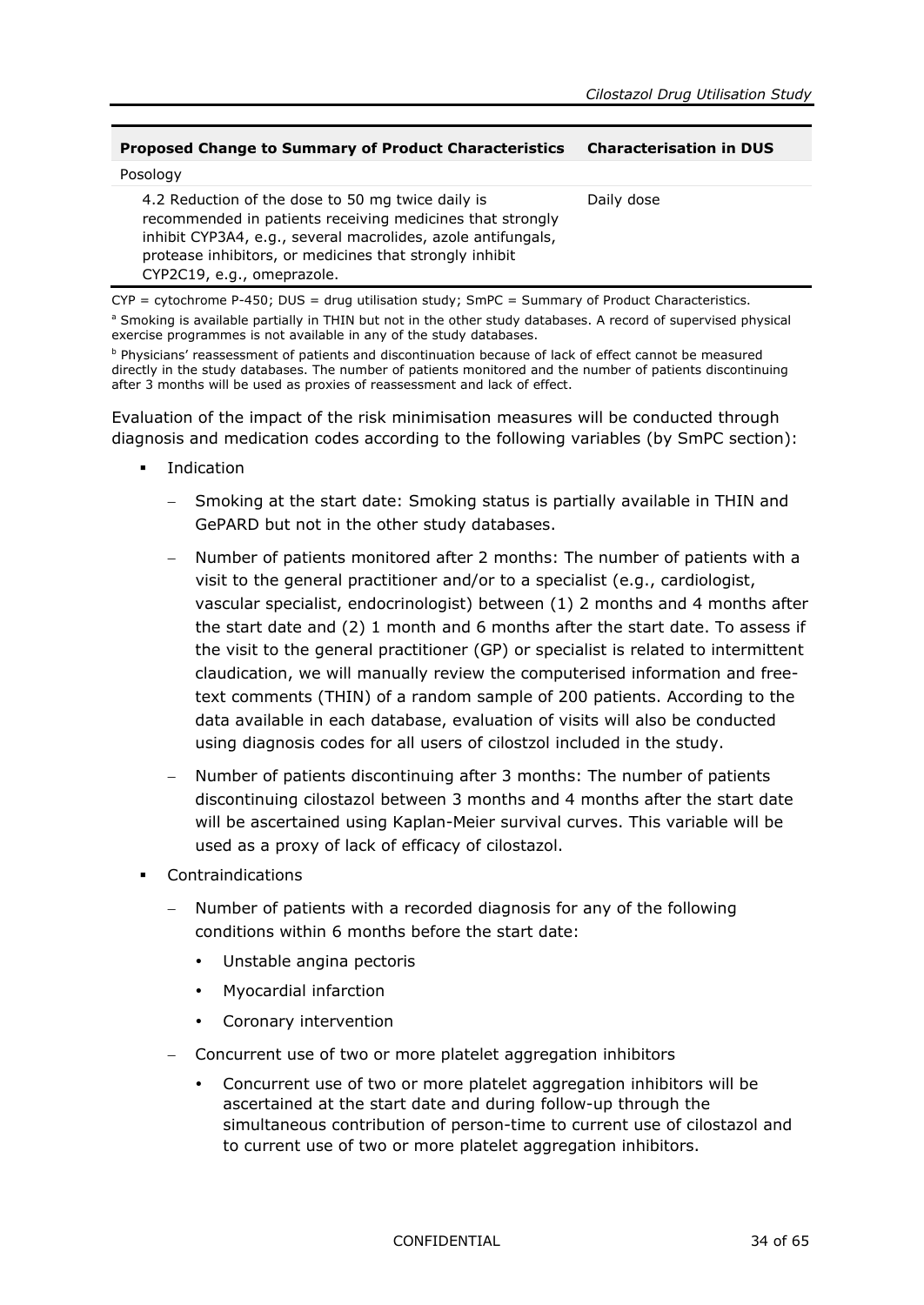| Proposed Change to Summary of Product Characteristics | Characterisation in DUS |
|---|---|
| Posology | |
| 4.2 Reduction of the dose to 50 mg twice daily is recommended in patients receiving medicines that strongly inhibit CYP3A4, e.g., several macrolides, azole antifungals, protease inhibitors, or medicines that strongly inhibit CYP2C19, e.g., omeprazole. | Daily dose |

CYP = cytochrome P-450; DUS = drug utilisation study; SmPC = Summary of Product Characteristics.

[a] Smoking is available partially in THIN but not in the other study databases. A record of supervised physical exercise programmes is not available in any of the study databases.

[b] Physicians' reassessment of patients and discontinuation because of lack of effect cannot be measured directly in the study databases. The number of patients monitored and the number of patients discontinuing after 3 months will be used as proxies of reassessment and lack of effect.

Evaluation of the impact of the risk minimisation measures will be conducted through diagnosis and medication codes according to the following variables (by SmPC section):

- Indication
  - Smoking at the start date: Smoking status is partially available in THIN and GePARD but not in the other study databases.
  - Number of patients monitored after 2 months: The number of patients with a visit to the general practitioner and/or to a specialist (e.g., cardiologist, vascular specialist, endocrinologist) between (1) 2 months and 4 months after the start date and (2) 1 month and 6 months after the start date. To assess if the visit to the general practitioner (GP) or specialist is related to intermittent claudication, we will manually review the computerised information and free-text comments (THIN) of a random sample of 200 patients. According to the data available in each database, evaluation of visits will also be conducted using diagnosis codes for all users of cilostzol included in the study.
  - Number of patients discontinuing after 3 months: The number of patients discontinuing cilostazol between 3 months and 4 months after the start date will be ascertained using Kaplan-Meier survival curves. This variable will be used as a proxy of lack of efficacy of cilostazol.
- Contraindications
  - Number of patients with a recorded diagnosis for any of the following conditions within 6 months before the start date:
    - Unstable angina pectoris
    - Myocardial infarction
    - Coronary intervention
  - Concurrent use of two or more platelet aggregation inhibitors
    - Concurrent use of two or more platelet aggregation inhibitors will be ascertained at the start date and during follow-up through the simultaneous contribution of person-time to current use of cilostazol and to current use of two or more platelet aggregation inhibitors.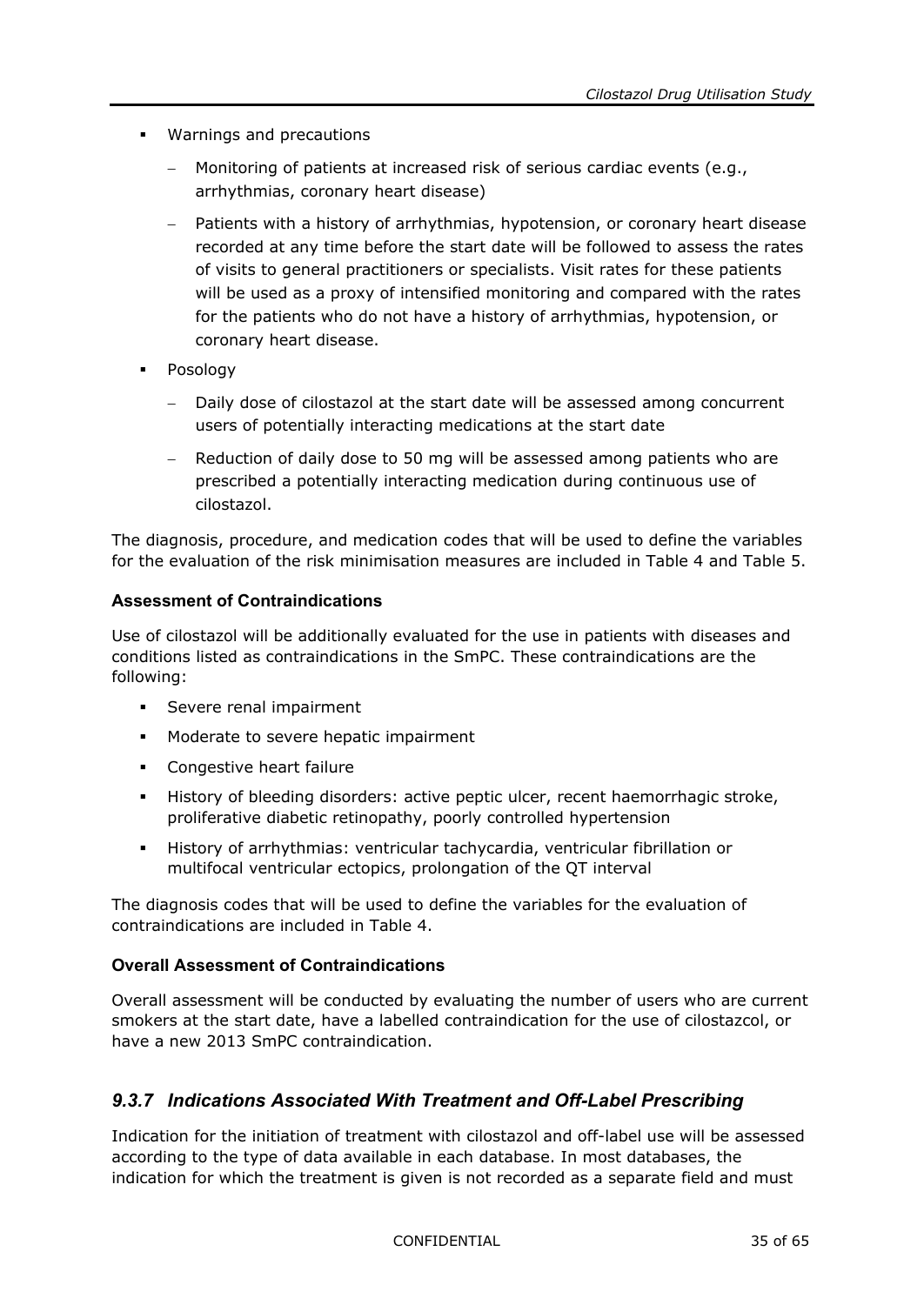- Warnings and precautions
  - Monitoring of patients at increased risk of serious cardiac events (e.g., arrhythmias, coronary heart disease)
  - Patients with a history of arrhythmias, hypotension, or coronary heart disease recorded at any time before the start date will be followed to assess the rates of visits to general practitioners or specialists. Visit rates for these patients will be used as a proxy of intensified monitoring and compared with the rates for the patients who do not have a history of arrhythmias, hypotension, or coronary heart disease.
- Posology
  - Daily dose of cilostazol at the start date will be assessed among concurrent users of potentially interacting medications at the start date
  - Reduction of daily dose to 50 mg will be assessed among patients who are prescribed a potentially interacting medication during continuous use of cilostazol.

The diagnosis, procedure, and medication codes that will be used to define the variables for the evaluation of the risk minimisation measures are included in Table 4 and Table 5.

**Assessment of Contraindications**

Use of cilostazol will be additionally evaluated for the use in patients with diseases and conditions listed as contraindications in the SmPC. These contraindications are the following:

- Severe renal impairment
- Moderate to severe hepatic impairment
- Congestive heart failure
- History of bleeding disorders: active peptic ulcer, recent haemorrhagic stroke, proliferative diabetic retinopathy, poorly controlled hypertension
- History of arrhythmias: ventricular tachycardia, ventricular fibrillation or multifocal ventricular ectopics, prolongation of the QT interval

The diagnosis codes that will be used to define the variables for the evaluation of contraindications are included in Table 4.

**Overall Assessment of Contraindications**

Overall assessment will be conducted by evaluating the number of users who are current smokers at the start date, have a labelled contraindication for the use of cilostazcol, or have a new 2013 SmPC contraindication.

### *9.3.7 Indications Associated With Treatment and Off-Label Prescribing*

Indication for the initiation of treatment with cilostazol and off-label use will be assessed according to the type of data available in each database. In most databases, the indication for which the treatment is given is not recorded as a separate field and must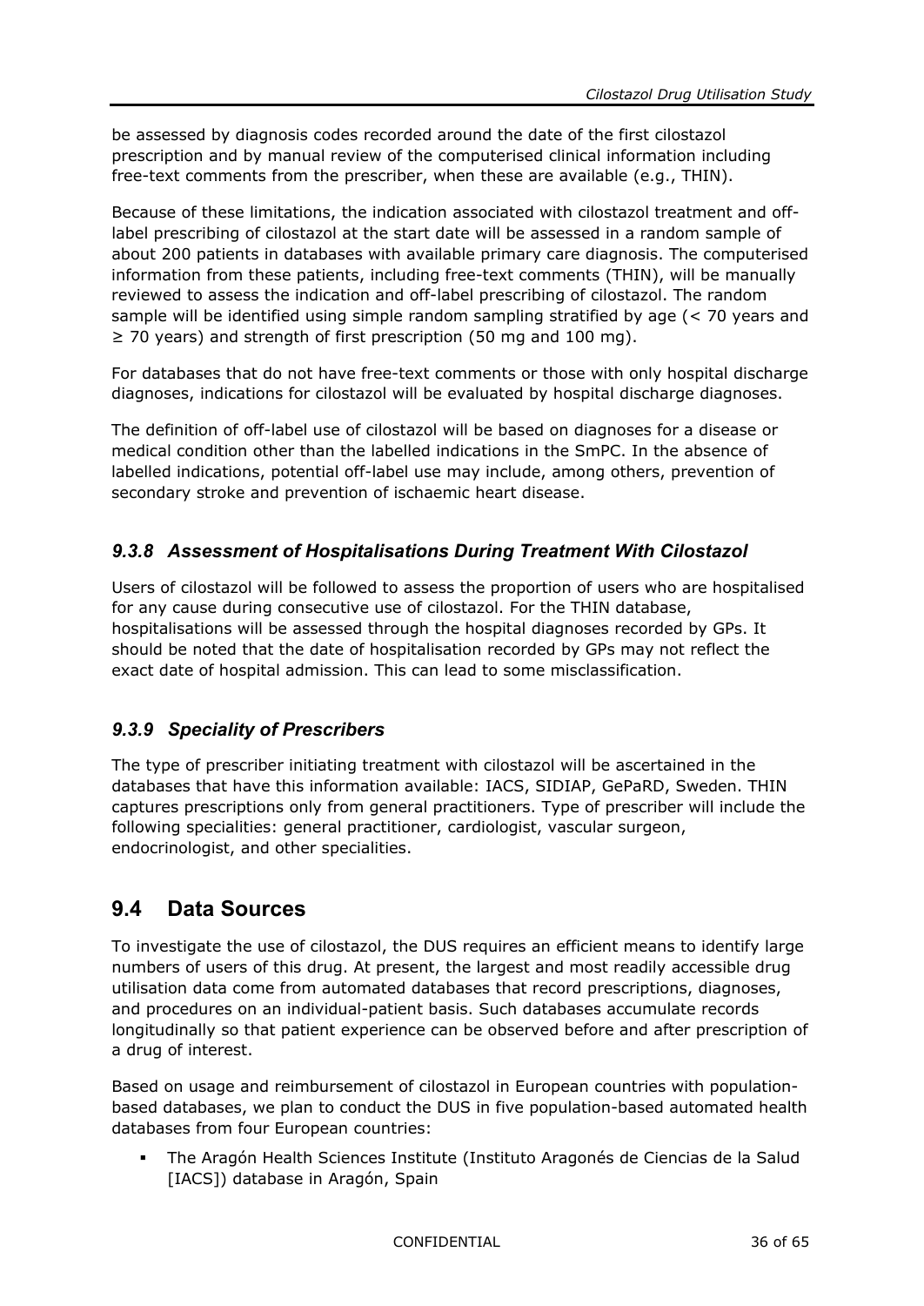be assessed by diagnosis codes recorded around the date of the first cilostazol prescription and by manual review of the computerised clinical information including free-text comments from the prescriber, when these are available (e.g., THIN).

Because of these limitations, the indication associated with cilostazol treatment and off-label prescribing of cilostazol at the start date will be assessed in a random sample of about 200 patients in databases with available primary care diagnosis. The computerised information from these patients, including free-text comments (THIN), will be manually reviewed to assess the indication and off-label prescribing of cilostazol. The random sample will be identified using simple random sampling stratified by age (< 70 years and ≥ 70 years) and strength of first prescription (50 mg and 100 mg).

For databases that do not have free-text comments or those with only hospital discharge diagnoses, indications for cilostazol will be evaluated by hospital discharge diagnoses.

The definition of off-label use of cilostazol will be based on diagnoses for a disease or medical condition other than the labelled indications in the SmPC. In the absence of labelled indications, potential off-label use may include, among others, prevention of secondary stroke and prevention of ischaemic heart disease.

### *9.3.8 Assessment of Hospitalisations During Treatment With Cilostazol*

Users of cilostazol will be followed to assess the proportion of users who are hospitalised for any cause during consecutive use of cilostazol. For the THIN database, hospitalisations will be assessed through the hospital diagnoses recorded by GPs. It should be noted that the date of hospitalisation recorded by GPs may not reflect the exact date of hospital admission. This can lead to some misclassification.

### *9.3.9 Speciality of Prescribers*

The type of prescriber initiating treatment with cilostazol will be ascertained in the databases that have this information available: IACS, SIDIAP, GePaRD, Sweden. THIN captures prescriptions only from general practitioners. Type of prescriber will include the following specialities: general practitioner, cardiologist, vascular surgeon, endocrinologist, and other specialities.

## 9.4 Data Sources

To investigate the use of cilostazol, the DUS requires an efficient means to identify large numbers of users of this drug. At present, the largest and most readily accessible drug utilisation data come from automated databases that record prescriptions, diagnoses, and procedures on an individual-patient basis. Such databases accumulate records longitudinally so that patient experience can be observed before and after prescription of a drug of interest.

Based on usage and reimbursement of cilostazol in European countries with population-based databases, we plan to conduct the DUS in five population-based automated health databases from four European countries:

- The Aragón Health Sciences Institute (Instituto Aragonés de Ciencias de la Salud [IACS]) database in Aragón, Spain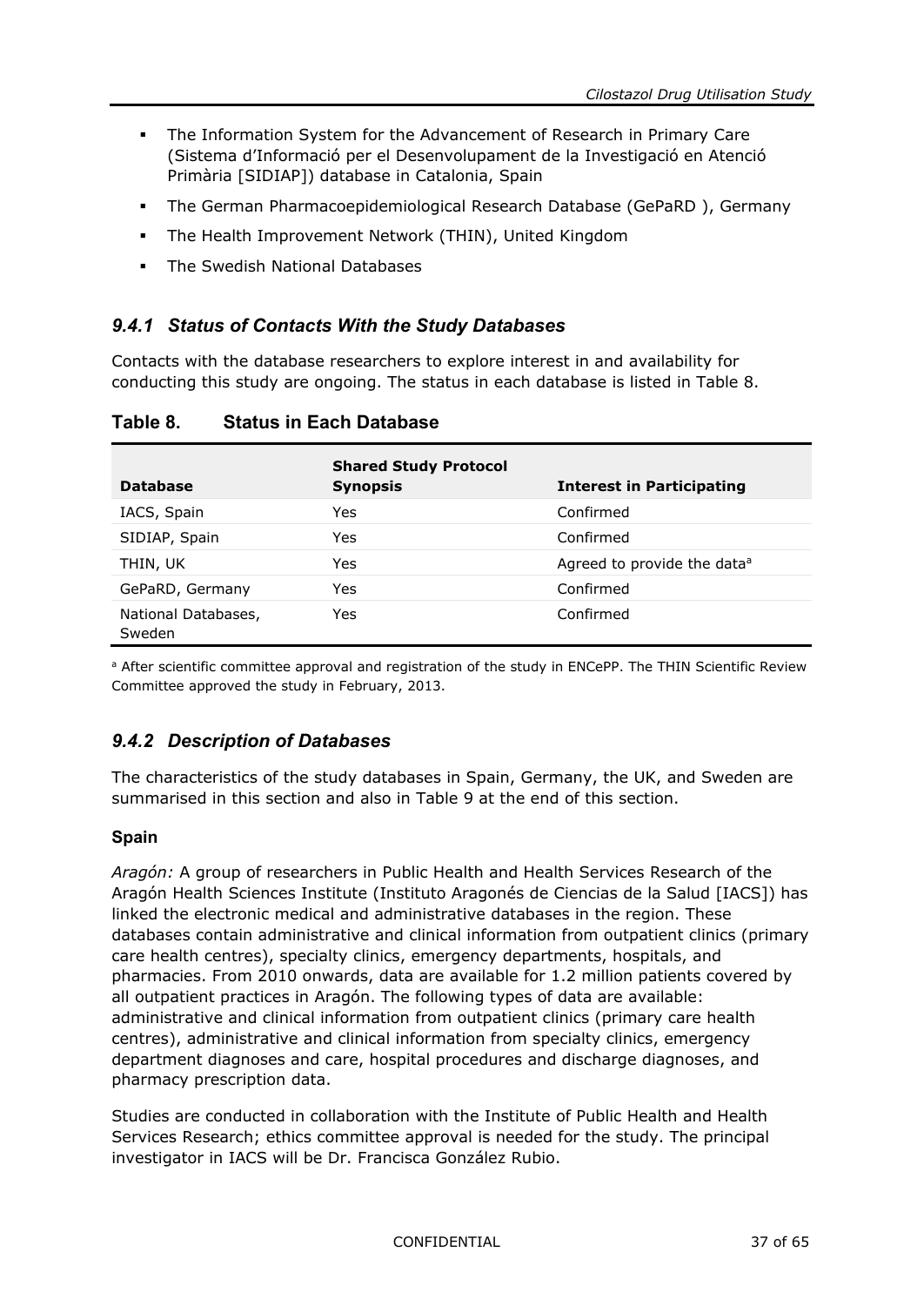- The Information System for the Advancement of Research in Primary Care (Sistema d'Informació per el Desenvolupament de la Investigació en Atenció Primària [SIDIAP]) database in Catalonia, Spain
- The German Pharmacoepidemiological Research Database (GePaRD ), Germany
- The Health Improvement Network (THIN), United Kingdom
- The Swedish National Databases

### *9.4.1 Status of Contacts With the Study Databases*

Contacts with the database researchers to explore interest in and availability for conducting this study are ongoing. The status in each database is listed in Table 8.

**Table 8. Status in Each Database**

| Database | Shared Study Protocol Synopsis | Interest in Participating |
|---|---|---|
| IACS, Spain | Yes | Confirmed |
| SIDIAP, Spain | Yes | Confirmed |
| THIN, UK | Yes | Agreed to provide the data[a] |
| GePaRD, Germany | Yes | Confirmed |
| National Databases, Sweden | Yes | Confirmed |

[a] After scientific committee approval and registration of the study in ENCePP. The THIN Scientific Review Committee approved the study in February, 2013.

### *9.4.2 Description of Databases*

The characteristics of the study databases in Spain, Germany, the UK, and Sweden are summarised in this section and also in Table 9 at the end of this section.

#### Spain

*Aragón:* A group of researchers in Public Health and Health Services Research of the Aragón Health Sciences Institute (Instituto Aragonés de Ciencias de la Salud [IACS]) has linked the electronic medical and administrative databases in the region. These databases contain administrative and clinical information from outpatient clinics (primary care health centres), specialty clinics, emergency departments, hospitals, and pharmacies. From 2010 onwards, data are available for 1.2 million patients covered by all outpatient practices in Aragón. The following types of data are available: administrative and clinical information from outpatient clinics (primary care health centres), administrative and clinical information from specialty clinics, emergency department diagnoses and care, hospital procedures and discharge diagnoses, and pharmacy prescription data.

Studies are conducted in collaboration with the Institute of Public Health and Health Services Research; ethics committee approval is needed for the study. The principal investigator in IACS will be Dr. Francisca González Rubio.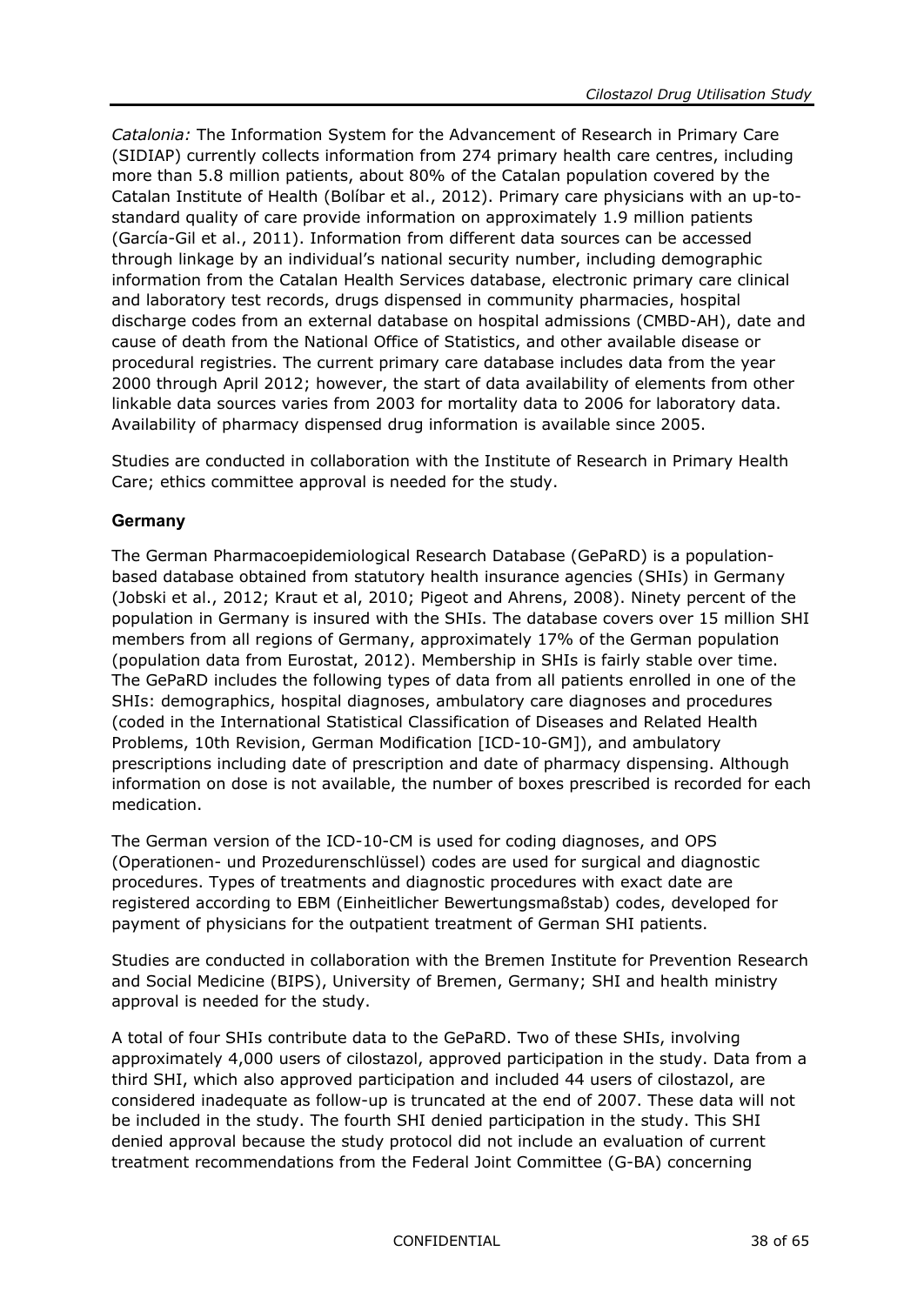*Catalonia:* The Information System for the Advancement of Research in Primary Care (SIDIAP) currently collects information from 274 primary health care centres, including more than 5.8 million patients, about 80% of the Catalan population covered by the Catalan Institute of Health (Bolíbar et al., 2012). Primary care physicians with an up-to-standard quality of care provide information on approximately 1.9 million patients (García-Gil et al., 2011). Information from different data sources can be accessed through linkage by an individual's national security number, including demographic information from the Catalan Health Services database, electronic primary care clinical and laboratory test records, drugs dispensed in community pharmacies, hospital discharge codes from an external database on hospital admissions (CMBD-AH), date and cause of death from the National Office of Statistics, and other available disease or procedural registries. The current primary care database includes data from the year 2000 through April 2012; however, the start of data availability of elements from other linkable data sources varies from 2003 for mortality data to 2006 for laboratory data. Availability of pharmacy dispensed drug information is available since 2005.

Studies are conducted in collaboration with the Institute of Research in Primary Health Care; ethics committee approval is needed for the study.

### Germany

The German Pharmacoepidemiological Research Database (GePaRD) is a population-based database obtained from statutory health insurance agencies (SHIs) in Germany (Jobski et al., 2012; Kraut et al, 2010; Pigeot and Ahrens, 2008). Ninety percent of the population in Germany is insured with the SHIs. The database covers over 15 million SHI members from all regions of Germany, approximately 17% of the German population (population data from Eurostat, 2012). Membership in SHIs is fairly stable over time. The GePaRD includes the following types of data from all patients enrolled in one of the SHIs: demographics, hospital diagnoses, ambulatory care diagnoses and procedures (coded in the International Statistical Classification of Diseases and Related Health Problems, 10th Revision, German Modification [ICD-10-GM]), and ambulatory prescriptions including date of prescription and date of pharmacy dispensing. Although information on dose is not available, the number of boxes prescribed is recorded for each medication.

The German version of the ICD-10-CM is used for coding diagnoses, and OPS (Operationen- und Prozedurenschlüssel) codes are used for surgical and diagnostic procedures. Types of treatments and diagnostic procedures with exact date are registered according to EBM (Einheitlicher Bewertungsmaßstab) codes, developed for payment of physicians for the outpatient treatment of German SHI patients.

Studies are conducted in collaboration with the Bremen Institute for Prevention Research and Social Medicine (BIPS), University of Bremen, Germany; SHI and health ministry approval is needed for the study.

A total of four SHIs contribute data to the GePaRD. Two of these SHIs, involving approximately 4,000 users of cilostazol, approved participation in the study. Data from a third SHI, which also approved participation and included 44 users of cilostazol, are considered inadequate as follow-up is truncated at the end of 2007. These data will not be included in the study. The fourth SHI denied participation in the study. This SHI denied approval because the study protocol did not include an evaluation of current treatment recommendations from the Federal Joint Committee (G-BA) concerning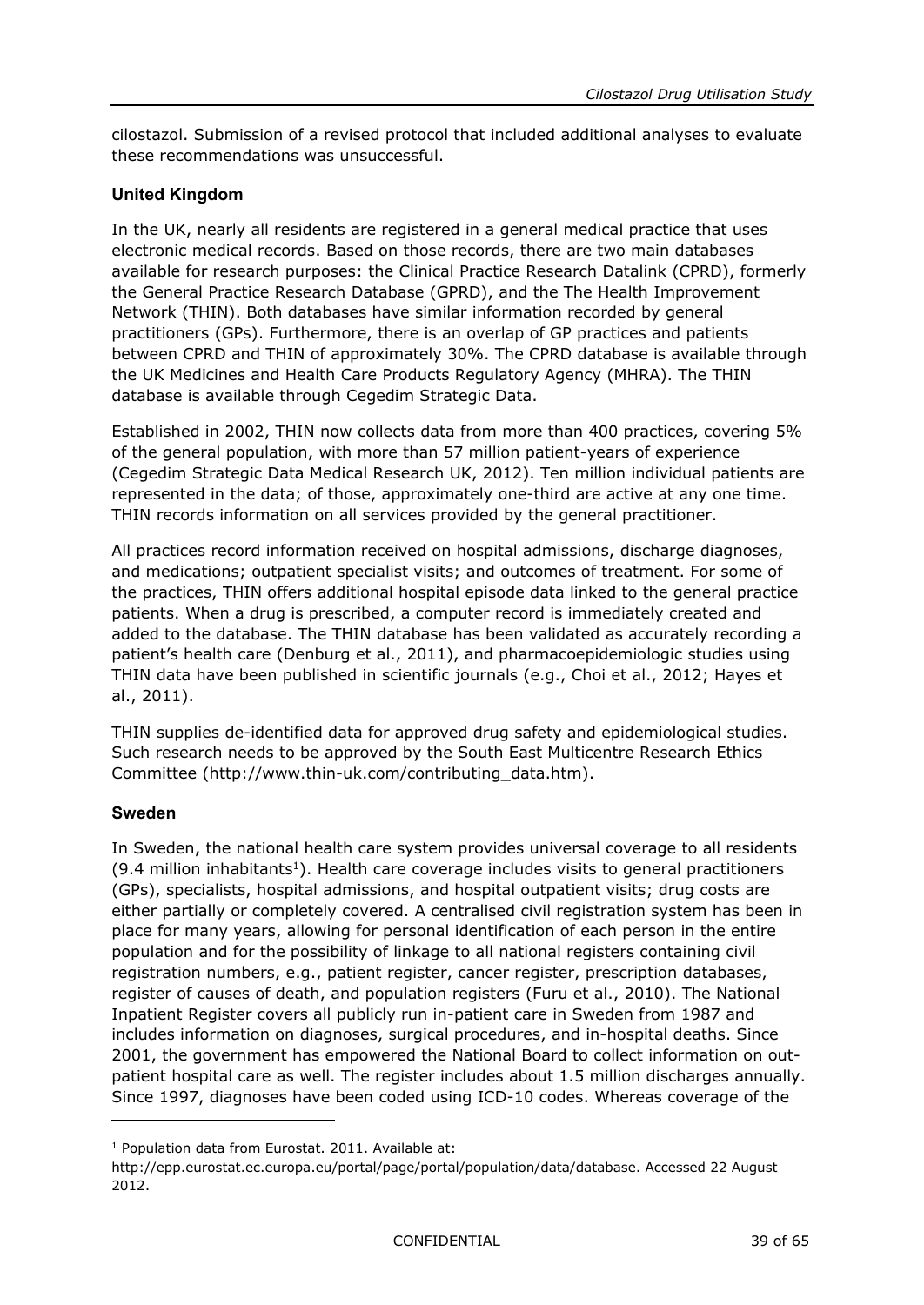cilostazol. Submission of a revised protocol that included additional analyses to evaluate these recommendations was unsuccessful.

### United Kingdom

In the UK, nearly all residents are registered in a general medical practice that uses electronic medical records. Based on those records, there are two main databases available for research purposes: the Clinical Practice Research Datalink (CPRD), formerly the General Practice Research Database (GPRD), and the The Health Improvement Network (THIN). Both databases have similar information recorded by general practitioners (GPs). Furthermore, there is an overlap of GP practices and patients between CPRD and THIN of approximately 30%. The CPRD database is available through the UK Medicines and Health Care Products Regulatory Agency (MHRA). The THIN database is available through Cegedim Strategic Data.

Established in 2002, THIN now collects data from more than 400 practices, covering 5% of the general population, with more than 57 million patient-years of experience (Cegedim Strategic Data Medical Research UK, 2012). Ten million individual patients are represented in the data; of those, approximately one-third are active at any one time. THIN records information on all services provided by the general practitioner.

All practices record information received on hospital admissions, discharge diagnoses, and medications; outpatient specialist visits; and outcomes of treatment. For some of the practices, THIN offers additional hospital episode data linked to the general practice patients. When a drug is prescribed, a computer record is immediately created and added to the database. The THIN database has been validated as accurately recording a patient's health care (Denburg et al., 2011), and pharmacoepidemiologic studies using THIN data have been published in scientific journals (e.g., Choi et al., 2012; Hayes et al., 2011).

THIN supplies de-identified data for approved drug safety and epidemiological studies. Such research needs to be approved by the South East Multicentre Research Ethics Committee (http://www.thin-uk.com/contributing_data.htm).

### Sweden

In Sweden, the national health care system provides universal coverage to all residents (9.4 million inhabitants[1]). Health care coverage includes visits to general practitioners (GPs), specialists, hospital admissions, and hospital outpatient visits; drug costs are either partially or completely covered. A centralised civil registration system has been in place for many years, allowing for personal identification of each person in the entire population and for the possibility of linkage to all national registers containing civil registration numbers, e.g., patient register, cancer register, prescription databases, register of causes of death, and population registers (Furu et al., 2010). The National Inpatient Register covers all publicly run in-patient care in Sweden from 1987 and includes information on diagnoses, surgical procedures, and in-hospital deaths. Since 2001, the government has empowered the National Board to collect information on out-patient hospital care as well. The register includes about 1.5 million discharges annually. Since 1997, diagnoses have been coded using ICD-10 codes. Whereas coverage of the

---

[1] Population data from Eurostat. 2011. Available at: http://epp.eurostat.ec.europa.eu/portal/page/portal/population/data/database. Accessed 22 August 2012.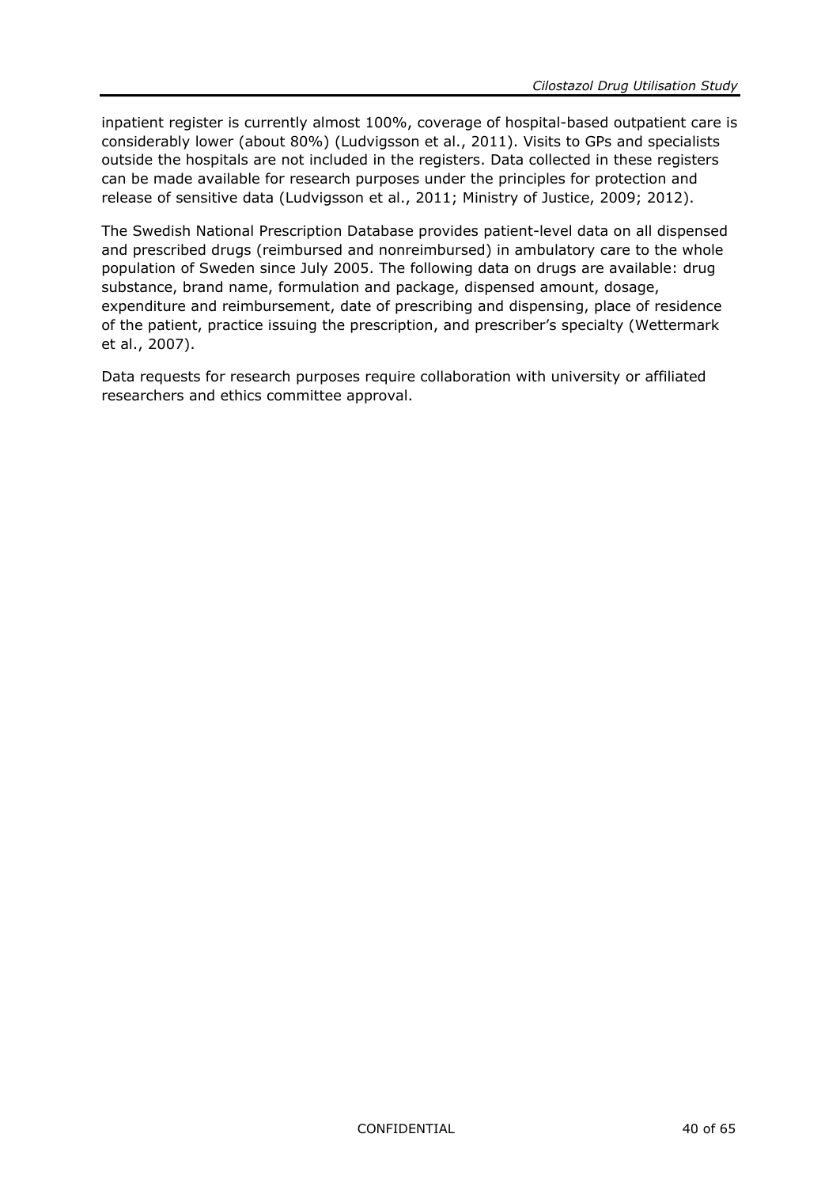inpatient register is currently almost 100%, coverage of hospital-based outpatient care is considerably lower (about 80%) (Ludvigsson et al., 2011). Visits to GPs and specialists outside the hospitals are not included in the registers. Data collected in these registers can be made available for research purposes under the principles for protection and release of sensitive data (Ludvigsson et al., 2011; Ministry of Justice, 2009; 2012).

The Swedish National Prescription Database provides patient-level data on all dispensed and prescribed drugs (reimbursed and nonreimbursed) in ambulatory care to the whole population of Sweden since July 2005. The following data on drugs are available: drug substance, brand name, formulation and package, dispensed amount, dosage, expenditure and reimbursement, date of prescribing and dispensing, place of residence of the patient, practice issuing the prescription, and prescriber's specialty (Wettermark et al., 2007).

Data requests for research purposes require collaboration with university or affiliated researchers and ethics committee approval.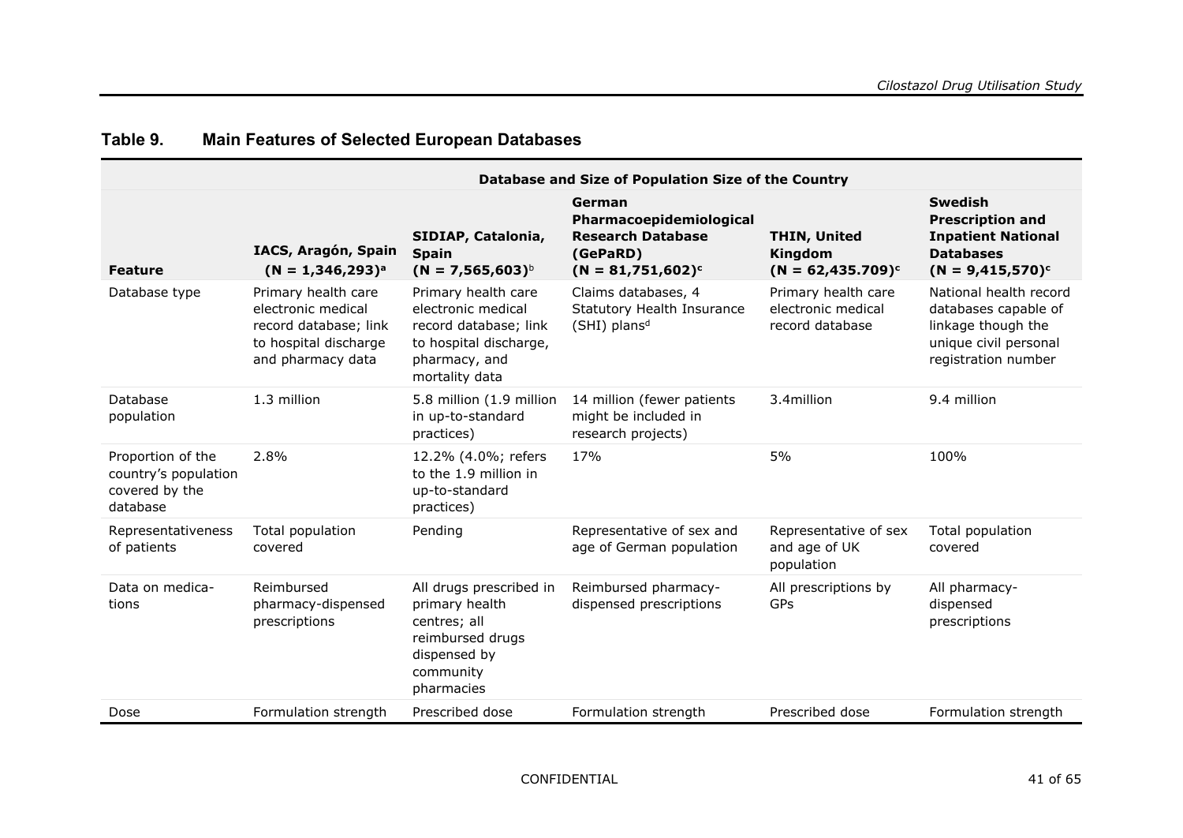## Table 9. Main Features of Selected European Databases

| Feature | IACS, Aragón, Spain (N = 1,346,293)[a] | SIDIAP, Catalonia, Spain (N = 7,565,603)[b] | German Pharmacoepidemiological Research Database (GePaRD) (N = 81,751,602)[c] | THIN, United Kingdom (N = 62,435.709)[c] | Swedish Prescription and Inpatient National Databases (N = 9,415,570)[c] |
|---|---|---|---|---|---|
| | **Database and Size of Population Size of the Country** | | | | |
| Database type | Primary health care electronic medical record database; link to hospital discharge and pharmacy data | Primary health care electronic medical record database; link to hospital discharge, pharmacy, and mortality data | Claims databases, 4 Statutory Health Insurance (SHI) plans[d] | Primary health care electronic medical record database | National health record databases capable of linkage though the unique civil personal registration number |
| Database population | 1.3 million | 5.8 million (1.9 million in up-to-standard practices) | 14 million (fewer patients might be included in research projects) | 3.4million | 9.4 million |
| Proportion of the country's population covered by the database | 2.8% | 12.2% (4.0%; refers to the 1.9 million in up-to-standard practices) | 17% | 5% | 100% |
| Representativeness of patients | Total population covered | Pending | Representative of sex and age of German population | Representative of sex and age of UK population | Total population covered |
| Data on medications | Reimbursed pharmacy-dispensed prescriptions | All drugs prescribed in primary health centres; all reimbursed drugs dispensed by community pharmacies | Reimbursed pharmacy-dispensed prescriptions | All prescriptions by GPs | All pharmacy-dispensed prescriptions |
| Dose | Formulation strength | Prescribed dose | Formulation strength | Prescribed dose | Formulation strength |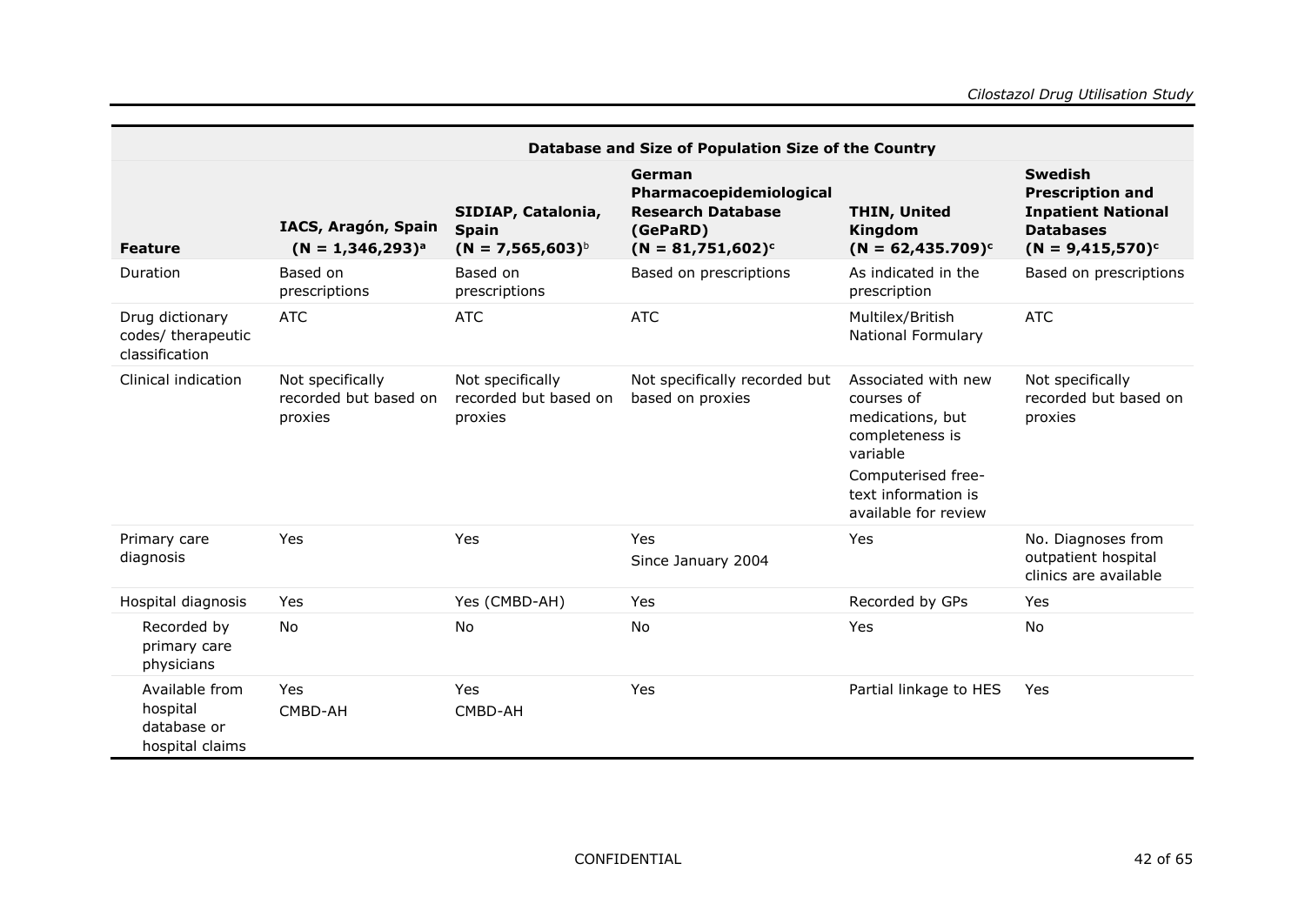| | Database and Size of Population Size of the Country | | | | |
|---|---|---|---|---|---|
| **Feature** | **IACS, Aragón, Spain (N = 1,346,293)[a]** | **SIDIAP, Catalonia, Spain (N = 7,565,603)[b]** | **German Pharmacoepidemiological Research Database (GePaRD) (N = 81,751,602)[c]** | **THIN, United Kingdom (N = 62,435.709)[c]** | **Swedish Prescription and Inpatient National Databases (N = 9,415,570)[c]** |
| Duration | Based on prescriptions | Based on prescriptions | Based on prescriptions | As indicated in the prescription | Based on prescriptions |
| Drug dictionary codes/ therapeutic classification | ATC | ATC | ATC | Multilex/British National Formulary | ATC |
| Clinical indication | Not specifically recorded but based on proxies | Not specifically recorded but based on proxies | Not specifically recorded but based on proxies | Associated with new courses of medications, but completeness is variable<br>Computerised free-text information is available for review | Not specifically recorded but based on proxies |
| Primary care diagnosis | Yes | Yes | Yes<br>Since January 2004 | Yes | No. Diagnoses from outpatient hospital clinics are available |
| Hospital diagnosis | Yes | Yes (CMBD-AH) | Yes | Recorded by GPs | Yes |
| Recorded by primary care physicians | No | No | No | Yes | No |
| Available from hospital database or hospital claims | Yes<br>CMBD-AH | Yes<br>CMBD-AH | Yes | Partial linkage to HES | Yes |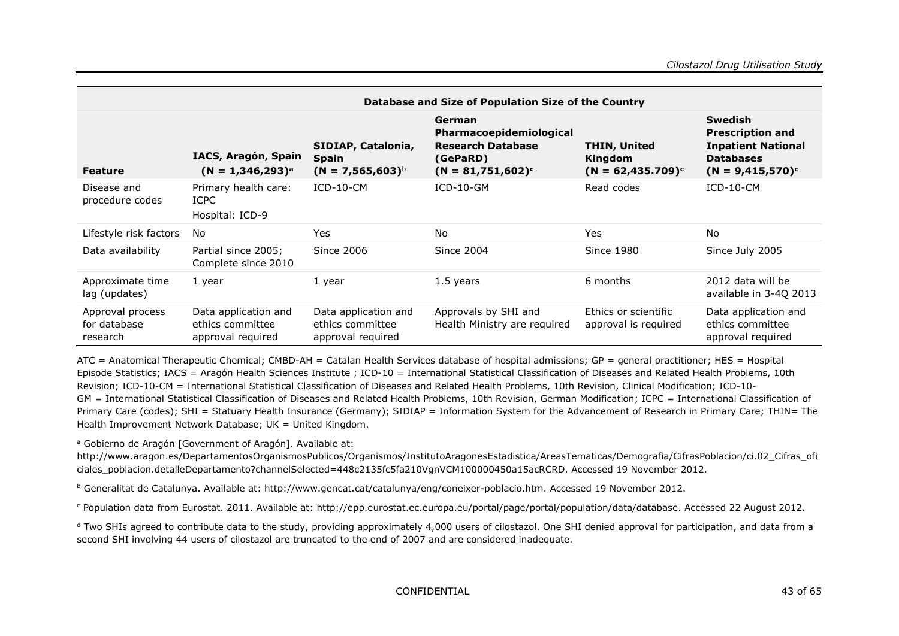| Feature | Database and Size of Population Size of the Country | | | | |
|---|---|---|---|---|---|
| | **IACS, Aragón, Spain (N = 1,346,293)[a]** | **SIDIAP, Catalonia, Spain (N = 7,565,603)[b]** | **German Pharmacoepidemiological Research Database (GePaRD) (N = 81,751,602)[c]** | **THIN, United Kingdom (N = 62,435.709)[c]** | **Swedish Prescription and Inpatient National Databases (N = 9,415,570)[c]** |
| Disease and procedure codes | Primary health care: ICPC<br>Hospital: ICD-9 | ICD-10-CM | ICD-10-GM | Read codes | ICD-10-CM |
| Lifestyle risk factors | No | Yes | No | Yes | No |
| Data availability | Partial since 2005; Complete since 2010 | Since 2006 | Since 2004 | Since 1980 | Since July 2005 |
| Approximate time lag (updates) | 1 year | 1 year | 1.5 years | 6 months | 2012 data will be available in 3-4Q 2013 |
| Approval process for database research | Data application and ethics committee approval required | Data application and ethics committee approval required | Approvals by SHI and Health Ministry are required | Ethics or scientific approval is required | Data application and ethics committee approval required |

ATC = Anatomical Therapeutic Chemical; CMBD-AH = Catalan Health Services database of hospital admissions; GP = general practitioner; HES = Hospital Episode Statistics; IACS = Aragón Health Sciences Institute ; ICD-10 = International Statistical Classification of Diseases and Related Health Problems, 10th Revision; ICD-10-CM = International Statistical Classification of Diseases and Related Health Problems, 10th Revision, Clinical Modification; ICD-10-GM = International Statistical Classification of Diseases and Related Health Problems, 10th Revision, German Modification; ICPC = International Classification of Primary Care (codes); SHI = Statuary Health Insurance (Germany); SIDIAP = Information System for the Advancement of Research in Primary Care; THIN= The Health Improvement Network Database; UK = United Kingdom.

[a] Gobierno de Aragón [Government of Aragón]. Available at: http://www.aragon.es/DepartamentosOrganismosPublicos/Organismos/InstitutoAragonesEstadistica/AreasTematicas/Demografia/CifrasPoblacion/ci.02_Cifras_oficiales_poblacion.detalleDepartamento?channelSelected=448c2135fc5fa210VgnVCM100000450a15acRCRD. Accessed 19 November 2012.

[b] Generalitat de Catalunya. Available at: http://www.gencat.cat/catalunya/eng/coneixer-poblacio.htm. Accessed 19 November 2012.

[c] Population data from Eurostat. 2011. Available at: http://epp.eurostat.ec.europa.eu/portal/page/portal/population/data/database. Accessed 22 August 2012.

[d] Two SHIs agreed to contribute data to the study, providing approximately 4,000 users of cilostazol. One SHI denied approval for participation, and data from a second SHI involving 44 users of cilostazol are truncated to the end of 2007 and are considered inadequate.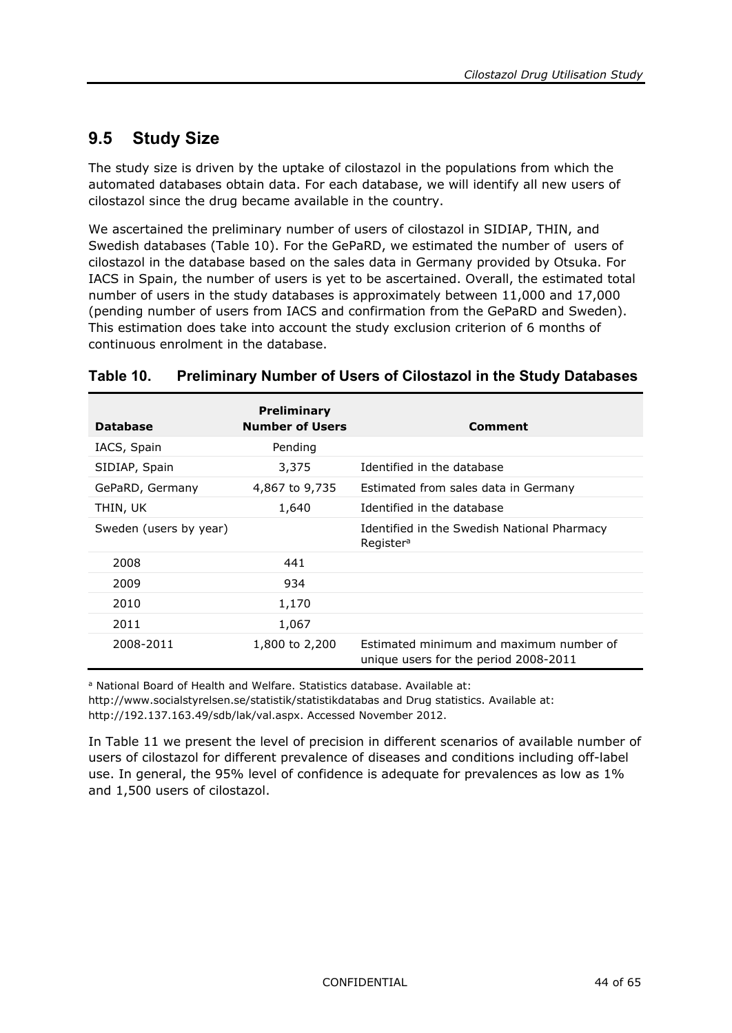## 9.5 Study Size

The study size is driven by the uptake of cilostazol in the populations from which the automated databases obtain data. For each database, we will identify all new users of cilostazol since the drug became available in the country.

We ascertained the preliminary number of users of cilostazol in SIDIAP, THIN, and Swedish databases (Table 10). For the GePaRD, we estimated the number of users of cilostazol in the database based on the sales data in Germany provided by Otsuka. For IACS in Spain, the number of users is yet to be ascertained. Overall, the estimated total number of users in the study databases is approximately between 11,000 and 17,000 (pending number of users from IACS and confirmation from the GePaRD and Sweden). This estimation does take into account the study exclusion criterion of 6 months of continuous enrolment in the database.

**Table 10. Preliminary Number of Users of Cilostazol in the Study Databases**

| Database | Preliminary Number of Users | Comment |
|---|---|---|
| IACS, Spain | Pending | |
| SIDIAP, Spain | 3,375 | Identified in the database |
| GePaRD, Germany | 4,867 to 9,735 | Estimated from sales data in Germany |
| THIN, UK | 1,640 | Identified in the database |
| Sweden (users by year) | | Identified in the Swedish National Pharmacy Register[a] |
| 2008 | 441 | |
| 2009 | 934 | |
| 2010 | 1,170 | |
| 2011 | 1,067 | |
| 2008-2011 | 1,800 to 2,200 | Estimated minimum and maximum number of unique users for the period 2008-2011 |

[a] National Board of Health and Welfare. Statistics database. Available at: http://www.socialstyrelsen.se/statistik/statistikdatabas and Drug statistics. Available at: http://192.137.163.49/sdb/lak/val.aspx. Accessed November 2012.

In Table 11 we present the level of precision in different scenarios of available number of users of cilostazol for different prevalence of diseases and conditions including off-label use. In general, the 95% level of confidence is adequate for prevalences as low as 1% and 1,500 users of cilostazol.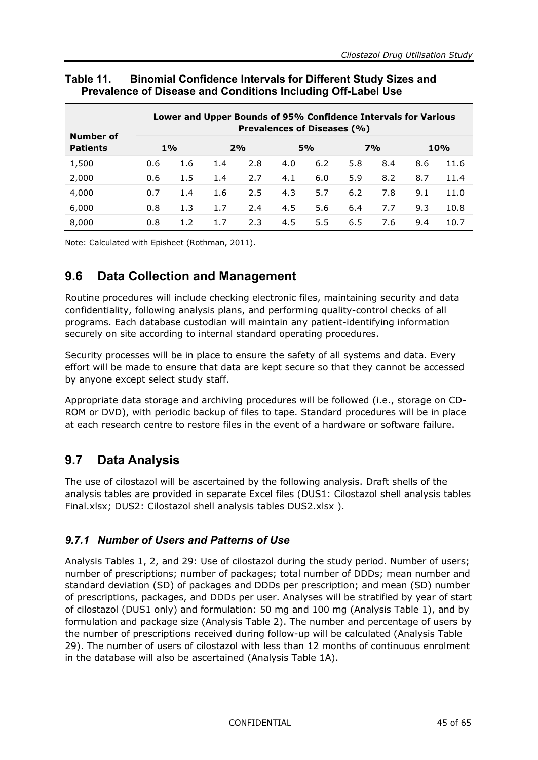**Table 11. Binomial Confidence Intervals for Different Study Sizes and Prevalence of Disease and Conditions Including Off-Label Use**

| Number of Patients | Lower and Upper Bounds of 95% Confidence Intervals for Various Prevalences of Diseases (%) | | | | | | | | | |
|---|---|---|---|---|---|---|---|---|---|---|
| | 1% | | 2% | | 5% | | 7% | | 10% | |
| 1,500 | 0.6 | 1.6 | 1.4 | 2.8 | 4.0 | 6.2 | 5.8 | 8.4 | 8.6 | 11.6 |
| 2,000 | 0.6 | 1.5 | 1.4 | 2.7 | 4.1 | 6.0 | 5.9 | 8.2 | 8.7 | 11.4 |
| 4,000 | 0.7 | 1.4 | 1.6 | 2.5 | 4.3 | 5.7 | 6.2 | 7.8 | 9.1 | 11.0 |
| 6,000 | 0.8 | 1.3 | 1.7 | 2.4 | 4.5 | 5.6 | 6.4 | 7.7 | 9.3 | 10.8 |
| 8,000 | 0.8 | 1.2 | 1.7 | 2.3 | 4.5 | 5.5 | 6.5 | 7.6 | 9.4 | 10.7 |

Note: Calculated with Episheet (Rothman, 2011).

## 9.6 Data Collection and Management

Routine procedures will include checking electronic files, maintaining security and data confidentiality, following analysis plans, and performing quality-control checks of all programs. Each database custodian will maintain any patient-identifying information securely on site according to internal standard operating procedures.

Security processes will be in place to ensure the safety of all systems and data. Every effort will be made to ensure that data are kept secure so that they cannot be accessed by anyone except select study staff.

Appropriate data storage and archiving procedures will be followed (i.e., storage on CD-ROM or DVD), with periodic backup of files to tape. Standard procedures will be in place at each research centre to restore files in the event of a hardware or software failure.

## 9.7 Data Analysis

The use of cilostazol will be ascertained by the following analysis. Draft shells of the analysis tables are provided in separate Excel files (DUS1: Cilostazol shell analysis tables Final.xlsx; DUS2: Cilostazol shell analysis tables DUS2.xlsx ).

### *9.7.1 Number of Users and Patterns of Use*

Analysis Tables 1, 2, and 29: Use of cilostazol during the study period. Number of users; number of prescriptions; number of packages; total number of DDDs; mean number and standard deviation (SD) of packages and DDDs per prescription; and mean (SD) number of prescriptions, packages, and DDDs per user. Analyses will be stratified by year of start of cilostazol (DUS1 only) and formulation: 50 mg and 100 mg (Analysis Table 1), and by formulation and package size (Analysis Table 2). The number and percentage of users by the number of prescriptions received during follow-up will be calculated (Analysis Table 29). The number of users of cilostazol with less than 12 months of continuous enrolment in the database will also be ascertained (Analysis Table 1A).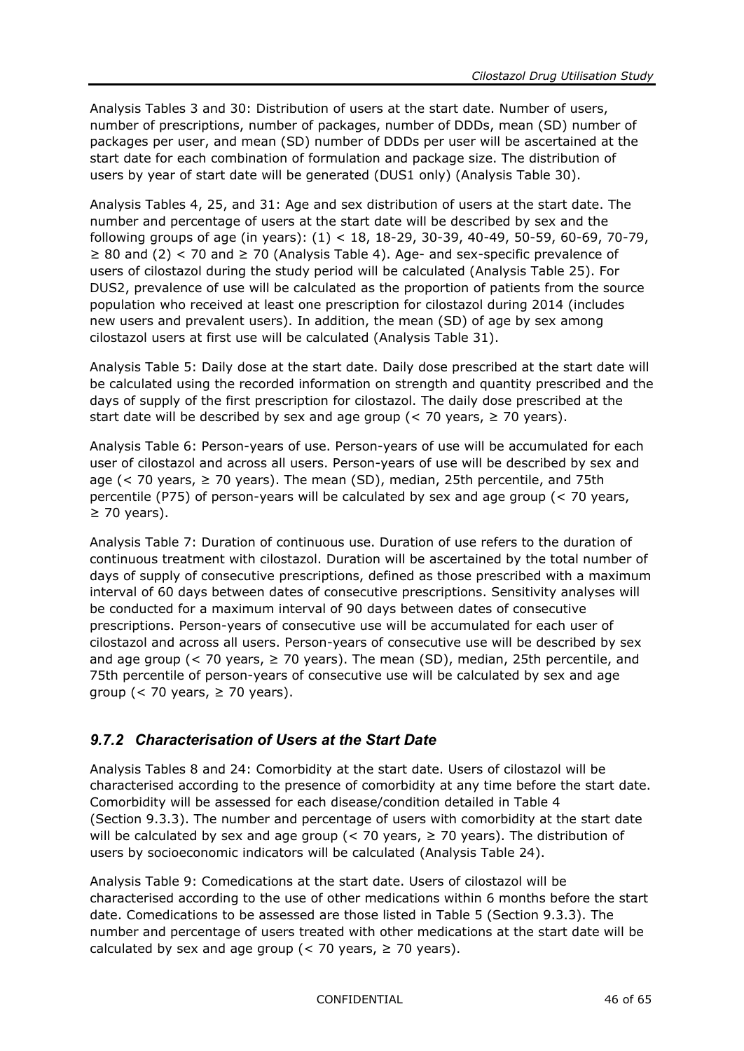Analysis Tables 3 and 30: Distribution of users at the start date. Number of users, number of prescriptions, number of packages, number of DDDs, mean (SD) number of packages per user, and mean (SD) number of DDDs per user will be ascertained at the start date for each combination of formulation and package size. The distribution of users by year of start date will be generated (DUS1 only) (Analysis Table 30).

Analysis Tables 4, 25, and 31: Age and sex distribution of users at the start date. The number and percentage of users at the start date will be described by sex and the following groups of age (in years): (1) < 18, 18-29, 30-39, 40-49, 50-59, 60-69, 70-79, ≥ 80 and (2) < 70 and ≥ 70 (Analysis Table 4). Age- and sex-specific prevalence of users of cilostazol during the study period will be calculated (Analysis Table 25). For DUS2, prevalence of use will be calculated as the proportion of patients from the source population who received at least one prescription for cilostazol during 2014 (includes new users and prevalent users). In addition, the mean (SD) of age by sex among cilostazol users at first use will be calculated (Analysis Table 31).

Analysis Table 5: Daily dose at the start date. Daily dose prescribed at the start date will be calculated using the recorded information on strength and quantity prescribed and the days of supply of the first prescription for cilostazol. The daily dose prescribed at the start date will be described by sex and age group (< 70 years, ≥ 70 years).

Analysis Table 6: Person-years of use. Person-years of use will be accumulated for each user of cilostazol and across all users. Person-years of use will be described by sex and age (< 70 years, ≥ 70 years). The mean (SD), median, 25th percentile, and 75th percentile (P75) of person-years will be calculated by sex and age group (< 70 years, ≥ 70 years).

Analysis Table 7: Duration of continuous use. Duration of use refers to the duration of continuous treatment with cilostazol. Duration will be ascertained by the total number of days of supply of consecutive prescriptions, defined as those prescribed with a maximum interval of 60 days between dates of consecutive prescriptions. Sensitivity analyses will be conducted for a maximum interval of 90 days between dates of consecutive prescriptions. Person-years of consecutive use will be accumulated for each user of cilostazol and across all users. Person-years of consecutive use will be described by sex and age group (< 70 years, ≥ 70 years). The mean (SD), median, 25th percentile, and 75th percentile of person-years of consecutive use will be calculated by sex and age group (< 70 years, ≥ 70 years).

### *9.7.2 Characterisation of Users at the Start Date*

Analysis Tables 8 and 24: Comorbidity at the start date. Users of cilostazol will be characterised according to the presence of comorbidity at any time before the start date. Comorbidity will be assessed for each disease/condition detailed in Table 4 (Section 9.3.3). The number and percentage of users with comorbidity at the start date will be calculated by sex and age group (< 70 years, ≥ 70 years). The distribution of users by socioeconomic indicators will be calculated (Analysis Table 24).

Analysis Table 9: Comedications at the start date. Users of cilostazol will be characterised according to the use of other medications within 6 months before the start date. Comedications to be assessed are those listed in Table 5 (Section 9.3.3). The number and percentage of users treated with other medications at the start date will be calculated by sex and age group (< 70 years, ≥ 70 years).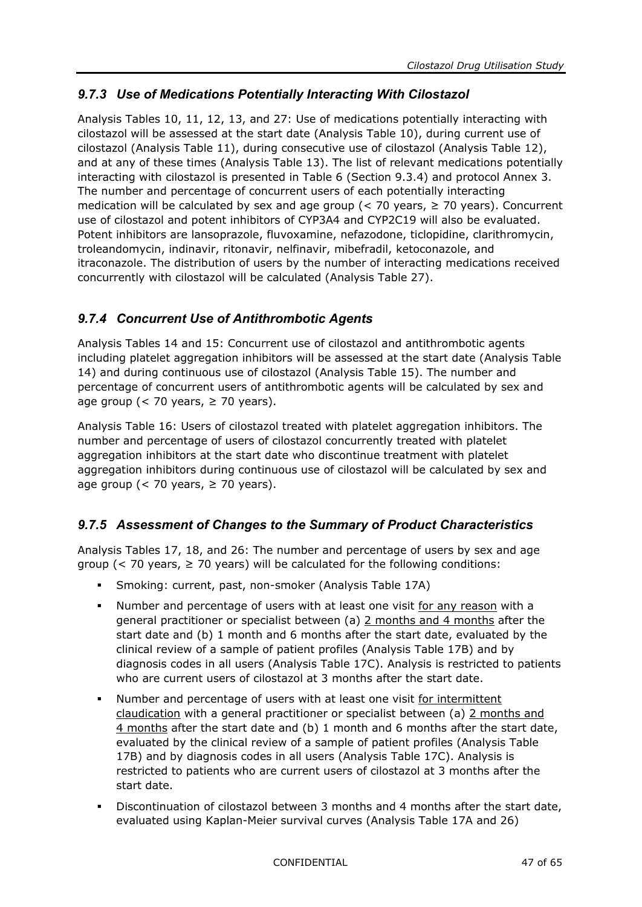### *9.7.3 Use of Medications Potentially Interacting With Cilostazol*

Analysis Tables 10, 11, 12, 13, and 27: Use of medications potentially interacting with cilostazol will be assessed at the start date (Analysis Table 10), during current use of cilostazol (Analysis Table 11), during consecutive use of cilostazol (Analysis Table 12), and at any of these times (Analysis Table 13). The list of relevant medications potentially interacting with cilostazol is presented in Table 6 (Section 9.3.4) and protocol Annex 3. The number and percentage of concurrent users of each potentially interacting medication will be calculated by sex and age group (< 70 years, ≥ 70 years). Concurrent use of cilostazol and potent inhibitors of CYP3A4 and CYP2C19 will also be evaluated. Potent inhibitors are lansoprazole, fluvoxamine, nefazodone, ticlopidine, clarithromycin, troleandomycin, indinavir, ritonavir, nelfinavir, mibefradil, ketoconazole, and itraconazole. The distribution of users by the number of interacting medications received concurrently with cilostazol will be calculated (Analysis Table 27).

### *9.7.4 Concurrent Use of Antithrombotic Agents*

Analysis Tables 14 and 15: Concurrent use of cilostazol and antithrombotic agents including platelet aggregation inhibitors will be assessed at the start date (Analysis Table 14) and during continuous use of cilostazol (Analysis Table 15). The number and percentage of concurrent users of antithrombotic agents will be calculated by sex and age group (< 70 years, ≥ 70 years).

Analysis Table 16: Users of cilostazol treated with platelet aggregation inhibitors. The number and percentage of users of cilostazol concurrently treated with platelet aggregation inhibitors at the start date who discontinue treatment with platelet aggregation inhibitors during continuous use of cilostazol will be calculated by sex and age group (< 70 years, ≥ 70 years).

### *9.7.5 Assessment of Changes to the Summary of Product Characteristics*

Analysis Tables 17, 18, and 26: The number and percentage of users by sex and age group (< 70 years, ≥ 70 years) will be calculated for the following conditions:

- Smoking: current, past, non-smoker (Analysis Table 17A)
- Number and percentage of users with at least one visit for any reason with a general practitioner or specialist between (a) 2 months and 4 months after the start date and (b) 1 month and 6 months after the start date, evaluated by the clinical review of a sample of patient profiles (Analysis Table 17B) and by diagnosis codes in all users (Analysis Table 17C). Analysis is restricted to patients who are current users of cilostazol at 3 months after the start date.
- Number and percentage of users with at least one visit for intermittent claudication with a general practitioner or specialist between (a) 2 months and 4 months after the start date and (b) 1 month and 6 months after the start date, evaluated by the clinical review of a sample of patient profiles (Analysis Table 17B) and by diagnosis codes in all users (Analysis Table 17C). Analysis is restricted to patients who are current users of cilostazol at 3 months after the start date.
- Discontinuation of cilostazol between 3 months and 4 months after the start date, evaluated using Kaplan-Meier survival curves (Analysis Table 17A and 26)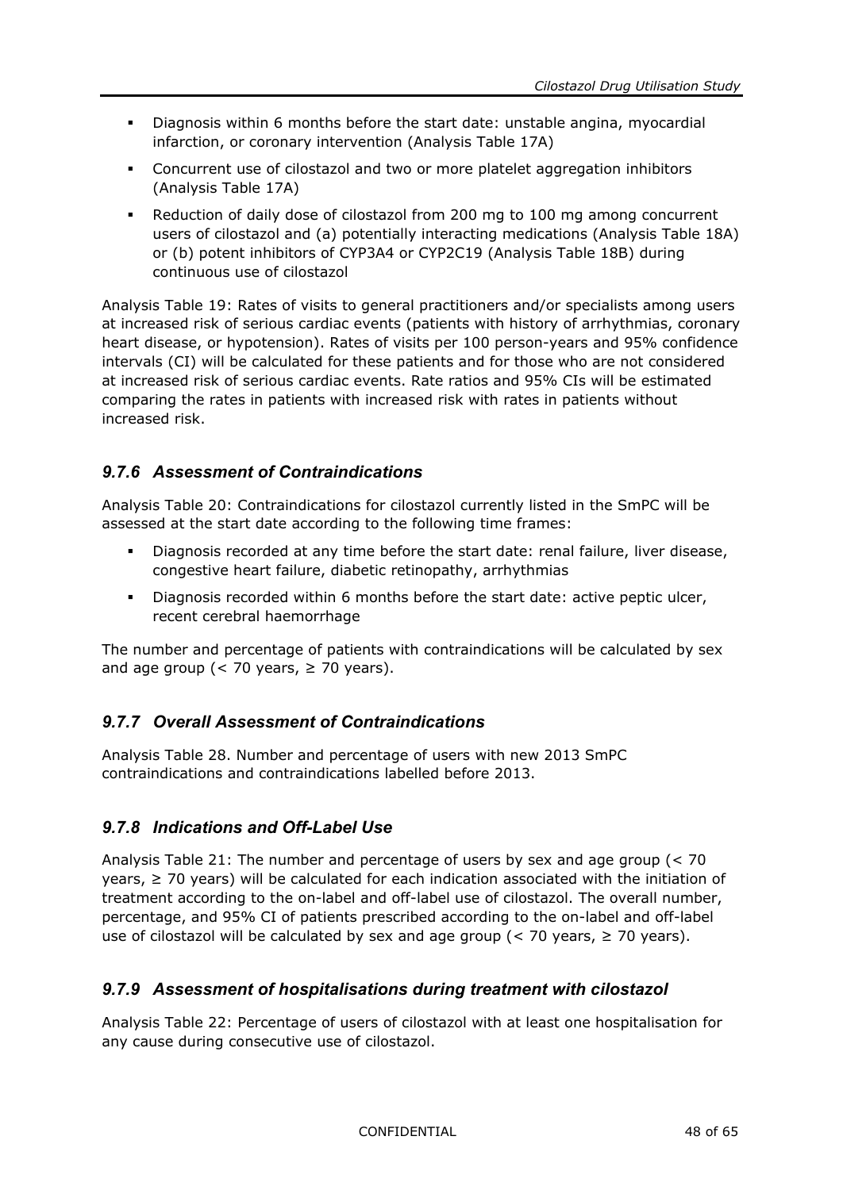- Diagnosis within 6 months before the start date: unstable angina, myocardial infarction, or coronary intervention (Analysis Table 17A)
- Concurrent use of cilostazol and two or more platelet aggregation inhibitors (Analysis Table 17A)
- Reduction of daily dose of cilostazol from 200 mg to 100 mg among concurrent users of cilostazol and (a) potentially interacting medications (Analysis Table 18A) or (b) potent inhibitors of CYP3A4 or CYP2C19 (Analysis Table 18B) during continuous use of cilostazol

Analysis Table 19: Rates of visits to general practitioners and/or specialists among users at increased risk of serious cardiac events (patients with history of arrhythmias, coronary heart disease, or hypotension). Rates of visits per 100 person-years and 95% confidence intervals (CI) will be calculated for these patients and for those who are not considered at increased risk of serious cardiac events. Rate ratios and 95% CIs will be estimated comparing the rates in patients with increased risk with rates in patients without increased risk.

### *9.7.6 Assessment of Contraindications*

Analysis Table 20: Contraindications for cilostazol currently listed in the SmPC will be assessed at the start date according to the following time frames:

- Diagnosis recorded at any time before the start date: renal failure, liver disease, congestive heart failure, diabetic retinopathy, arrhythmias
- Diagnosis recorded within 6 months before the start date: active peptic ulcer, recent cerebral haemorrhage

The number and percentage of patients with contraindications will be calculated by sex and age group (< 70 years, ≥ 70 years).

### *9.7.7 Overall Assessment of Contraindications*

Analysis Table 28. Number and percentage of users with new 2013 SmPC contraindications and contraindications labelled before 2013.

### *9.7.8 Indications and Off-Label Use*

Analysis Table 21: The number and percentage of users by sex and age group (< 70 years, ≥ 70 years) will be calculated for each indication associated with the initiation of treatment according to the on-label and off-label use of cilostazol. The overall number, percentage, and 95% CI of patients prescribed according to the on-label and off-label use of cilostazol will be calculated by sex and age group (< 70 years, ≥ 70 years).

### *9.7.9 Assessment of hospitalisations during treatment with cilostazol*

Analysis Table 22: Percentage of users of cilostazol with at least one hospitalisation for any cause during consecutive use of cilostazol.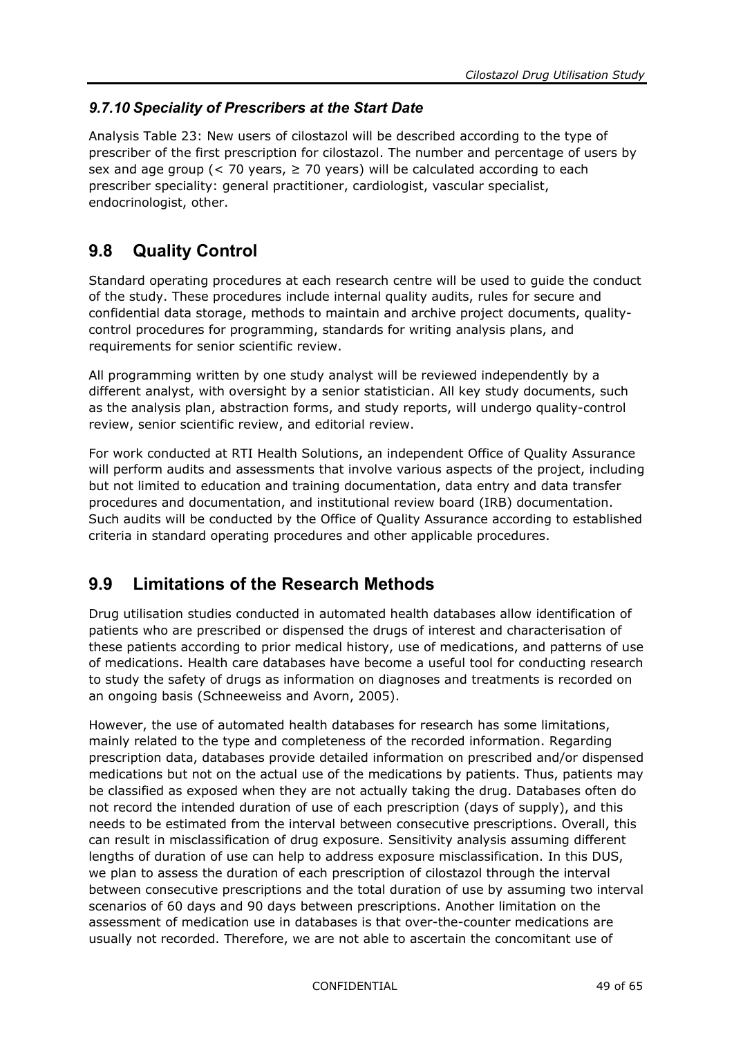### *9.7.10 Speciality of Prescribers at the Start Date*

Analysis Table 23: New users of cilostazol will be described according to the type of prescriber of the first prescription for cilostazol. The number and percentage of users by sex and age group (< 70 years, ≥ 70 years) will be calculated according to each prescriber speciality: general practitioner, cardiologist, vascular specialist, endocrinologist, other.

## 9.8 Quality Control

Standard operating procedures at each research centre will be used to guide the conduct of the study. These procedures include internal quality audits, rules for secure and confidential data storage, methods to maintain and archive project documents, quality-control procedures for programming, standards for writing analysis plans, and requirements for senior scientific review.

All programming written by one study analyst will be reviewed independently by a different analyst, with oversight by a senior statistician. All key study documents, such as the analysis plan, abstraction forms, and study reports, will undergo quality-control review, senior scientific review, and editorial review.

For work conducted at RTI Health Solutions, an independent Office of Quality Assurance will perform audits and assessments that involve various aspects of the project, including but not limited to education and training documentation, data entry and data transfer procedures and documentation, and institutional review board (IRB) documentation. Such audits will be conducted by the Office of Quality Assurance according to established criteria in standard operating procedures and other applicable procedures.

## 9.9 Limitations of the Research Methods

Drug utilisation studies conducted in automated health databases allow identification of patients who are prescribed or dispensed the drugs of interest and characterisation of these patients according to prior medical history, use of medications, and patterns of use of medications. Health care databases have become a useful tool for conducting research to study the safety of drugs as information on diagnoses and treatments is recorded on an ongoing basis (Schneeweiss and Avorn, 2005).

However, the use of automated health databases for research has some limitations, mainly related to the type and completeness of the recorded information. Regarding prescription data, databases provide detailed information on prescribed and/or dispensed medications but not on the actual use of the medications by patients. Thus, patients may be classified as exposed when they are not actually taking the drug. Databases often do not record the intended duration of use of each prescription (days of supply), and this needs to be estimated from the interval between consecutive prescriptions. Overall, this can result in misclassification of drug exposure. Sensitivity analysis assuming different lengths of duration of use can help to address exposure misclassification. In this DUS, we plan to assess the duration of each prescription of cilostazol through the interval between consecutive prescriptions and the total duration of use by assuming two interval scenarios of 60 days and 90 days between prescriptions. Another limitation on the assessment of medication use in databases is that over-the-counter medications are usually not recorded. Therefore, we are not able to ascertain the concomitant use of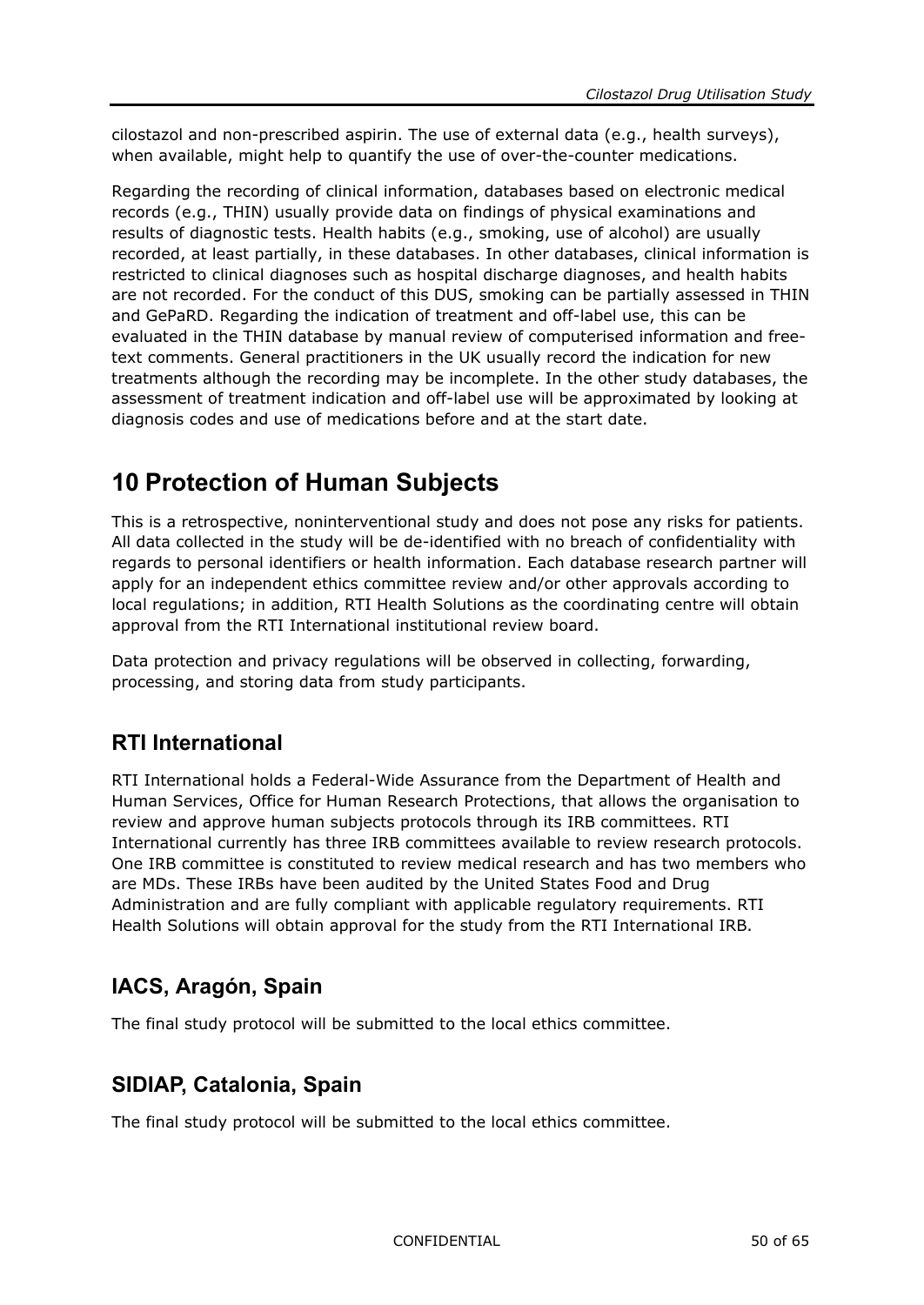cilostazol and non-prescribed aspirin. The use of external data (e.g., health surveys), when available, might help to quantify the use of over-the-counter medications.

Regarding the recording of clinical information, databases based on electronic medical records (e.g., THIN) usually provide data on findings of physical examinations and results of diagnostic tests. Health habits (e.g., smoking, use of alcohol) are usually recorded, at least partially, in these databases. In other databases, clinical information is restricted to clinical diagnoses such as hospital discharge diagnoses, and health habits are not recorded. For the conduct of this DUS, smoking can be partially assessed in THIN and GePaRD. Regarding the indication of treatment and off-label use, this can be evaluated in the THIN database by manual review of computerised information and free-text comments. General practitioners in the UK usually record the indication for new treatments although the recording may be incomplete. In the other study databases, the assessment of treatment indication and off-label use will be approximated by looking at diagnosis codes and use of medications before and at the start date.

# 10 Protection of Human Subjects

This is a retrospective, noninterventional study and does not pose any risks for patients. All data collected in the study will be de-identified with no breach of confidentiality with regards to personal identifiers or health information. Each database research partner will apply for an independent ethics committee review and/or other approvals according to local regulations; in addition, RTI Health Solutions as the coordinating centre will obtain approval from the RTI International institutional review board.

Data protection and privacy regulations will be observed in collecting, forwarding, processing, and storing data from study participants.

## RTI International

RTI International holds a Federal-Wide Assurance from the Department of Health and Human Services, Office for Human Research Protections, that allows the organisation to review and approve human subjects protocols through its IRB committees. RTI International currently has three IRB committees available to review research protocols. One IRB committee is constituted to review medical research and has two members who are MDs. These IRBs have been audited by the United States Food and Drug Administration and are fully compliant with applicable regulatory requirements. RTI Health Solutions will obtain approval for the study from the RTI International IRB.

## IACS, Aragón, Spain

The final study protocol will be submitted to the local ethics committee.

## SIDIAP, Catalonia, Spain

The final study protocol will be submitted to the local ethics committee.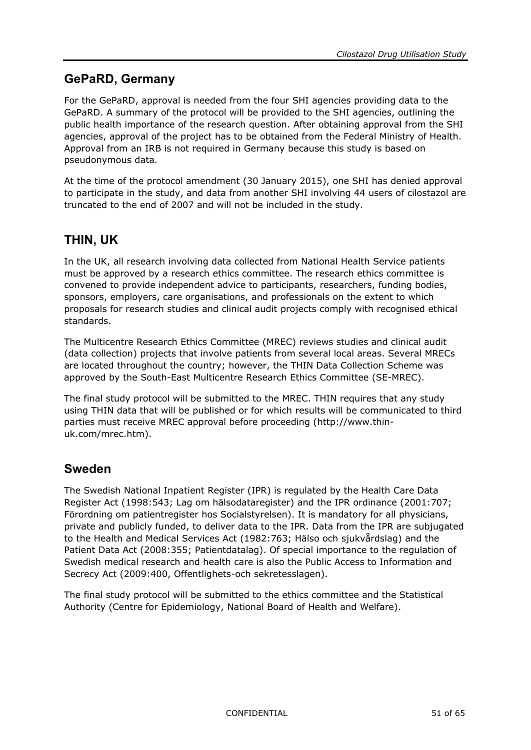## GePaRD, Germany

For the GePaRD, approval is needed from the four SHI agencies providing data to the GePaRD. A summary of the protocol will be provided to the SHI agencies, outlining the public health importance of the research question. After obtaining approval from the SHI agencies, approval of the project has to be obtained from the Federal Ministry of Health. Approval from an IRB is not required in Germany because this study is based on pseudonymous data.

At the time of the protocol amendment (30 January 2015), one SHI has denied approval to participate in the study, and data from another SHI involving 44 users of cilostazol are truncated to the end of 2007 and will not be included in the study.

## THIN, UK

In the UK, all research involving data collected from National Health Service patients must be approved by a research ethics committee. The research ethics committee is convened to provide independent advice to participants, researchers, funding bodies, sponsors, employers, care organisations, and professionals on the extent to which proposals for research studies and clinical audit projects comply with recognised ethical standards.

The Multicentre Research Ethics Committee (MREC) reviews studies and clinical audit (data collection) projects that involve patients from several local areas. Several MRECs are located throughout the country; however, the THIN Data Collection Scheme was approved by the South-East Multicentre Research Ethics Committee (SE-MREC).

The final study protocol will be submitted to the MREC. THIN requires that any study using THIN data that will be published or for which results will be communicated to third parties must receive MREC approval before proceeding (http://www.thin-uk.com/mrec.htm).

## Sweden

The Swedish National Inpatient Register (IPR) is regulated by the Health Care Data Register Act (1998:543; Lag om hälsodataregister) and the IPR ordinance (2001:707; Förordning om patientregister hos Socialstyrelsen). It is mandatory for all physicians, private and publicly funded, to deliver data to the IPR. Data from the IPR are subjugated to the Health and Medical Services Act (1982:763; Hälso och sjukvårdslag) and the Patient Data Act (2008:355; Patientdatalag). Of special importance to the regulation of Swedish medical research and health care is also the Public Access to Information and Secrecy Act (2009:400, Offentlighets-och sekretesslagen).

The final study protocol will be submitted to the ethics committee and the Statistical Authority (Centre for Epidemiology, National Board of Health and Welfare).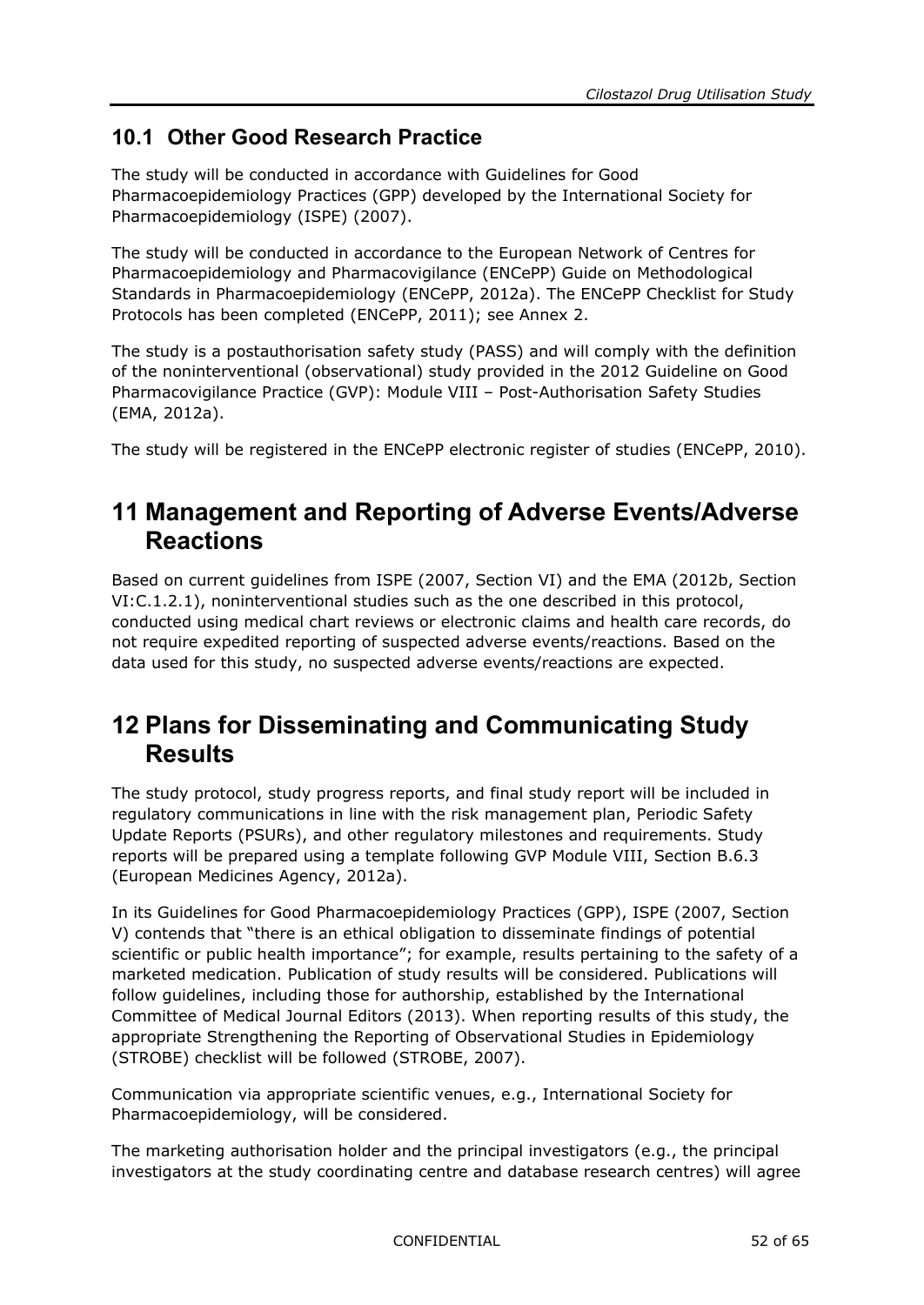## 10.1 Other Good Research Practice

The study will be conducted in accordance with Guidelines for Good Pharmacoepidemiology Practices (GPP) developed by the International Society for Pharmacoepidemiology (ISPE) (2007).

The study will be conducted in accordance to the European Network of Centres for Pharmacoepidemiology and Pharmacovigilance (ENCePP) Guide on Methodological Standards in Pharmacoepidemiology (ENCePP, 2012a). The ENCePP Checklist for Study Protocols has been completed (ENCePP, 2011); see Annex 2.

The study is a postauthorisation safety study (PASS) and will comply with the definition of the noninterventional (observational) study provided in the 2012 Guideline on Good Pharmacovigilance Practice (GVP): Module VIII – Post-Authorisation Safety Studies (EMA, 2012a).

The study will be registered in the ENCePP electronic register of studies (ENCePP, 2010).

# 11 Management and Reporting of Adverse Events/Adverse Reactions

Based on current guidelines from ISPE (2007, Section VI) and the EMA (2012b, Section VI:C.1.2.1), noninterventional studies such as the one described in this protocol, conducted using medical chart reviews or electronic claims and health care records, do not require expedited reporting of suspected adverse events/reactions. Based on the data used for this study, no suspected adverse events/reactions are expected.

# 12 Plans for Disseminating and Communicating Study Results

The study protocol, study progress reports, and final study report will be included in regulatory communications in line with the risk management plan, Periodic Safety Update Reports (PSURs), and other regulatory milestones and requirements. Study reports will be prepared using a template following GVP Module VIII, Section B.6.3 (European Medicines Agency, 2012a).

In its Guidelines for Good Pharmacoepidemiology Practices (GPP), ISPE (2007, Section V) contends that "there is an ethical obligation to disseminate findings of potential scientific or public health importance"; for example, results pertaining to the safety of a marketed medication. Publication of study results will be considered. Publications will follow guidelines, including those for authorship, established by the International Committee of Medical Journal Editors (2013). When reporting results of this study, the appropriate Strengthening the Reporting of Observational Studies in Epidemiology (STROBE) checklist will be followed (STROBE, 2007).

Communication via appropriate scientific venues, e.g., International Society for Pharmacoepidemiology, will be considered.

The marketing authorisation holder and the principal investigators (e.g., the principal investigators at the study coordinating centre and database research centres) will agree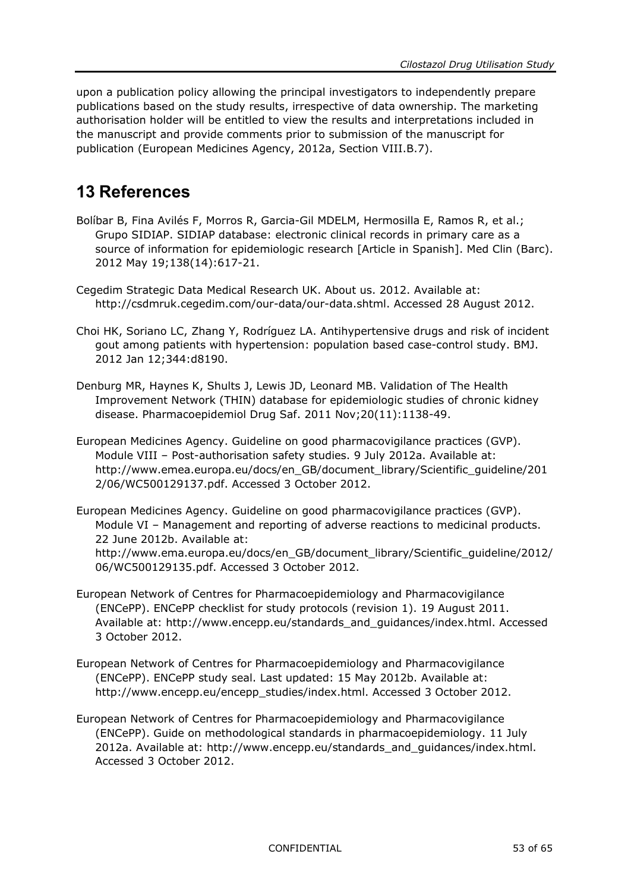upon a publication policy allowing the principal investigators to independently prepare publications based on the study results, irrespective of data ownership. The marketing authorisation holder will be entitled to view the results and interpretations included in the manuscript and provide comments prior to submission of the manuscript for publication (European Medicines Agency, 2012a, Section VIII.B.7).

# 13 References

Bolíbar B, Fina Avilés F, Morros R, Garcia-Gil MDELM, Hermosilla E, Ramos R, et al.; Grupo SIDIAP. SIDIAP database: electronic clinical records in primary care as a source of information for epidemiologic research [Article in Spanish]. Med Clin (Barc). 2012 May 19;138(14):617-21.

Cegedim Strategic Data Medical Research UK. About us. 2012. Available at: http://csdmruk.cegedim.com/our-data/our-data.shtml. Accessed 28 August 2012.

Choi HK, Soriano LC, Zhang Y, Rodríguez LA. Antihypertensive drugs and risk of incident gout among patients with hypertension: population based case-control study. BMJ. 2012 Jan 12;344:d8190.

Denburg MR, Haynes K, Shults J, Lewis JD, Leonard MB. Validation of The Health Improvement Network (THIN) database for epidemiologic studies of chronic kidney disease. Pharmacoepidemiol Drug Saf. 2011 Nov;20(11):1138-49.

European Medicines Agency. Guideline on good pharmacovigilance practices (GVP). Module VIII – Post-authorisation safety studies. 9 July 2012a. Available at: http://www.emea.europa.eu/docs/en_GB/document_library/Scientific_guideline/2012/06/WC500129137.pdf. Accessed 3 October 2012.

European Medicines Agency. Guideline on good pharmacovigilance practices (GVP). Module VI – Management and reporting of adverse reactions to medicinal products. 22 June 2012b. Available at: http://www.ema.europa.eu/docs/en_GB/document_library/Scientific_guideline/2012/06/WC500129135.pdf. Accessed 3 October 2012.

European Network of Centres for Pharmacoepidemiology and Pharmacovigilance (ENCePP). ENCePP checklist for study protocols (revision 1). 19 August 2011. Available at: http://www.encepp.eu/standards_and_guidances/index.html. Accessed 3 October 2012.

European Network of Centres for Pharmacoepidemiology and Pharmacovigilance (ENCePP). ENCePP study seal. Last updated: 15 May 2012b. Available at: http://www.encepp.eu/encepp_studies/index.html. Accessed 3 October 2012.

European Network of Centres for Pharmacoepidemiology and Pharmacovigilance (ENCePP). Guide on methodological standards in pharmacoepidemiology. 11 July 2012a. Available at: http://www.encepp.eu/standards_and_guidances/index.html. Accessed 3 October 2012.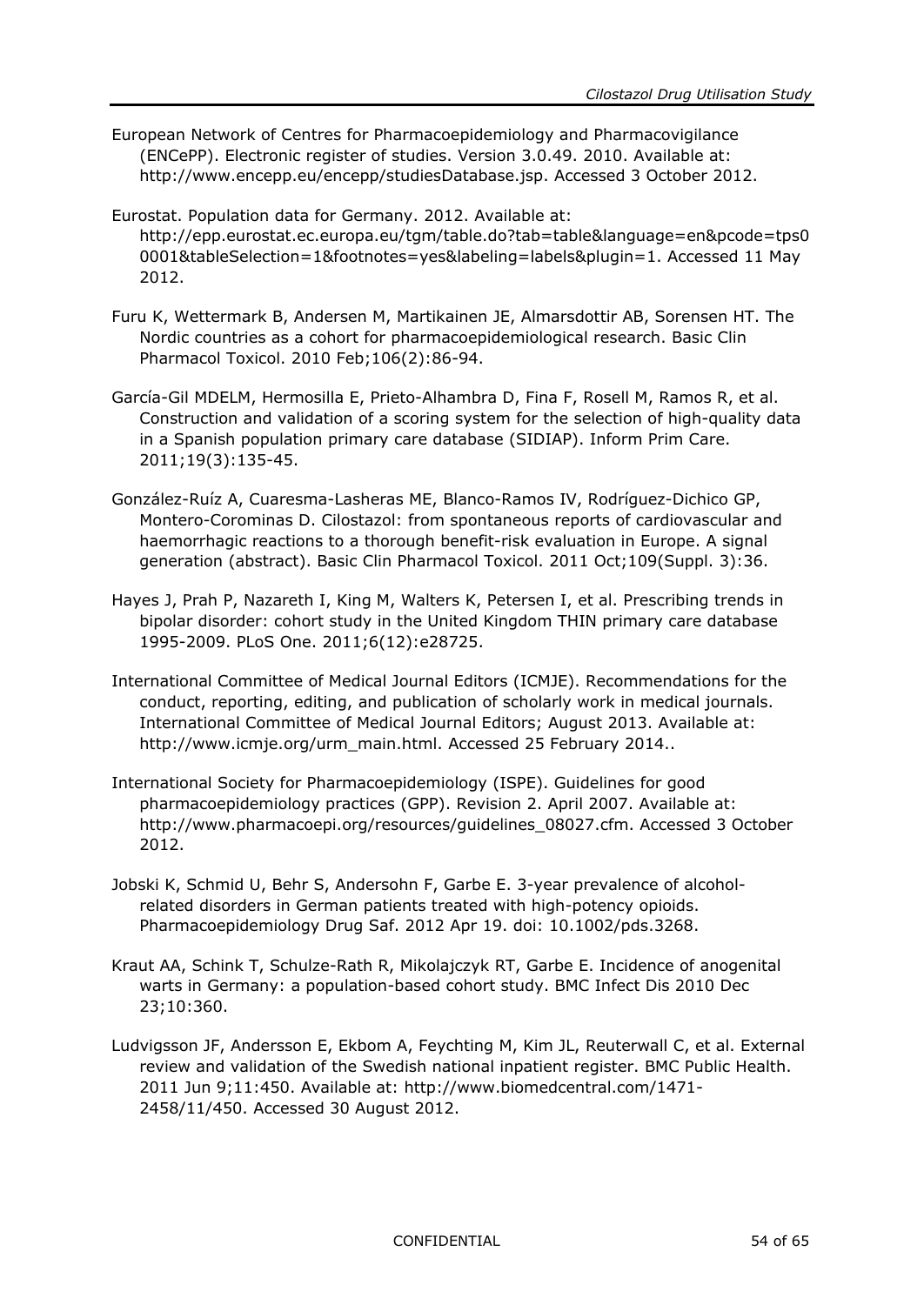European Network of Centres for Pharmacoepidemiology and Pharmacovigilance (ENCePP). Electronic register of studies. Version 3.0.49. 2010. Available at: http://www.encepp.eu/encepp/studiesDatabase.jsp. Accessed 3 October 2012.

Eurostat. Population data for Germany. 2012. Available at: http://epp.eurostat.ec.europa.eu/tgm/table.do?tab=table&language=en&pcode=tps00001&tableSelection=1&footnotes=yes&labeling=labels&plugin=1. Accessed 11 May 2012.

Furu K, Wettermark B, Andersen M, Martikainen JE, Almarsdottir AB, Sorensen HT. The Nordic countries as a cohort for pharmacoepidemiological research. Basic Clin Pharmacol Toxicol. 2010 Feb;106(2):86-94.

García-Gil MDELM, Hermosilla E, Prieto-Alhambra D, Fina F, Rosell M, Ramos R, et al. Construction and validation of a scoring system for the selection of high-quality data in a Spanish population primary care database (SIDIAP). Inform Prim Care. 2011;19(3):135-45.

González-Ruíz A, Cuaresma-Lasheras ME, Blanco-Ramos IV, Rodríguez-Dichico GP, Montero-Corominas D. Cilostazol: from spontaneous reports of cardiovascular and haemorrhagic reactions to a thorough benefit-risk evaluation in Europe. A signal generation (abstract). Basic Clin Pharmacol Toxicol. 2011 Oct;109(Suppl. 3):36.

Hayes J, Prah P, Nazareth I, King M, Walters K, Petersen I, et al. Prescribing trends in bipolar disorder: cohort study in the United Kingdom THIN primary care database 1995-2009. PLoS One. 2011;6(12):e28725.

International Committee of Medical Journal Editors (ICMJE). Recommendations for the conduct, reporting, editing, and publication of scholarly work in medical journals. International Committee of Medical Journal Editors; August 2013. Available at: http://www.icmje.org/urm_main.html. Accessed 25 February 2014..

International Society for Pharmacoepidemiology (ISPE). Guidelines for good pharmacoepidemiology practices (GPP). Revision 2. April 2007. Available at: http://www.pharmacoepi.org/resources/guidelines_08027.cfm. Accessed 3 October 2012.

Jobski K, Schmid U, Behr S, Andersohn F, Garbe E. 3-year prevalence of alcohol-related disorders in German patients treated with high-potency opioids. Pharmacoepidemiology Drug Saf. 2012 Apr 19. doi: 10.1002/pds.3268.

Kraut AA, Schink T, Schulze-Rath R, Mikolajczyk RT, Garbe E. Incidence of anogenital warts in Germany: a population-based cohort study. BMC Infect Dis 2010 Dec 23;10:360.

Ludvigsson JF, Andersson E, Ekbom A, Feychting M, Kim JL, Reuterwall C, et al. External review and validation of the Swedish national inpatient register. BMC Public Health. 2011 Jun 9;11:450. Available at: http://www.biomedcentral.com/1471-2458/11/450. Accessed 30 August 2012.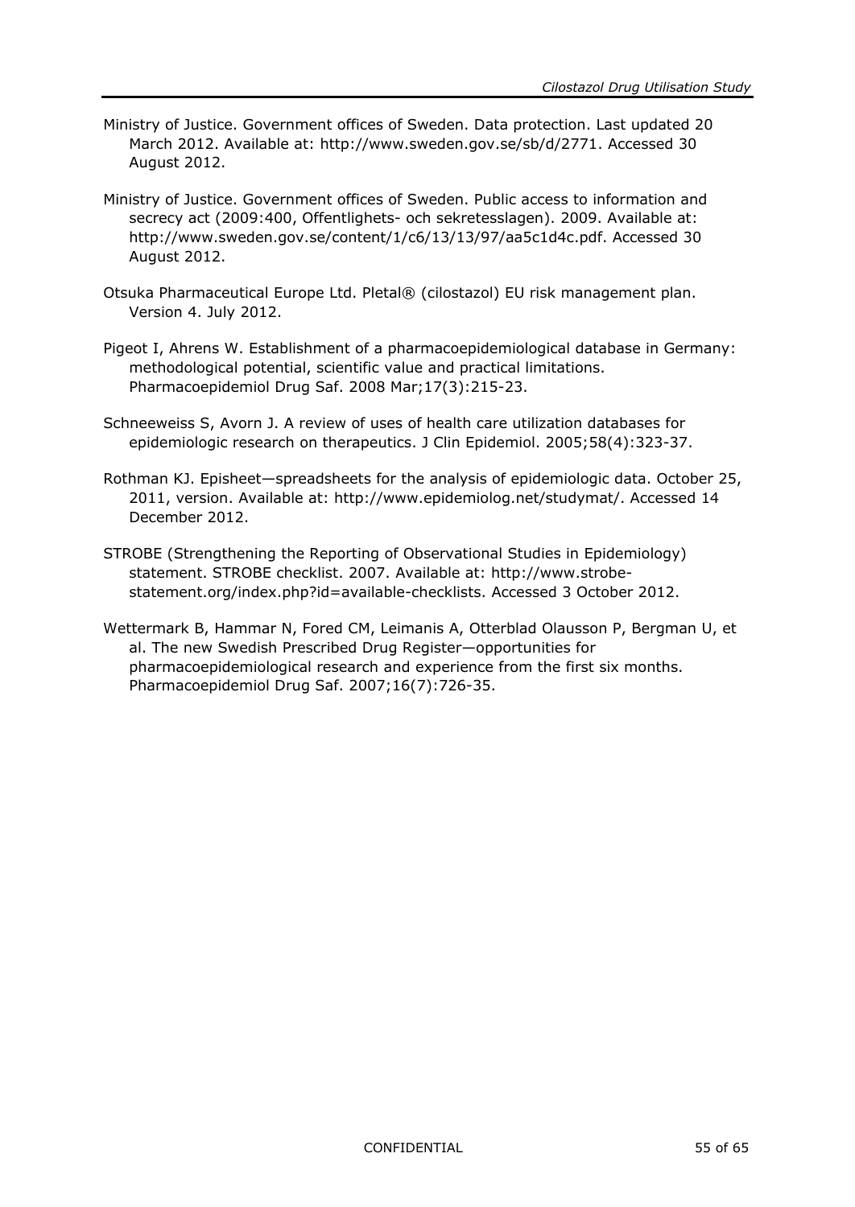Ministry of Justice. Government offices of Sweden. Data protection. Last updated 20 March 2012. Available at: http://www.sweden.gov.se/sb/d/2771. Accessed 30 August 2012.

Ministry of Justice. Government offices of Sweden. Public access to information and secrecy act (2009:400, Offentlighets- och sekretesslagen). 2009. Available at: http://www.sweden.gov.se/content/1/c6/13/13/97/aa5c1d4c.pdf. Accessed 30 August 2012.

Otsuka Pharmaceutical Europe Ltd. Pletal® (cilostazol) EU risk management plan. Version 4. July 2012.

Pigeot I, Ahrens W. Establishment of a pharmacoepidemiological database in Germany: methodological potential, scientific value and practical limitations. Pharmacoepidemiol Drug Saf. 2008 Mar;17(3):215-23.

Schneeweiss S, Avorn J. A review of uses of health care utilization databases for epidemiologic research on therapeutics. J Clin Epidemiol. 2005;58(4):323-37.

Rothman KJ. Episheet—spreadsheets for the analysis of epidemiologic data. October 25, 2011, version. Available at: http://www.epidemiolog.net/studymat/. Accessed 14 December 2012.

STROBE (Strengthening the Reporting of Observational Studies in Epidemiology) statement. STROBE checklist. 2007. Available at: http://www.strobe-statement.org/index.php?id=available-checklists. Accessed 3 October 2012.

Wettermark B, Hammar N, Fored CM, Leimanis A, Otterblad Olausson P, Bergman U, et al. The new Swedish Prescribed Drug Register—opportunities for pharmacoepidemiological research and experience from the first six months. Pharmacoepidemiol Drug Saf. 2007;16(7):726-35.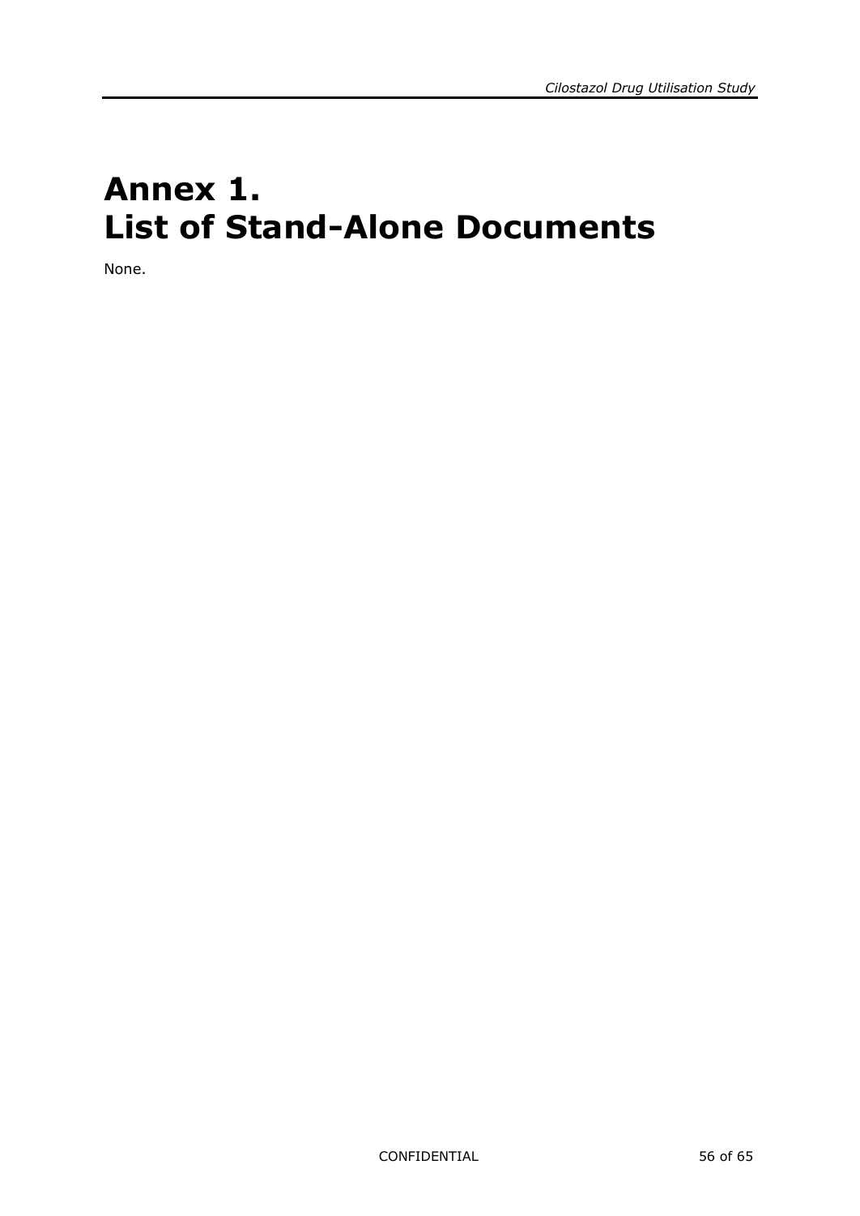# Annex 1.
# List of Stand-Alone Documents

None.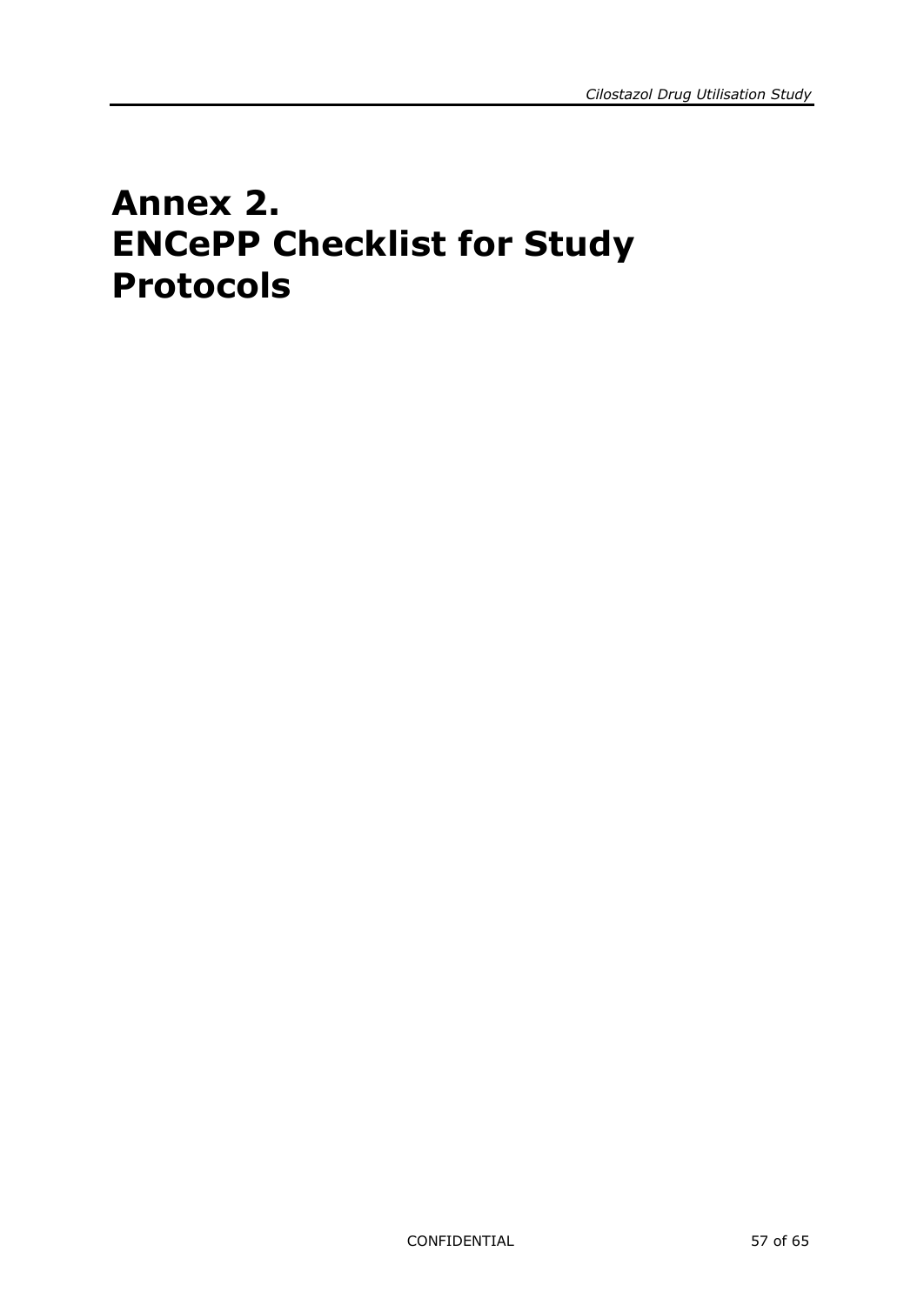# Annex 2.
# ENCePP Checklist for Study Protocols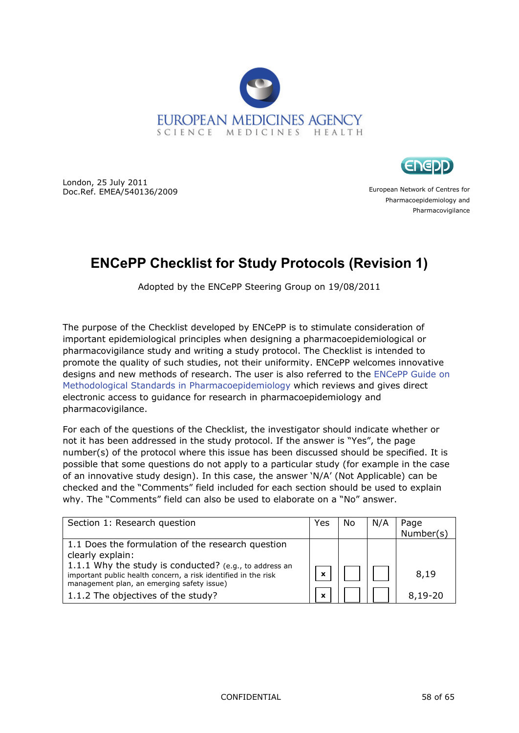EUROPEAN MEDICINES AGENCY
SCIENCE MEDICINES HEALTH

London, 25 July 2011
Doc.Ref. EMEA/540136/2009

European Network of Centres for Pharmacoepidemiology and Pharmacovigilance

# ENCePP Checklist for Study Protocols (Revision 1)

Adopted by the ENCePP Steering Group on 19/08/2011

The purpose of the Checklist developed by ENCePP is to stimulate consideration of important epidemiological principles when designing a pharmacoepidemiological or pharmacovigilance study and writing a study protocol. The Checklist is intended to promote the quality of such studies, not their uniformity. ENCePP welcomes innovative designs and new methods of research. The user is also referred to the ENCePP Guide on Methodological Standards in Pharmacoepidemiology which reviews and gives direct electronic access to guidance for research in pharmacoepidemiology and pharmacovigilance.

For each of the questions of the Checklist, the investigator should indicate whether or not it has been addressed in the study protocol. If the answer is "Yes", the page number(s) of the protocol where this issue has been discussed should be specified. It is possible that some questions do not apply to a particular study (for example in the case of an innovative study design). In this case, the answer 'N/A' (Not Applicable) can be checked and the "Comments" field included for each section should be used to explain why. The "Comments" field can also be used to elaborate on a "No" answer.

| Section 1: Research question | Yes | No | N/A | Page Number(s) |
|---|---|---|---|---|
| 1.1 Does the formulation of the research question clearly explain: | | | | |
| 1.1.1 Why the study is conducted? (e.g., to address an important public health concern, a risk identified in the risk management plan, an emerging safety issue) | x | | | 8,19 |
| 1.1.2 The objectives of the study? | x | | | 8,19-20 |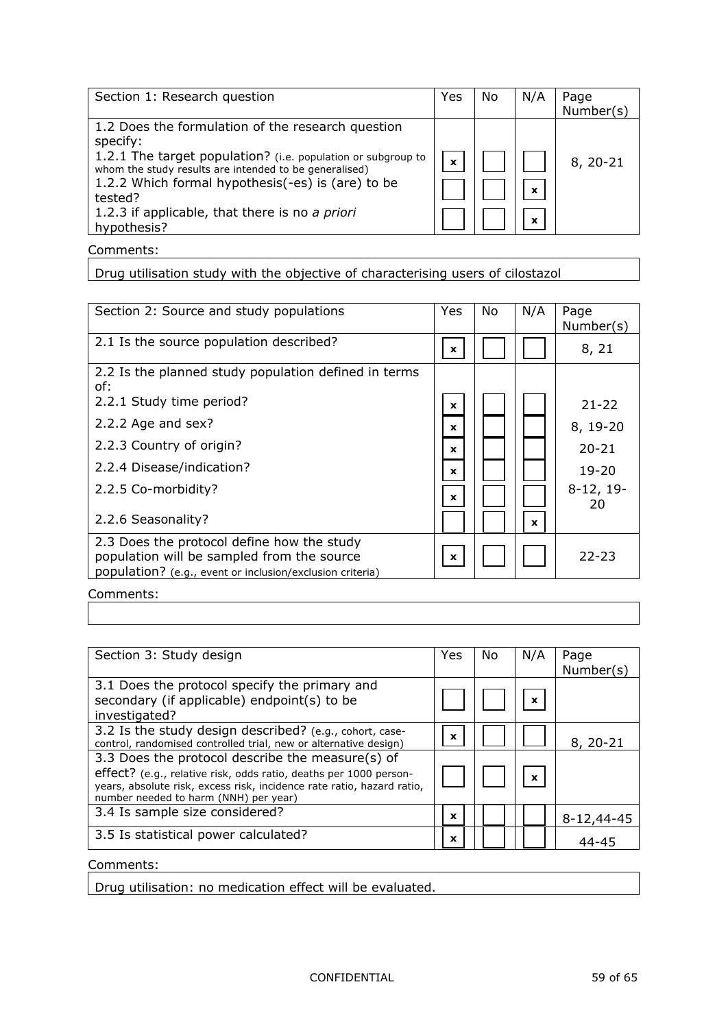| Section 1: Research question | Yes | No | N/A | Page Number(s) |
|---|---|---|---|---|
| 1.2 Does the formulation of the research question specify: | | | | |
| 1.2.1 The target population? (i.e. population or subgroup to whom the study results are intended to be generalised) | x | | | 8, 20-21 |
| 1.2.2 Which formal hypothesis(-es) is (are) to be tested? | | | x | |
| 1.2.3 if applicable, that there is no *a priori* hypothesis? | | | x | |

Comments:

Drug utilisation study with the objective of characterising users of cilostazol

| Section 2: Source and study populations | Yes | No | N/A | Page Number(s) |
|---|---|---|---|---|
| 2.1 Is the source population described? | x | | | 8, 21 |
| 2.2 Is the planned study population defined in terms of: | | | | |
| 2.2.1 Study time period? | x | | | 21-22 |
| 2.2.2 Age and sex? | x | | | 8, 19-20 |
| 2.2.3 Country of origin? | x | | | 20-21 |
| 2.2.4 Disease/indication? | x | | | 19-20 |
| 2.2.5 Co-morbidity? | x | | | 8-12, 19-20 |
| 2.2.6 Seasonality? | | | x | |
| 2.3 Does the protocol define how the study population will be sampled from the source population? (e.g., event or inclusion/exclusion criteria) | x | | | 22-23 |

Comments:

| Section 3: Study design | Yes | No | N/A | Page Number(s) |
|---|---|---|---|---|
| 3.1 Does the protocol specify the primary and secondary (if applicable) endpoint(s) to be investigated? | | | x | |
| 3.2 Is the study design described? (e.g., cohort, case-control, randomised controlled trial, new or alternative design) | x | | | 8, 20-21 |
| 3.3 Does the protocol describe the measure(s) of effect? (e.g., relative risk, odds ratio, deaths per 1000 person-years, absolute risk, excess risk, incidence rate ratio, hazard ratio, number needed to harm (NNH) per year) | | | x | |
| 3.4 Is sample size considered? | x | | | 8-12,44-45 |
| 3.5 Is statistical power calculated? | x | | | 44-45 |

Comments:

Drug utilisation: no medication effect will be evaluated.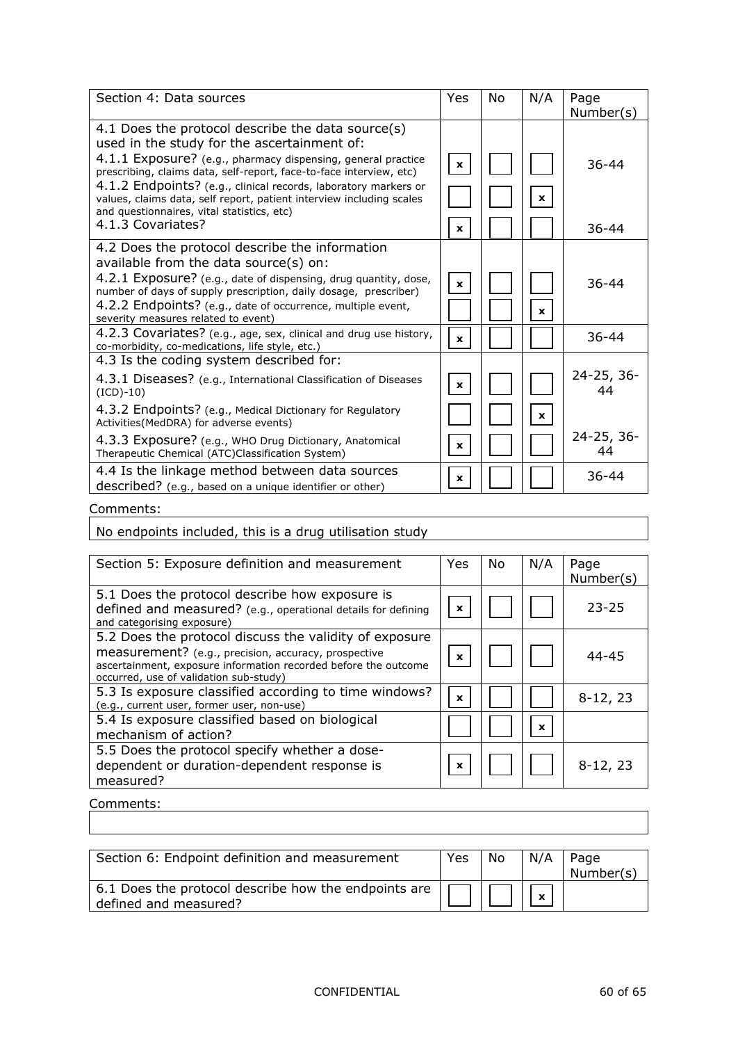| Section 4: Data sources | Yes | No | N/A | Page Number(s) |
|---|---|---|---|---|
| 4.1 Does the protocol describe the data source(s) used in the study for the ascertainment of: | | | | |
| 4.1.1 Exposure? (e.g., pharmacy dispensing, general practice prescribing, claims data, self-report, face-to-face interview, etc) | x | | | 36-44 |
| 4.1.2 Endpoints? (e.g., clinical records, laboratory markers or values, claims data, self report, patient interview including scales and questionnaires, vital statistics, etc) | | | x | |
| 4.1.3 Covariates? | x | | | 36-44 |
| 4.2 Does the protocol describe the information available from the data source(s) on: | | | | |
| 4.2.1 Exposure? (e.g., date of dispensing, drug quantity, dose, number of days of supply prescription, daily dosage, prescriber) | x | | | 36-44 |
| 4.2.2 Endpoints? (e.g., date of occurrence, multiple event, severity measures related to event) | | | x | |
| 4.2.3 Covariates? (e.g., age, sex, clinical and drug use history, co-morbidity, co-medications, life style, etc.) | x | | | 36-44 |
| 4.3 Is the coding system described for: | | | | |
| 4.3.1 Diseases? (e.g., International Classification of Diseases (ICD)-10) | x | | | 24-25, 36-44 |
| 4.3.2 Endpoints? (e.g., Medical Dictionary for Regulatory Activities(MedDRA) for adverse events) | | | x | |
| 4.3.3 Exposure? (e.g., WHO Drug Dictionary, Anatomical Therapeutic Chemical (ATC)Classification System) | x | | | 24-25, 36-44 |
| 4.4 Is the linkage method between data sources described? (e.g., based on a unique identifier or other) | x | | | 36-44 |

Comments:

No endpoints included, this is a drug utilisation study

| Section 5: Exposure definition and measurement | Yes | No | N/A | Page Number(s) |
|---|---|---|---|---|
| 5.1 Does the protocol describe how exposure is defined and measured? (e.g., operational details for defining and categorising exposure) | x | | | 23-25 |
| 5.2 Does the protocol discuss the validity of exposure measurement? (e.g., precision, accuracy, prospective ascertainment, exposure information recorded before the outcome occurred, use of validation sub-study) | x | | | 44-45 |
| 5.3 Is exposure classified according to time windows? (e.g., current user, former user, non-use) | x | | | 8-12, 23 |
| 5.4 Is exposure classified based on biological mechanism of action? | | | x | |
| 5.5 Does the protocol specify whether a dose-dependent or duration-dependent response is measured? | x | | | 8-12, 23 |

Comments:

| Section 6: Endpoint definition and measurement | Yes | No | N/A | Page Number(s) |
|---|---|---|---|---|
| 6.1 Does the protocol describe how the endpoints are defined and measured? | | | x | |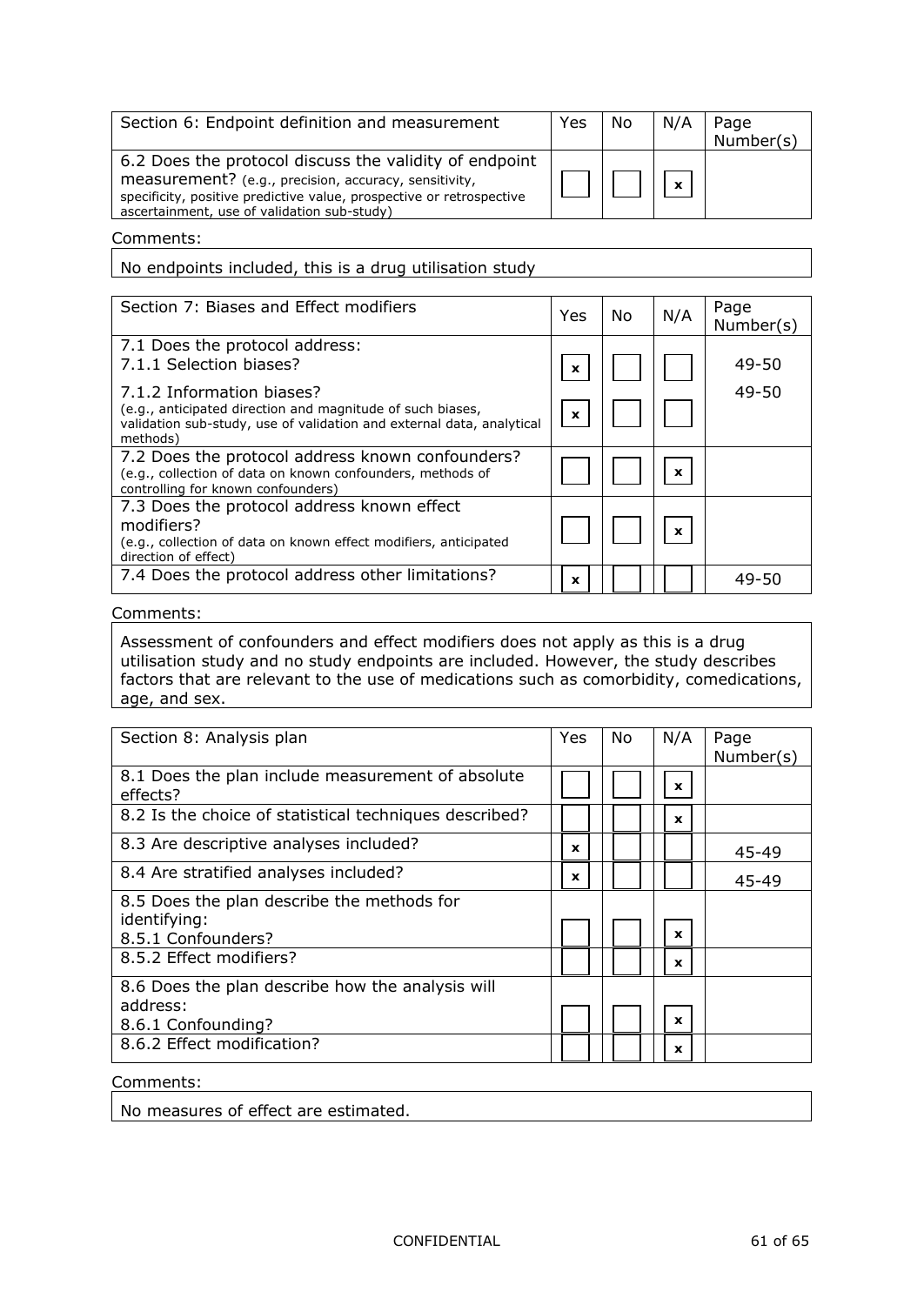| Section 6: Endpoint definition and measurement | Yes | No | N/A | Page Number(s) |
|---|---|---|---|---|
| 6.2 Does the protocol discuss the validity of endpoint measurement? (e.g., precision, accuracy, sensitivity, specificity, positive predictive value, prospective or retrospective ascertainment, use of validation sub-study) | | | x | |

Comments:

No endpoints included, this is a drug utilisation study

| Section 7: Biases and Effect modifiers | Yes | No | N/A | Page Number(s) |
|---|---|---|---|---|
| 7.1 Does the protocol address:<br>7.1.1 Selection biases? | x | | | 49-50 |
| 7.1.2 Information biases?<br>(e.g., anticipated direction and magnitude of such biases, validation sub-study, use of validation and external data, analytical methods) | x | | | 49-50 |
| 7.2 Does the protocol address known confounders?<br>(e.g., collection of data on known confounders, methods of controlling for known confounders) | | | x | |
| 7.3 Does the protocol address known effect modifiers?<br>(e.g., collection of data on known effect modifiers, anticipated direction of effect) | | | x | |
| 7.4 Does the protocol address other limitations? | x | | | 49-50 |

Comments:

Assessment of confounders and effect modifiers does not apply as this is a drug utilisation study and no study endpoints are included. However, the study describes factors that are relevant to the use of medications such as comorbidity, comedications, age, and sex.

| Section 8: Analysis plan | Yes | No | N/A | Page Number(s) |
|---|---|---|---|---|
| 8.1 Does the plan include measurement of absolute effects? | | | x | |
| 8.2 Is the choice of statistical techniques described? | | | x | |
| 8.3 Are descriptive analyses included? | x | | | 45-49 |
| 8.4 Are stratified analyses included? | x | | | 45-49 |
| 8.5 Does the plan describe the methods for identifying:<br>8.5.1 Confounders? | | | x | |
| 8.5.2 Effect modifiers? | | | x | |
| 8.6 Does the plan describe how the analysis will address:<br>8.6.1 Confounding? | | | x | |
| 8.6.2 Effect modification? | | | x | |

Comments:

No measures of effect are estimated.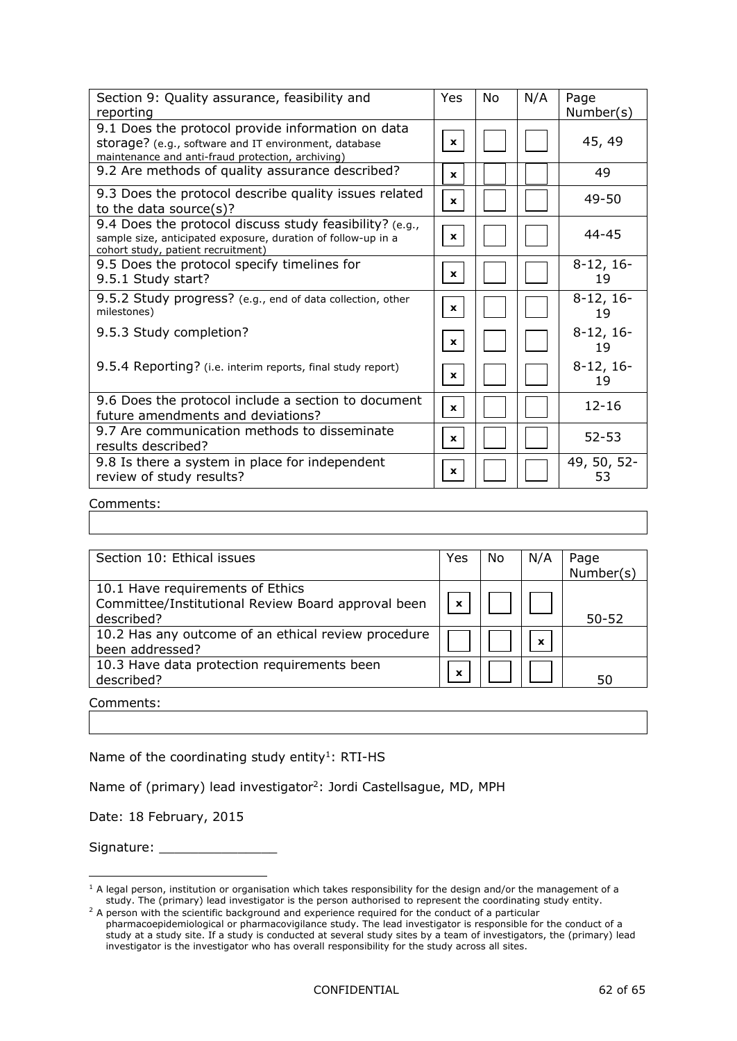| Section 9: Quality assurance, feasibility and reporting | Yes | No | N/A | Page Number(s) |
|---|---|---|---|---|
| 9.1 Does the protocol provide information on data storage? (e.g., software and IT environment, database maintenance and anti-fraud protection, archiving) | x | | | 45, 49 |
| 9.2 Are methods of quality assurance described? | x | | | 49 |
| 9.3 Does the protocol describe quality issues related to the data source(s)? | x | | | 49-50 |
| 9.4 Does the protocol discuss study feasibility? (e.g., sample size, anticipated exposure, duration of follow-up in a cohort study, patient recruitment) | x | | | 44-45 |
| 9.5 Does the protocol specify timelines for 9.5.1 Study start? | x | | | 8-12, 16-19 |
| 9.5.2 Study progress? (e.g., end of data collection, other milestones) | x | | | 8-12, 16-19 |
| 9.5.3 Study completion? | x | | | 8-12, 16-19 |
| 9.5.4 Reporting? (i.e. interim reports, final study report) | x | | | 8-12, 16-19 |
| 9.6 Does the protocol include a section to document future amendments and deviations? | x | | | 12-16 |
| 9.7 Are communication methods to disseminate results described? | x | | | 52-53 |
| 9.8 Is there a system in place for independent review of study results? | x | | | 49, 50, 52-53 |

Comments:

| Section 10: Ethical issues | Yes | No | N/A | Page Number(s) |
|---|---|---|---|---|
| 10.1 Have requirements of Ethics Committee/Institutional Review Board approval been described? | x | | | 50-52 |
| 10.2 Has any outcome of an ethical review procedure been addressed? | | | x | |
| 10.3 Have data protection requirements been described? | x | | | 50 |

Comments:

Name of the coordinating study entity[1]: RTI-HS

Name of (primary) lead investigator[2]: Jordi Castellsague, MD, MPH

Date: 18 February, 2015

Signature: _______________

[1] A legal person, institution or organisation which takes responsibility for the design and/or the management of a study. The (primary) lead investigator is the person authorised to represent the coordinating study entity.

[2] A person with the scientific background and experience required for the conduct of a particular pharmacoepidemiological or pharmacovigilance study. The lead investigator is responsible for the conduct of a study at a study site. If a study is conducted at several study sites by a team of investigators, the (primary) lead investigator is the investigator who has overall responsibility for the study across all sites.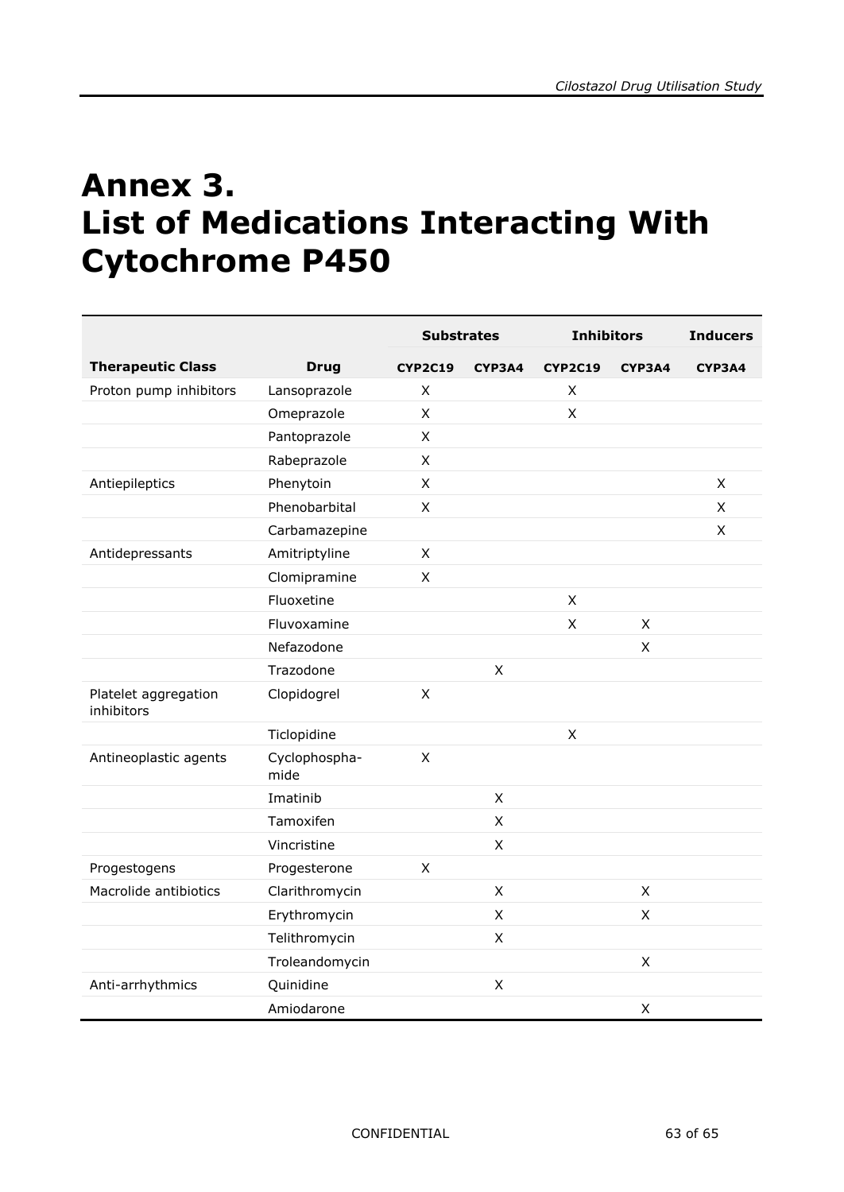# Annex 3. List of Medications Interacting With Cytochrome P450

| | | Substrates | | Inhibitors | | Inducers |
|---|---|---|---|---|---|---|
| **Therapeutic Class** | **Drug** | **CYP2C19** | **CYP3A4** | **CYP2C19** | **CYP3A4** | **CYP3A4** |
| Proton pump inhibitors | Lansoprazole | X | | X | | |
| | Omeprazole | X | | X | | |
| | Pantoprazole | X | | | | |
| | Rabeprazole | X | | | | |
| Antiepileptics | Phenytoin | X | | | | X |
| | Phenobarbital | X | | | | X |
| | Carbamazepine | | | | | X |
| Antidepressants | Amitriptyline | X | | | | |
| | Clomipramine | X | | | | |
| | Fluoxetine | | | X | | |
| | Fluvoxamine | | | X | X | |
| | Nefazodone | | | | X | |
| | Trazodone | | X | | | |
| Platelet aggregation inhibitors | Clopidogrel | X | | | | |
| | Ticlopidine | | | X | | |
| Antineoplastic agents | Cyclophospha-mide | X | | | | |
| | Imatinib | | X | | | |
| | Tamoxifen | | X | | | |
| | Vincristine | | X | | | |
| Progestogens | Progesterone | X | | | | |
| Macrolide antibiotics | Clarithromycin | | X | | X | |
| | Erythromycin | | X | | X | |
| | Telithromycin | | X | | | |
| | Troleandomycin | | | | X | |
| Anti-arrhythmics | Quinidine | | X | | | |
| | Amiodarone | | | | X | |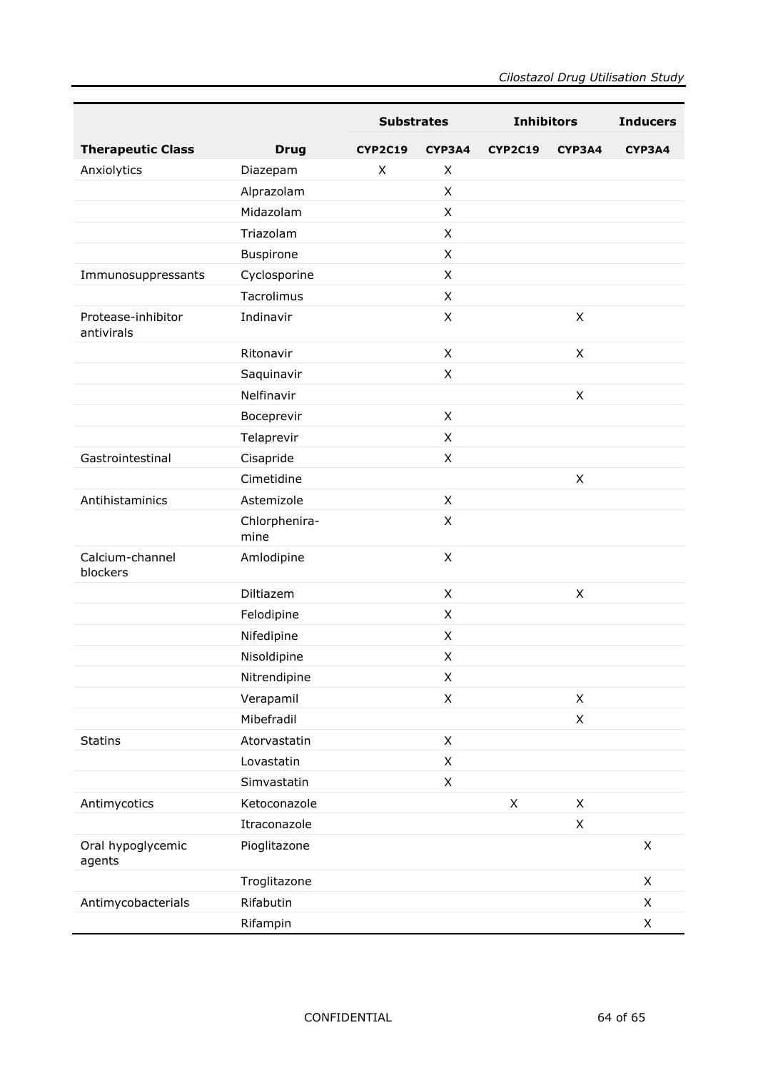| Therapeutic Class | Drug | Substrates | | Inhibitors | | Inducers |
|---|---|---|---|---|---|---|
| | | CYP2C19 | CYP3A4 | CYP2C19 | CYP3A4 | CYP3A4 |
| Anxiolytics | Diazepam | X | X | | | |
| | Alprazolam | | X | | | |
| | Midazolam | | X | | | |
| | Triazolam | | X | | | |
| | Buspirone | | X | | | |
| Immunosuppressants | Cyclosporine | | X | | | |
| | Tacrolimus | | X | | | |
| Protease-inhibitor antivirals | Indinavir | | X | | X | |
| | Ritonavir | | X | | X | |
| | Saquinavir | | X | | | |
| | Nelfinavir | | | | X | |
| | Boceprevir | | X | | | |
| | Telaprevir | | X | | | |
| Gastrointestinal | Cisapride | | X | | | |
| | Cimetidine | | | | X | |
| Antihistaminics | Astemizole | | X | | | |
| | Chlorphenira-mine | | X | | | |
| Calcium-channel blockers | Amlodipine | | X | | | |
| | Diltiazem | | X | | X | |
| | Felodipine | | X | | | |
| | Nifedipine | | X | | | |
| | Nisoldipine | | X | | | |
| | Nitrendipine | | X | | | |
| | Verapamil | | X | | X | |
| | Mibefradil | | | | X | |
| Statins | Atorvastatin | | X | | | |
| | Lovastatin | | X | | | |
| | Simvastatin | | X | | | |
| Antimycotics | Ketoconazole | | | X | X | |
| | Itraconazole | | | | X | |
| Oral hypoglycemic agents | Pioglitazone | | | | | X |
| | Troglitazone | | | | | X |
| Antimycobacterials | Rifabutin | | | | | X |
| | Rifampin | | | | | X |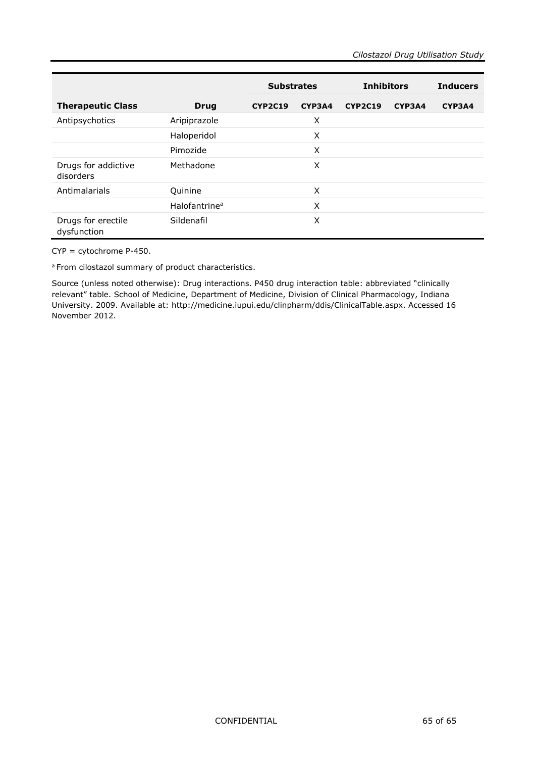| | | Substrates | | Inhibitors | | Inducers |
|---|---|---|---|---|---|---|
| **Therapeutic Class** | **Drug** | **CYP2C19** | **CYP3A4** | **CYP2C19** | **CYP3A4** | **CYP3A4** |
| Antipsychotics | Aripiprazole | | X | | | |
| | Haloperidol | | X | | | |
| | Pimozide | | X | | | |
| Drugs for addictive disorders | Methadone | | X | | | |
| Antimalarials | Quinine | | X | | | |
| | Halofantrine[a] | | X | | | |
| Drugs for erectile dysfunction | Sildenafil | | X | | | |

CYP = cytochrome P-450.

[a] From cilostazol summary of product characteristics.

Source (unless noted otherwise): Drug interactions. P450 drug interaction table: abbreviated "clinically relevant" table. School of Medicine, Department of Medicine, Division of Clinical Pharmacology, Indiana University. 2009. Available at: http://medicine.iupui.edu/clinpharm/ddis/ClinicalTable.aspx. Accessed 16 November 2012.